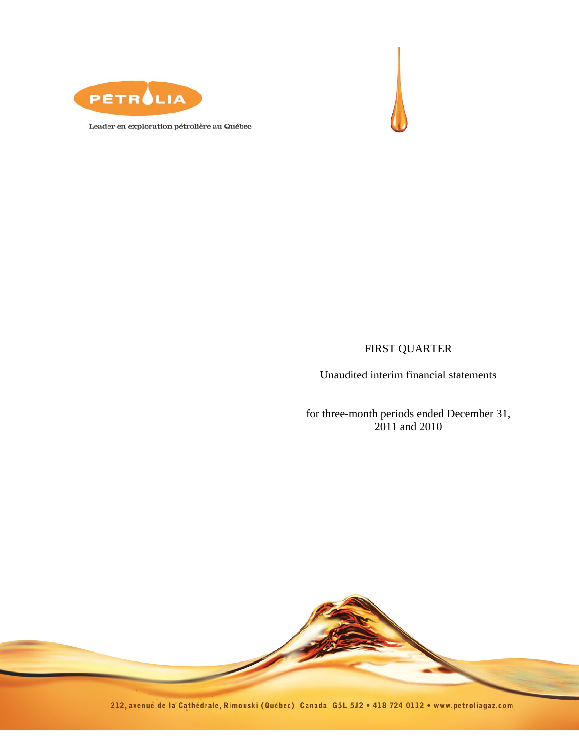PÉTROLIA

Leader en exploration pétrolière au Québec

FIRST QUARTER

Unaudited interim financial statements

for three-month periods ended December 31, 2011 and 2010

212, avenue de la Cathédrale, Rimouski (Québec) Canada G5L 5J2 • 418 724 0112 • www.petroliagaz.com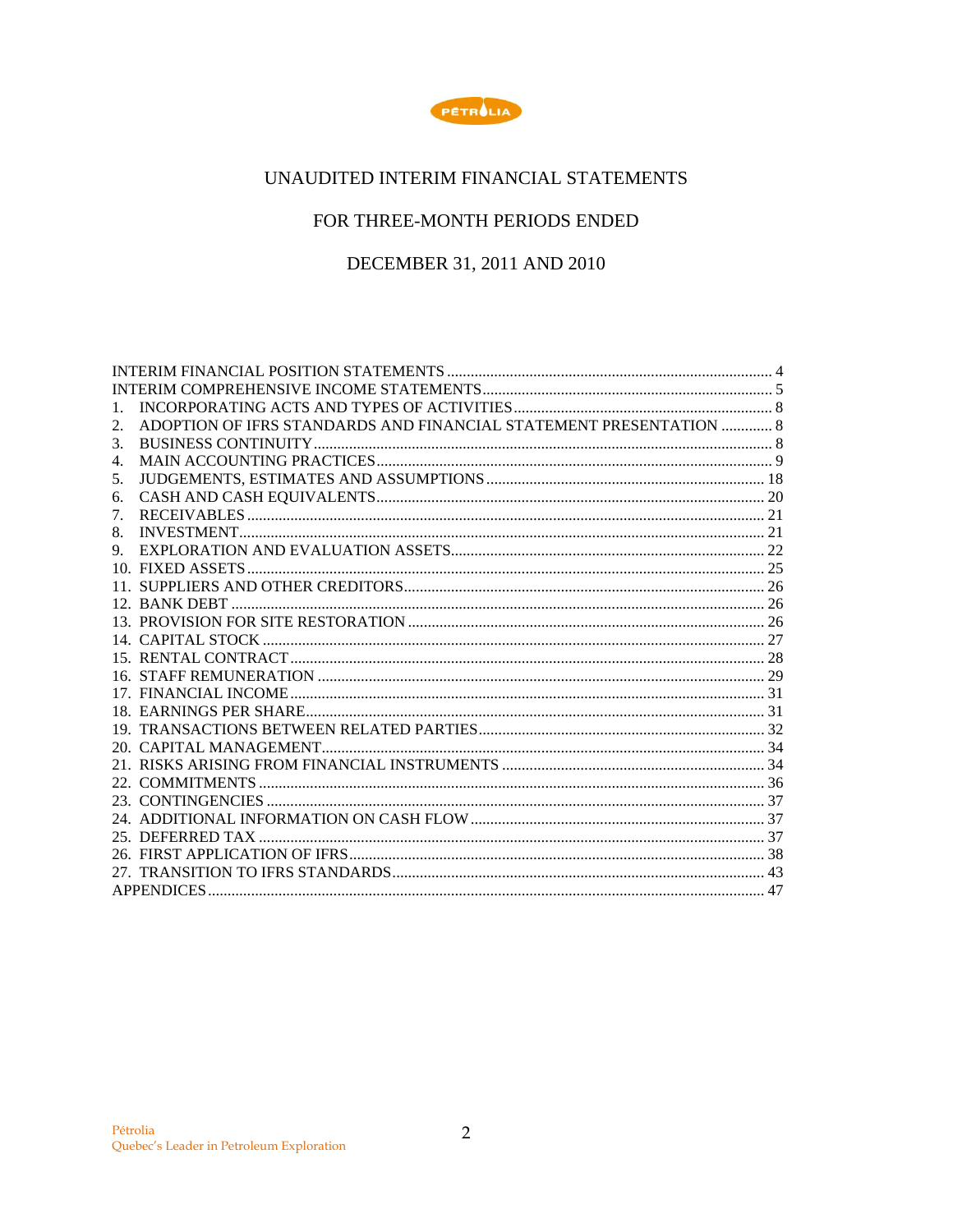# UNAUDITED INTERIM FINANCIAL STATEMENTS

## FOR THREE-MONTH PERIODS ENDED

## DECEMBER 31, 2011 AND 2010

INTERIM FINANCIAL POSITION STATEMENTS .................................................. 4
INTERIM COMPREHENSIVE INCOME STATEMENTS .......................................... 5
1. INCORPORATING ACTS AND TYPES OF ACTIVITIES .................................. 8
2. ADOPTION OF IFRS STANDARDS AND FINANCIAL STATEMENT PRESENTATION ............. 8
3. BUSINESS CONTINUITY .................................................................. 8
4. MAIN ACCOUNTING PRACTICES ............................................................ 9
5. JUDGEMENTS, ESTIMATES AND ASSUMPTIONS ............................................ 18
6. CASH AND CASH EQUIVALENTS .......................................................... 20
7. RECEIVABLES ............................................................................ 21
8. INVESTMENT ............................................................................. 21
9. EXPLORATION AND EVALUATION ASSETS ................................................. 22
10. FIXED ASSETS ........................................................................... 25
11. SUPPLIERS AND OTHER CREDITORS ..................................................... 26
12. BANK DEBT .............................................................................. 26
13. PROVISION FOR SITE RESTORATION .................................................... 26
14. CAPITAL STOCK ......................................................................... 27
15. RENTAL CONTRACT ...................................................................... 28
16. STAFF REMUNERATION ................................................................... 29
17. FINANCIAL INCOME ..................................................................... 31
18. EARNINGS PER SHARE ................................................................... 31
19. TRANSACTIONS BETWEEN RELATED PARTIES ............................................ 32
20. CAPITAL MANAGEMENT .................................................................. 34
21. RISKS ARISING FROM FINANCIAL INSTRUMENTS ........................................ 34
22. COMMITMENTS ........................................................................... 36
23. CONTINGENCIES ......................................................................... 37
24. ADDITIONAL INFORMATION ON CASH FLOW ............................................. 37
25. DEFERRED TAX .......................................................................... 37
26. FIRST APPLICATION OF IFRS ........................................................... 38
27. TRANSITION TO IFRS STANDARDS ....................................................... 43
APPENDICES ................................................................................. 47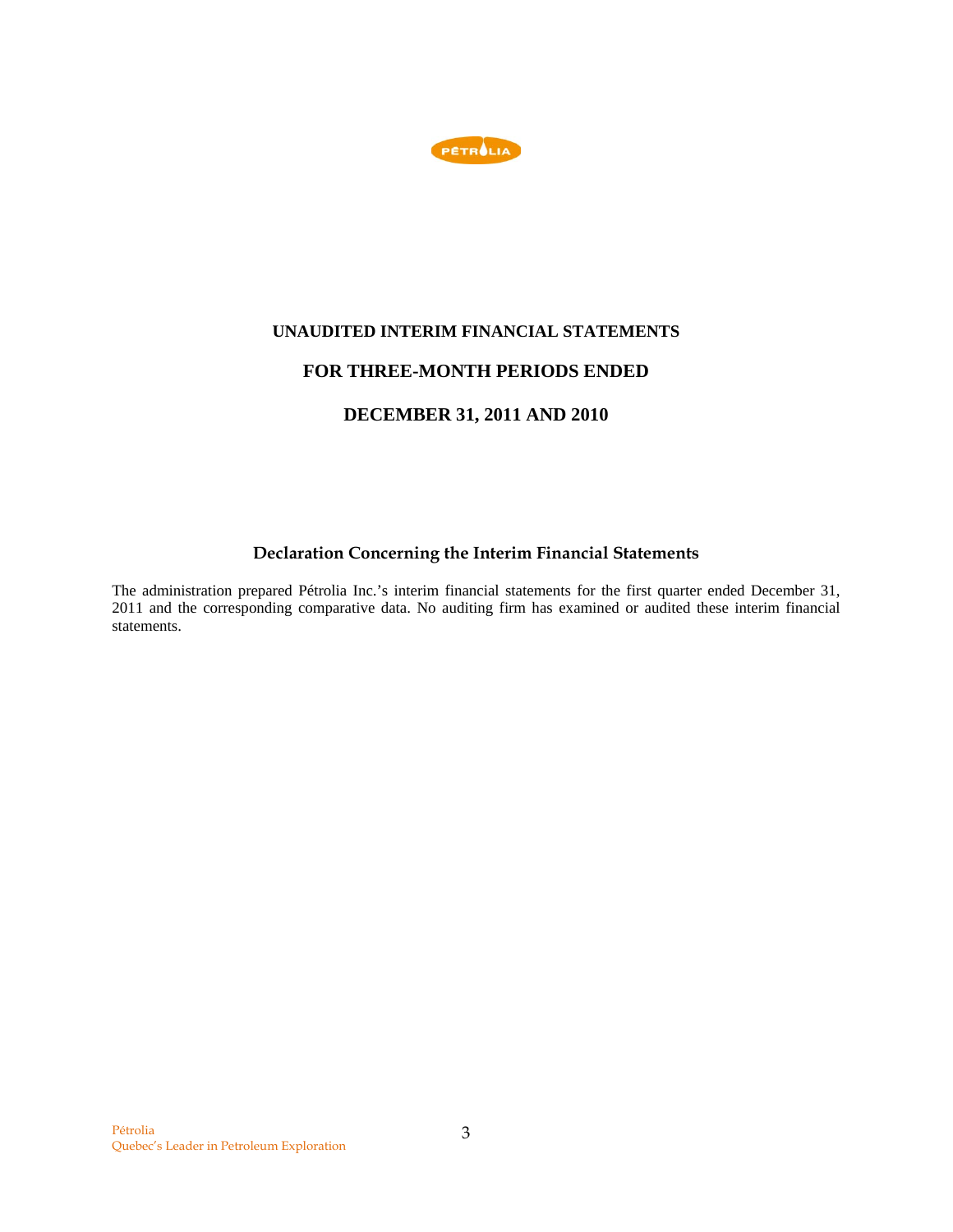# UNAUDITED INTERIM FINANCIAL STATEMENTS

# FOR THREE-MONTH PERIODS ENDED

# DECEMBER 31, 2011 AND 2010

## Declaration Concerning the Interim Financial Statements

The administration prepared Pétrolia Inc.'s interim financial statements for the first quarter ended December 31, 2011 and the corresponding comparative data. No auditing firm has examined or audited these interim financial statements.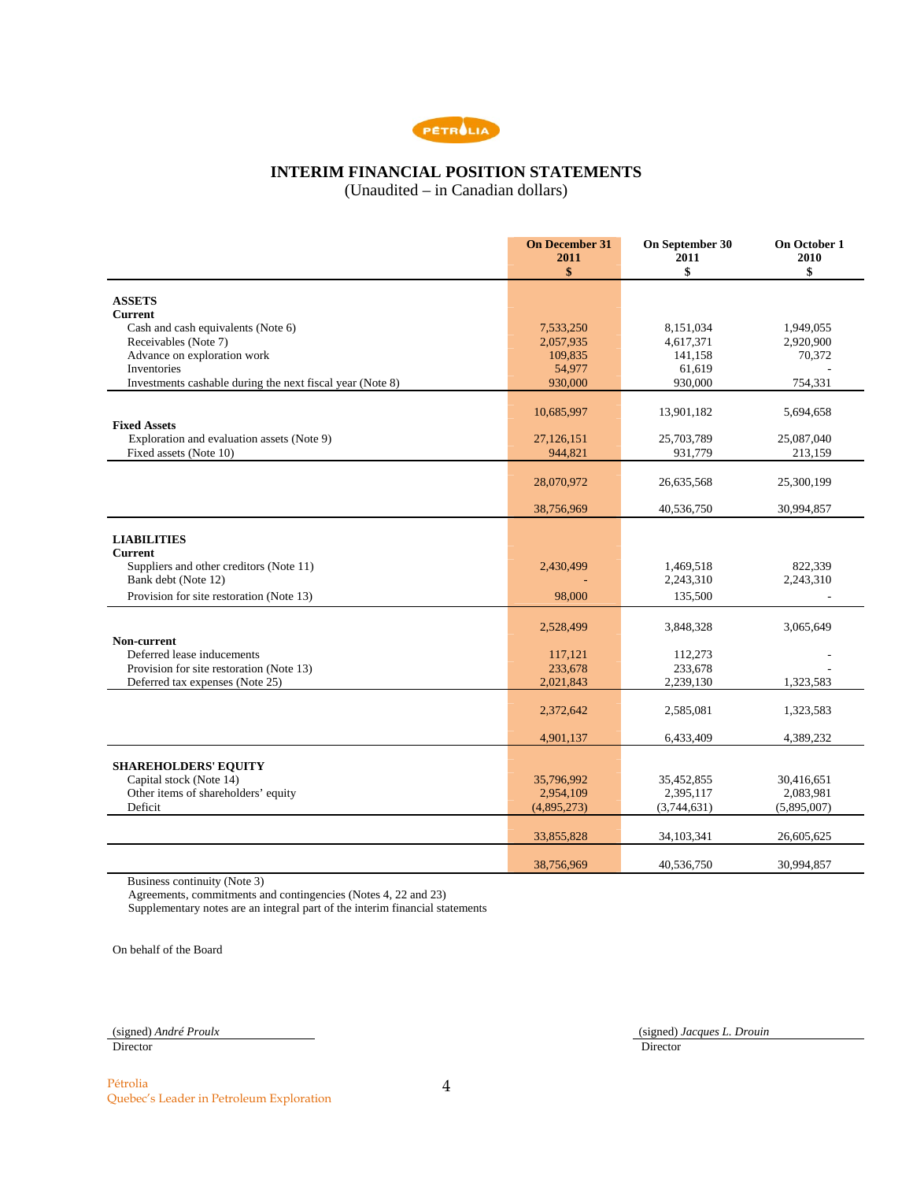# INTERIM FINANCIAL POSITION STATEMENTS

(Unaudited – in Canadian dollars)

| | On December 31 2011 $ | On September 30 2011 $ | On October 1 2010 $ |
|---|---|---|---|
| **ASSETS** | | | |
| **Current** | | | |
| Cash and cash equivalents (Note 6) | 7,533,250 | 8,151,034 | 1,949,055 |
| Receivables (Note 7) | 2,057,935 | 4,617,371 | 2,920,900 |
| Advance on exploration work | 109,835 | 141,158 | 70,372 |
| Inventories | 54,977 | 61,619 | - |
| Investments cashable during the next fiscal year (Note 8) | 930,000 | 930,000 | 754,331 |
| | 10,685,997 | 13,901,182 | 5,694,658 |
| **Fixed Assets** | | | |
| Exploration and evaluation assets (Note 9) | 27,126,151 | 25,703,789 | 25,087,040 |
| Fixed assets (Note 10) | 944,821 | 931,779 | 213,159 |
| | 28,070,972 | 26,635,568 | 25,300,199 |
| | 38,756,969 | 40,536,750 | 30,994,857 |
| **LIABILITIES** | | | |
| **Current** | | | |
| Suppliers and other creditors (Note 11) | 2,430,499 | 1,469,518 | 822,339 |
| Bank debt (Note 12) | - | 2,243,310 | 2,243,310 |
| Provision for site restoration (Note 13) | 98,000 | 135,500 | - |
| | 2,528,499 | 3,848,328 | 3,065,649 |
| **Non-current** | | | |
| Deferred lease inducements | 117,121 | 112,273 | - |
| Provision for site restoration (Note 13) | 233,678 | 233,678 | - |
| Deferred tax expenses (Note 25) | 2,021,843 | 2,239,130 | 1,323,583 |
| | 2,372,642 | 2,585,081 | 1,323,583 |
| | 4,901,137 | 6,433,409 | 4,389,232 |
| **SHAREHOLDERS' EQUITY** | | | |
| Capital stock (Note 14) | 35,796,992 | 35,452,855 | 30,416,651 |
| Other items of shareholders' equity | 2,954,109 | 2,395,117 | 2,083,981 |
| Deficit | (4,895,273) | (3,744,631) | (5,895,007) |
| | 33,855,828 | 34,103,341 | 26,605,625 |
| | 38,756,969 | 40,536,750 | 30,994,857 |

Business continuity (Note 3)
Agreements, commitments and contingencies (Notes 4, 22 and 23)
Supplementary notes are an integral part of the interim financial statements

On behalf of the Board

(signed) *André Proulx*
Director

(signed) *Jacques L. Drouin*
Director

Pétrolia
Quebec's Leader in Petroleum Exploration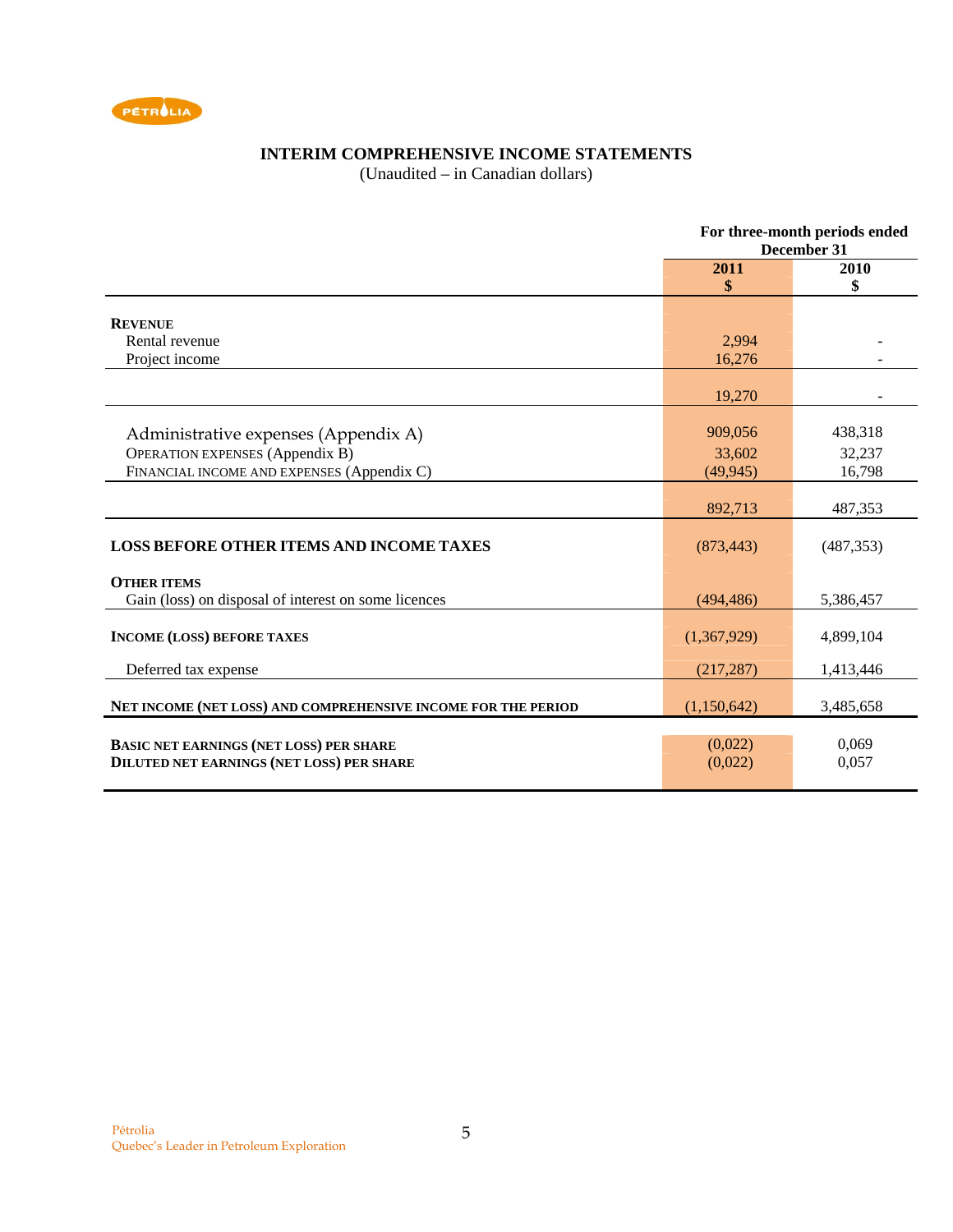# INTERIM COMPREHENSIVE INCOME STATEMENTS

(Unaudited – in Canadian dollars)

| | For three-month periods ended December 31 | |
|---|---|---|
| | 2011<br>$ | 2010<br>$ |
| **REVENUE** | | |
| Rental revenue | 2,994 | - |
| Project income | 16,276 | - |
| | 19,270 | - |
| Administrative expenses (Appendix A) | 909,056 | 438,318 |
| OPERATION EXPENSES (Appendix B) | 33,602 | 32,237 |
| FINANCIAL INCOME AND EXPENSES (Appendix C) | (49,945) | 16,798 |
| | 892,713 | 487,353 |
| **LOSS BEFORE OTHER ITEMS AND INCOME TAXES** | (873,443) | (487,353) |
| **OTHER ITEMS** | | |
| Gain (loss) on disposal of interest on some licences | (494,486) | 5,386,457 |
| **INCOME (LOSS) BEFORE TAXES** | (1,367,929) | 4,899,104 |
| Deferred tax expense | (217,287) | 1,413,446 |
| **NET INCOME (NET LOSS) AND COMPREHENSIVE INCOME FOR THE PERIOD** | (1,150,642) | 3,485,658 |
| **BASIC NET EARNINGS (NET LOSS) PER SHARE** | (0,022) | 0,069 |
| **DILUTED NET EARNINGS (NET LOSS) PER SHARE** | (0,022) | 0,057 |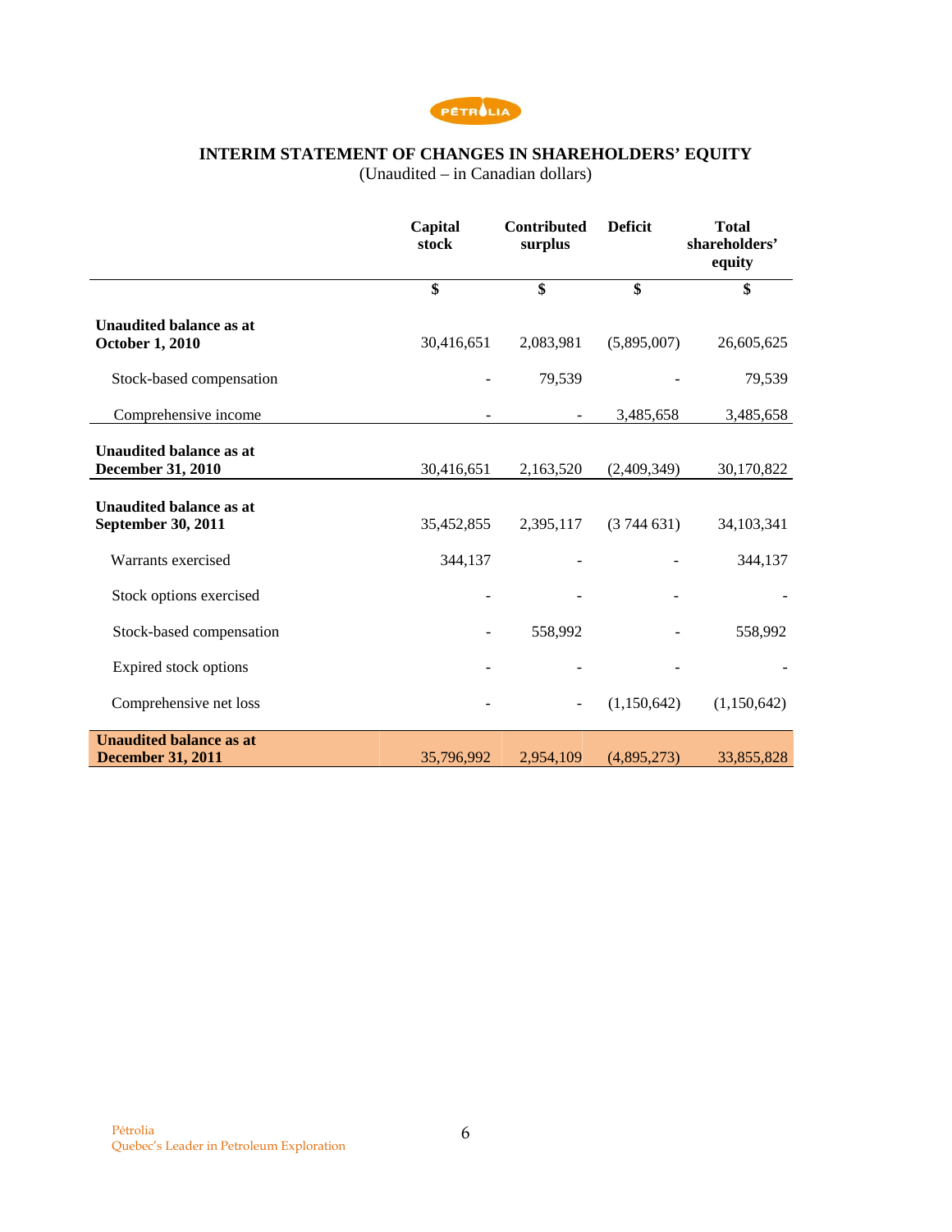# INTERIM STATEMENT OF CHANGES IN SHAREHOLDERS' EQUITY

(Unaudited – in Canadian dollars)

| | Capital stock | Contributed surplus | Deficit | Total shareholders' equity |
|---|---|---|---|---|
| | $ | $ | $ | $ |
| **Unaudited balance as at October 1, 2010** | 30,416,651 | 2,083,981 | (5,895,007) | 26,605,625 |
| Stock-based compensation | - | 79,539 | - | 79,539 |
| Comprehensive income | - | - | 3,485,658 | 3,485,658 |
| **Unaudited balance as at December 31, 2010** | 30,416,651 | 2,163,520 | (2,409,349) | 30,170,822 |
| **Unaudited balance as at September 30, 2011** | 35,452,855 | 2,395,117 | (3 744 631) | 34,103,341 |
| Warrants exercised | 344,137 | - | - | 344,137 |
| Stock options exercised | - | - | - | - |
| Stock-based compensation | - | 558,992 | - | 558,992 |
| Expired stock options | - | - | - | - |
| Comprehensive net loss | - | - | (1,150,642) | (1,150,642) |
| **Unaudited balance as at December 31, 2011** | 35,796,992 | 2,954,109 | (4,895,273) | 33,855,828 |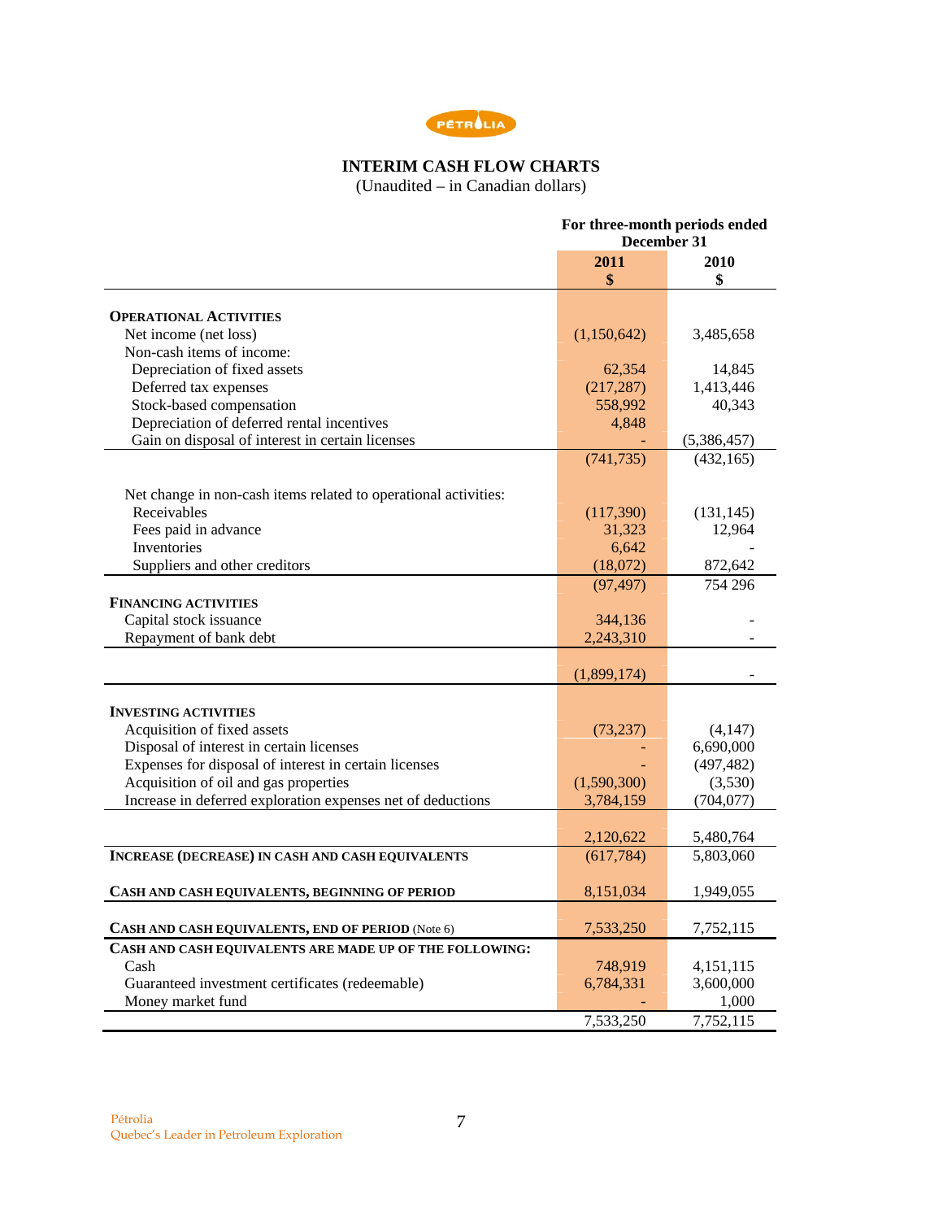PÉTROLIA

# INTERIM CASH FLOW CHARTS

(Unaudited – in Canadian dollars)

| | For three-month periods ended December 31 | |
|---|---|---|
| | **2011** | **2010** |
| | **$** | **$** |
| **OPERATIONAL ACTIVITIES** | | |
| Net income (net loss) | (1,150,642) | 3,485,658 |
| Non-cash items of income: | | |
| Depreciation of fixed assets | 62,354 | 14,845 |
| Deferred tax expenses | (217,287) | 1,413,446 |
| Stock-based compensation | 558,992 | 40,343 |
| Depreciation of deferred rental incentives | 4,848 | |
| Gain on disposal of interest in certain licenses | - | (5,386,457) |
| | (741,735) | (432,165) |
| Net change in non-cash items related to operational activities: | | |
| Receivables | (117,390) | (131,145) |
| Fees paid in advance | 31,323 | 12,964 |
| Inventories | 6,642 | - |
| Suppliers and other creditors | (18,072) | 872,642 |
| | (97,497) | 754 296 |
| **FINANCING ACTIVITIES** | | |
| Capital stock issuance | 344,136 | - |
| Repayment of bank debt | 2,243,310 | - |
| | (1,899,174) | - |
| **INVESTING ACTIVITIES** | | |
| Acquisition of fixed assets | (73,237) | (4,147) |
| Disposal of interest in certain licenses | - | 6,690,000 |
| Expenses for disposal of interest in certain licenses | - | (497,482) |
| Acquisition of oil and gas properties | (1,590,300) | (3,530) |
| Increase in deferred exploration expenses net of deductions | 3,784,159 | (704,077) |
| | 2,120,622 | 5,480,764 |
| **INCREASE (DECREASE) IN CASH AND CASH EQUIVALENTS** | (617,784) | 5,803,060 |
| **CASH AND CASH EQUIVALENTS, BEGINNING OF PERIOD** | 8,151,034 | 1,949,055 |
| **CASH AND CASH EQUIVALENTS, END OF PERIOD** (Note 6) | 7,533,250 | 7,752,115 |
| **CASH AND CASH EQUIVALENTS ARE MADE UP OF THE FOLLOWING:** | | |
| Cash | 748,919 | 4,151,115 |
| Guaranteed investment certificates (redeemable) | 6,784,331 | 3,600,000 |
| Money market fund | - | 1,000 |
| | 7,533,250 | 7,752,115 |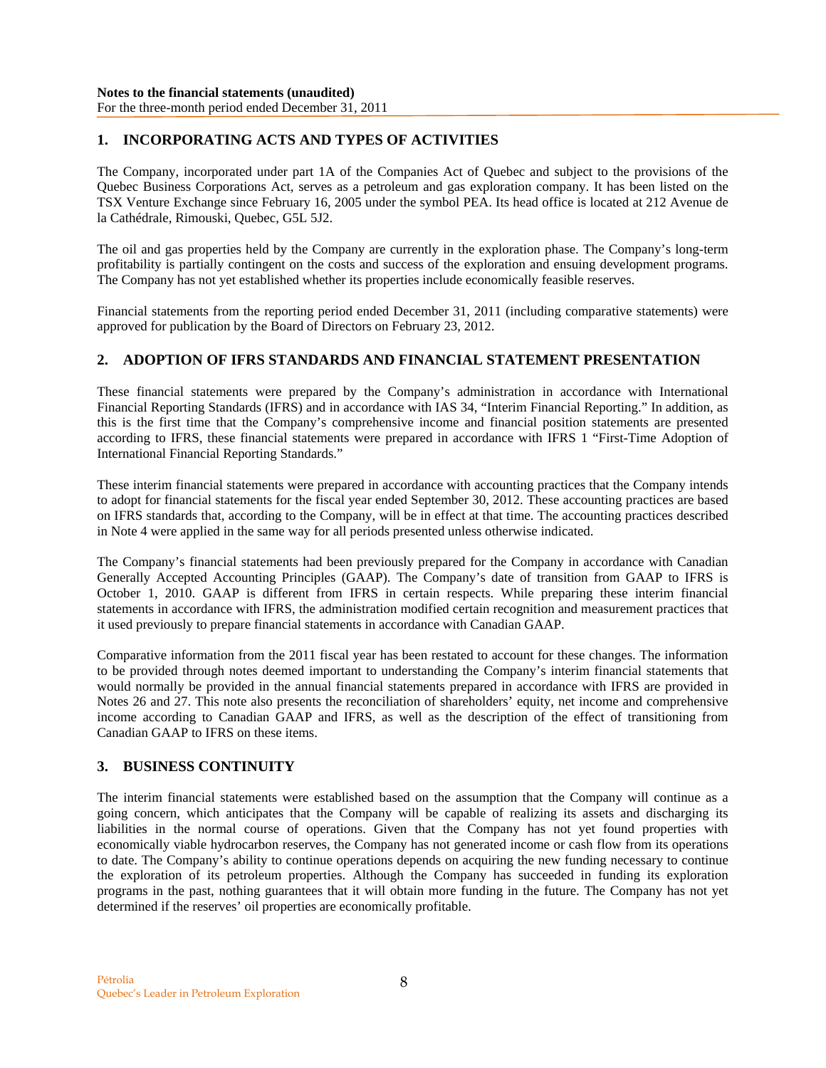**Notes to the financial statements (unaudited)**
For the three-month period ended December 31, 2011

## 1. INCORPORATING ACTS AND TYPES OF ACTIVITIES

The Company, incorporated under part 1A of the Companies Act of Quebec and subject to the provisions of the Quebec Business Corporations Act, serves as a petroleum and gas exploration company. It has been listed on the TSX Venture Exchange since February 16, 2005 under the symbol PEA. Its head office is located at 212 Avenue de la Cathédrale, Rimouski, Quebec, G5L 5J2.

The oil and gas properties held by the Company are currently in the exploration phase. The Company's long-term profitability is partially contingent on the costs and success of the exploration and ensuing development programs. The Company has not yet established whether its properties include economically feasible reserves.

Financial statements from the reporting period ended December 31, 2011 (including comparative statements) were approved for publication by the Board of Directors on February 23, 2012.

## 2. ADOPTION OF IFRS STANDARDS AND FINANCIAL STATEMENT PRESENTATION

These financial statements were prepared by the Company's administration in accordance with International Financial Reporting Standards (IFRS) and in accordance with IAS 34, "Interim Financial Reporting." In addition, as this is the first time that the Company's comprehensive income and financial position statements are presented according to IFRS, these financial statements were prepared in accordance with IFRS 1 "First-Time Adoption of International Financial Reporting Standards."

These interim financial statements were prepared in accordance with accounting practices that the Company intends to adopt for financial statements for the fiscal year ended September 30, 2012. These accounting practices are based on IFRS standards that, according to the Company, will be in effect at that time. The accounting practices described in Note 4 were applied in the same way for all periods presented unless otherwise indicated.

The Company's financial statements had been previously prepared for the Company in accordance with Canadian Generally Accepted Accounting Principles (GAAP). The Company's date of transition from GAAP to IFRS is October 1, 2010. GAAP is different from IFRS in certain respects. While preparing these interim financial statements in accordance with IFRS, the administration modified certain recognition and measurement practices that it used previously to prepare financial statements in accordance with Canadian GAAP.

Comparative information from the 2011 fiscal year has been restated to account for these changes. The information to be provided through notes deemed important to understanding the Company's interim financial statements that would normally be provided in the annual financial statements prepared in accordance with IFRS are provided in Notes 26 and 27. This note also presents the reconciliation of shareholders' equity, net income and comprehensive income according to Canadian GAAP and IFRS, as well as the description of the effect of transitioning from Canadian GAAP to IFRS on these items.

## 3. BUSINESS CONTINUITY

The interim financial statements were established based on the assumption that the Company will continue as a going concern, which anticipates that the Company will be capable of realizing its assets and discharging its liabilities in the normal course of operations. Given that the Company has not yet found properties with economically viable hydrocarbon reserves, the Company has not generated income or cash flow from its operations to date. The Company's ability to continue operations depends on acquiring the new funding necessary to continue the exploration of its petroleum properties. Although the Company has succeeded in funding its exploration programs in the past, nothing guarantees that it will obtain more funding in the future. The Company has not yet determined if the reserves' oil properties are economically profitable.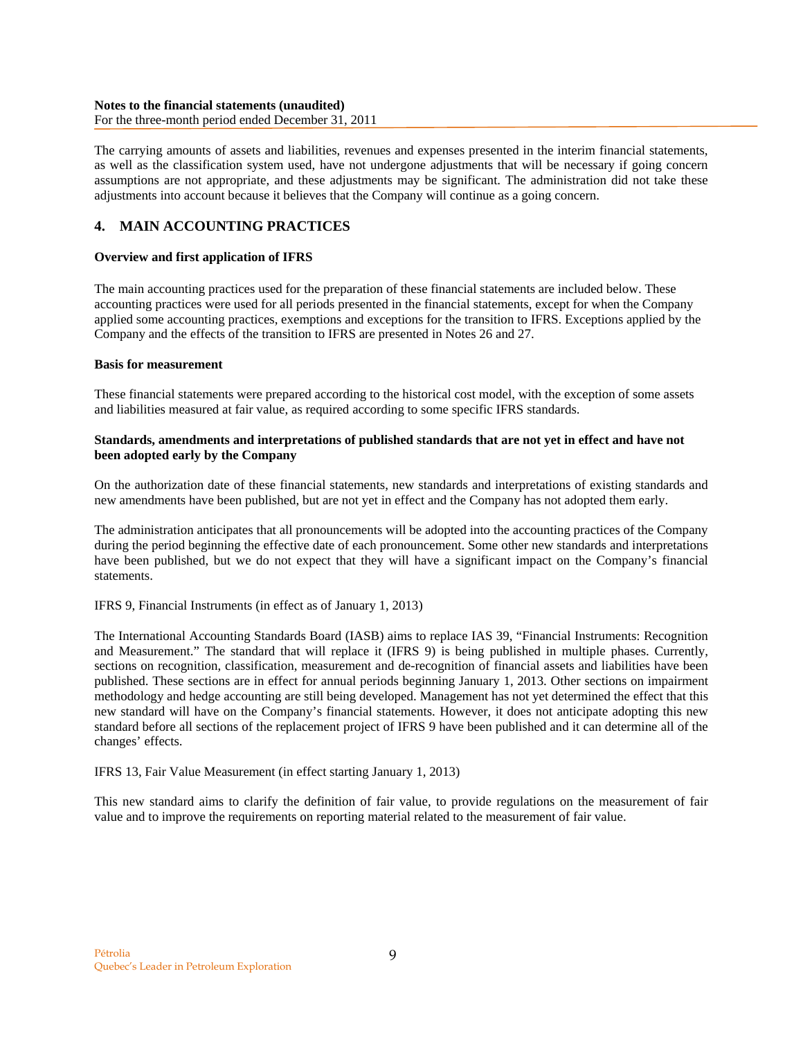The carrying amounts of assets and liabilities, revenues and expenses presented in the interim financial statements, as well as the classification system used, have not undergone adjustments that will be necessary if going concern assumptions are not appropriate, and these adjustments may be significant. The administration did not take these adjustments into account because it believes that the Company will continue as a going concern.

## 4. MAIN ACCOUNTING PRACTICES

**Overview and first application of IFRS**

The main accounting practices used for the preparation of these financial statements are included below. These accounting practices were used for all periods presented in the financial statements, except for when the Company applied some accounting practices, exemptions and exceptions for the transition to IFRS. Exceptions applied by the Company and the effects of the transition to IFRS are presented in Notes 26 and 27.

**Basis for measurement**

These financial statements were prepared according to the historical cost model, with the exception of some assets and liabilities measured at fair value, as required according to some specific IFRS standards.

**Standards, amendments and interpretations of published standards that are not yet in effect and have not been adopted early by the Company**

On the authorization date of these financial statements, new standards and interpretations of existing standards and new amendments have been published, but are not yet in effect and the Company has not adopted them early.

The administration anticipates that all pronouncements will be adopted into the accounting practices of the Company during the period beginning the effective date of each pronouncement. Some other new standards and interpretations have been published, but we do not expect that they will have a significant impact on the Company's financial statements.

IFRS 9, Financial Instruments (in effect as of January 1, 2013)

The International Accounting Standards Board (IASB) aims to replace IAS 39, "Financial Instruments: Recognition and Measurement." The standard that will replace it (IFRS 9) is being published in multiple phases. Currently, sections on recognition, classification, measurement and de-recognition of financial assets and liabilities have been published. These sections are in effect for annual periods beginning January 1, 2013. Other sections on impairment methodology and hedge accounting are still being developed. Management has not yet determined the effect that this new standard will have on the Company's financial statements. However, it does not anticipate adopting this new standard before all sections of the replacement project of IFRS 9 have been published and it can determine all of the changes' effects.

IFRS 13, Fair Value Measurement (in effect starting January 1, 2013)

This new standard aims to clarify the definition of fair value, to provide regulations on the measurement of fair value and to improve the requirements on reporting material related to the measurement of fair value.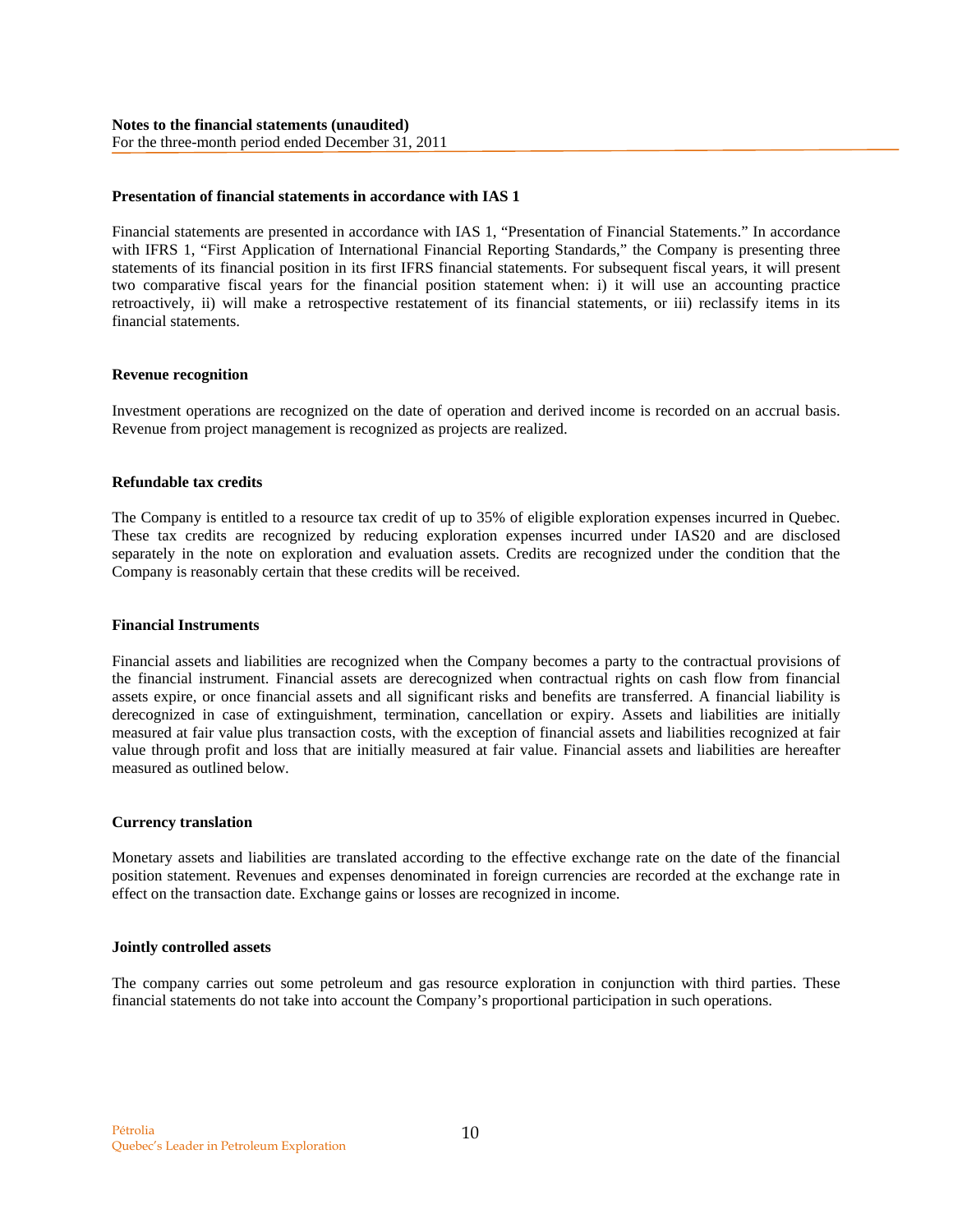**Notes to the financial statements (unaudited)**
For the three-month period ended December 31, 2011

### Presentation of financial statements in accordance with IAS 1

Financial statements are presented in accordance with IAS 1, "Presentation of Financial Statements." In accordance with IFRS 1, "First Application of International Financial Reporting Standards," the Company is presenting three statements of its financial position in its first IFRS financial statements. For subsequent fiscal years, it will present two comparative fiscal years for the financial position statement when: i) it will use an accounting practice retroactively, ii) will make a retrospective restatement of its financial statements, or iii) reclassify items in its financial statements.

### Revenue recognition

Investment operations are recognized on the date of operation and derived income is recorded on an accrual basis. Revenue from project management is recognized as projects are realized.

### Refundable tax credits

The Company is entitled to a resource tax credit of up to 35% of eligible exploration expenses incurred in Quebec. These tax credits are recognized by reducing exploration expenses incurred under IAS20 and are disclosed separately in the note on exploration and evaluation assets. Credits are recognized under the condition that the Company is reasonably certain that these credits will be received.

### Financial Instruments

Financial assets and liabilities are recognized when the Company becomes a party to the contractual provisions of the financial instrument. Financial assets are derecognized when contractual rights on cash flow from financial assets expire, or once financial assets and all significant risks and benefits are transferred. A financial liability is derecognized in case of extinguishment, termination, cancellation or expiry. Assets and liabilities are initially measured at fair value plus transaction costs, with the exception of financial assets and liabilities recognized at fair value through profit and loss that are initially measured at fair value. Financial assets and liabilities are hereafter measured as outlined below.

### Currency translation

Monetary assets and liabilities are translated according to the effective exchange rate on the date of the financial position statement. Revenues and expenses denominated in foreign currencies are recorded at the exchange rate in effect on the transaction date. Exchange gains or losses are recognized in income.

### Jointly controlled assets

The company carries out some petroleum and gas resource exploration in conjunction with third parties. These financial statements do not take into account the Company's proportional participation in such operations.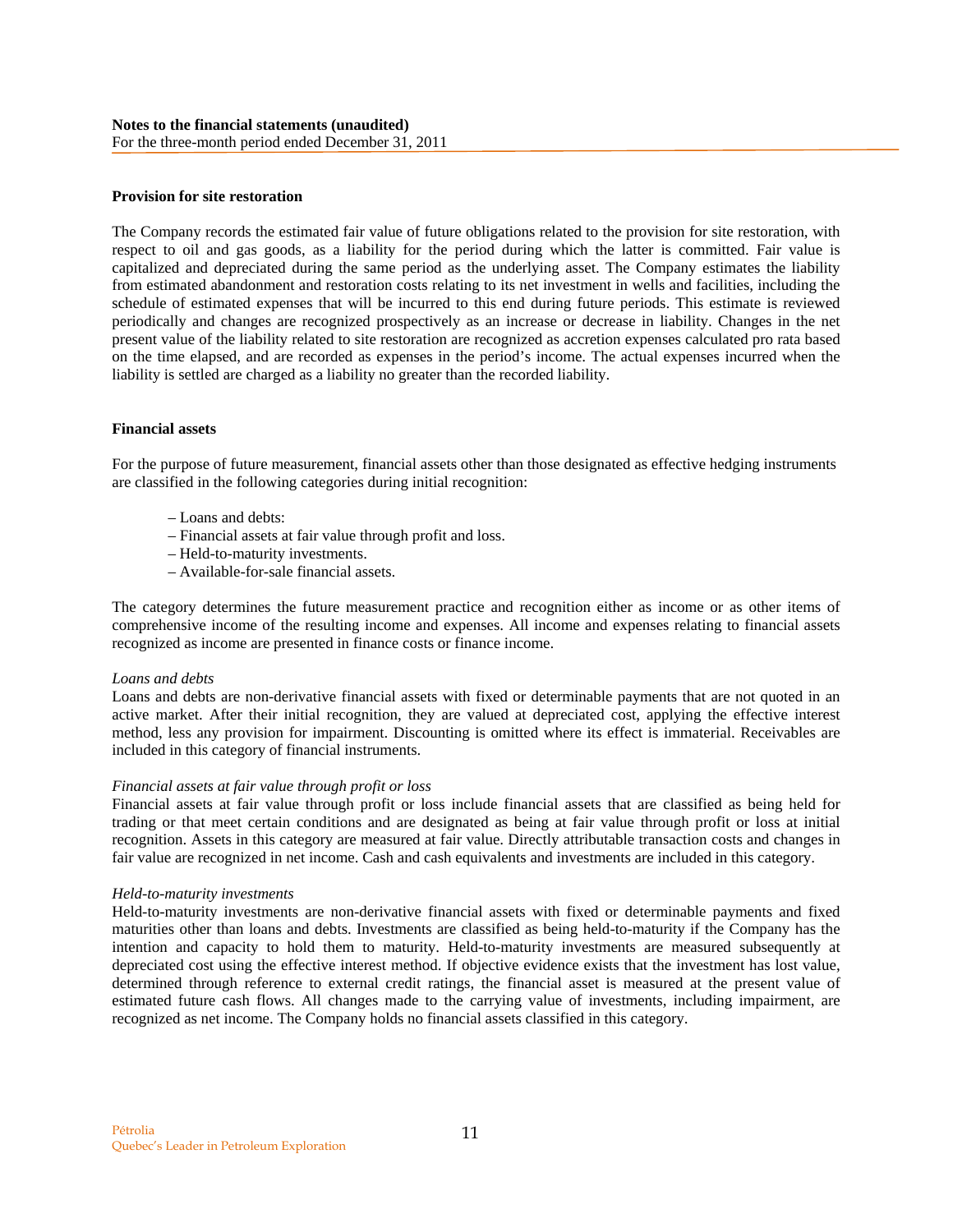**Provision for site restoration**

The Company records the estimated fair value of future obligations related to the provision for site restoration, with respect to oil and gas goods, as a liability for the period during which the latter is committed. Fair value is capitalized and depreciated during the same period as the underlying asset. The Company estimates the liability from estimated abandonment and restoration costs relating to its net investment in wells and facilities, including the schedule of estimated expenses that will be incurred to this end during future periods. This estimate is reviewed periodically and changes are recognized prospectively as an increase or decrease in liability. Changes in the net present value of the liability related to site restoration are recognized as accretion expenses calculated pro rata based on the time elapsed, and are recorded as expenses in the period's income. The actual expenses incurred when the liability is settled are charged as a liability no greater than the recorded liability.

**Financial assets**

For the purpose of future measurement, financial assets other than those designated as effective hedging instruments are classified in the following categories during initial recognition:

– Loans and debts:
– Financial assets at fair value through profit and loss.
– Held-to-maturity investments.
– Available-for-sale financial assets.

The category determines the future measurement practice and recognition either as income or as other items of comprehensive income of the resulting income and expenses. All income and expenses relating to financial assets recognized as income are presented in finance costs or finance income.

*Loans and debts*
Loans and debts are non-derivative financial assets with fixed or determinable payments that are not quoted in an active market. After their initial recognition, they are valued at depreciated cost, applying the effective interest method, less any provision for impairment. Discounting is omitted where its effect is immaterial. Receivables are included in this category of financial instruments.

*Financial assets at fair value through profit or loss*
Financial assets at fair value through profit or loss include financial assets that are classified as being held for trading or that meet certain conditions and are designated as being at fair value through profit or loss at initial recognition. Assets in this category are measured at fair value. Directly attributable transaction costs and changes in fair value are recognized in net income. Cash and cash equivalents and investments are included in this category.

*Held-to-maturity investments*
Held-to-maturity investments are non-derivative financial assets with fixed or determinable payments and fixed maturities other than loans and debts. Investments are classified as being held-to-maturity if the Company has the intention and capacity to hold them to maturity. Held-to-maturity investments are measured subsequently at depreciated cost using the effective interest method. If objective evidence exists that the investment has lost value, determined through reference to external credit ratings, the financial asset is measured at the present value of estimated future cash flows. All changes made to the carrying value of investments, including impairment, are recognized as net income. The Company holds no financial assets classified in this category.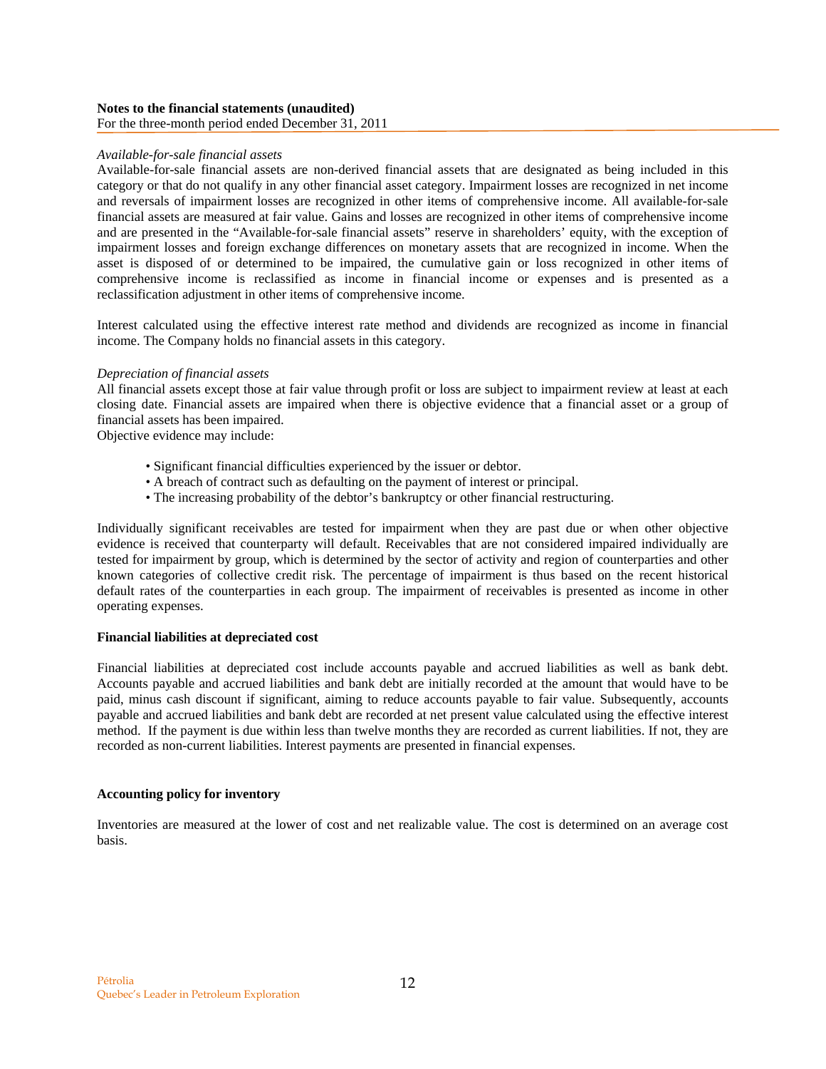*Available-for-sale financial assets*

Available-for-sale financial assets are non-derived financial assets that are designated as being included in this category or that do not qualify in any other financial asset category. Impairment losses are recognized in net income and reversals of impairment losses are recognized in other items of comprehensive income. All available-for-sale financial assets are measured at fair value. Gains and losses are recognized in other items of comprehensive income and are presented in the "Available-for-sale financial assets" reserve in shareholders' equity, with the exception of impairment losses and foreign exchange differences on monetary assets that are recognized in income. When the asset is disposed of or determined to be impaired, the cumulative gain or loss recognized in other items of comprehensive income is reclassified as income in financial income or expenses and is presented as a reclassification adjustment in other items of comprehensive income.

Interest calculated using the effective interest rate method and dividends are recognized as income in financial income. The Company holds no financial assets in this category.

*Depreciation of financial assets*

All financial assets except those at fair value through profit or loss are subject to impairment review at least at each closing date. Financial assets are impaired when there is objective evidence that a financial asset or a group of financial assets has been impaired.
Objective evidence may include:

- Significant financial difficulties experienced by the issuer or debtor.
- A breach of contract such as defaulting on the payment of interest or principal.
- The increasing probability of the debtor's bankruptcy or other financial restructuring.

Individually significant receivables are tested for impairment when they are past due or when other objective evidence is received that counterparty will default. Receivables that are not considered impaired individually are tested for impairment by group, which is determined by the sector of activity and region of counterparties and other known categories of collective credit risk. The percentage of impairment is thus based on the recent historical default rates of the counterparties in each group. The impairment of receivables is presented as income in other operating expenses.

**Financial liabilities at depreciated cost**

Financial liabilities at depreciated cost include accounts payable and accrued liabilities as well as bank debt. Accounts payable and accrued liabilities and bank debt are initially recorded at the amount that would have to be paid, minus cash discount if significant, aiming to reduce accounts payable to fair value. Subsequently, accounts payable and accrued liabilities and bank debt are recorded at net present value calculated using the effective interest method. If the payment is due within less than twelve months they are recorded as current liabilities. If not, they are recorded as non-current liabilities. Interest payments are presented in financial expenses.

**Accounting policy for inventory**

Inventories are measured at the lower of cost and net realizable value. The cost is determined on an average cost basis.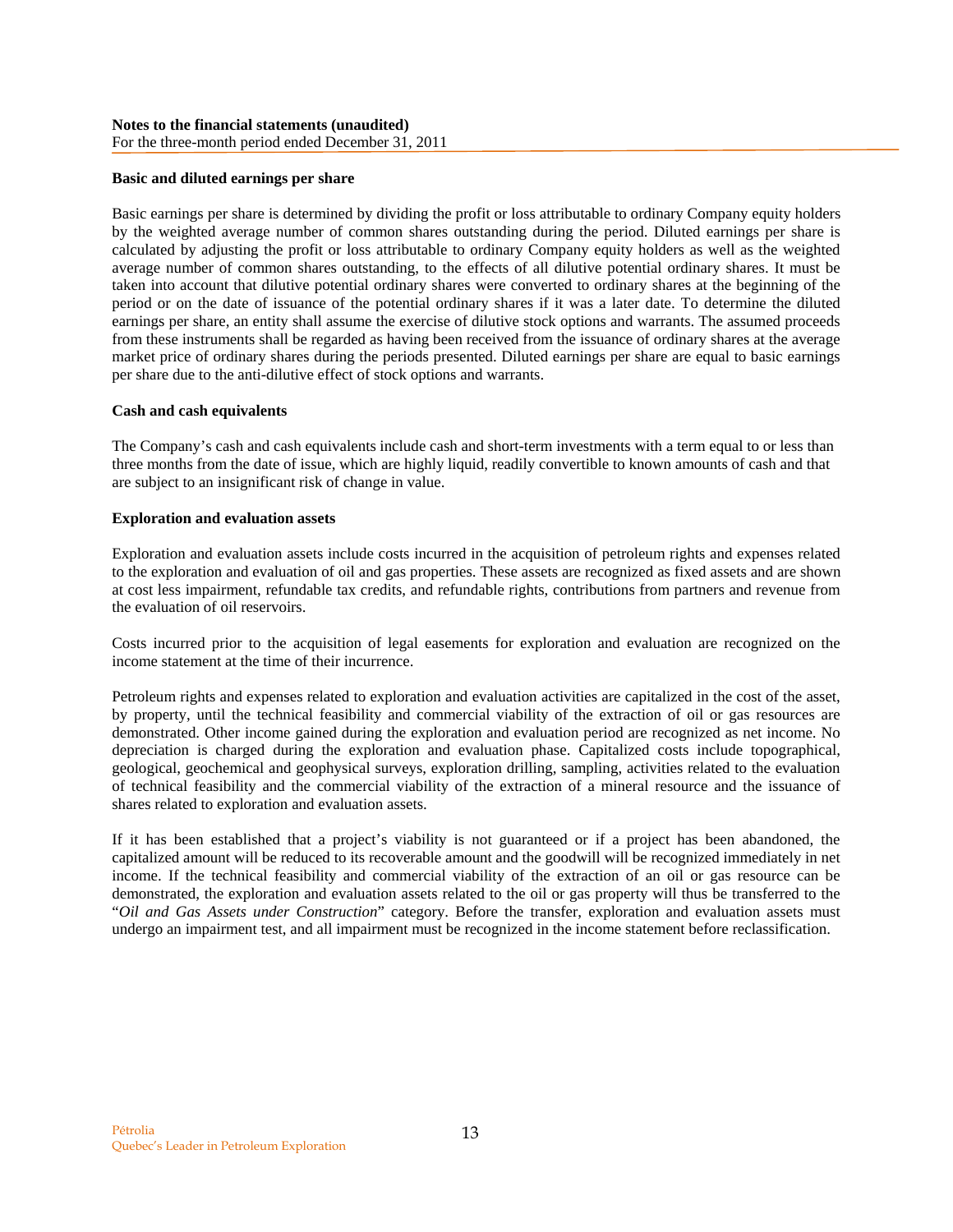**Basic and diluted earnings per share**

Basic earnings per share is determined by dividing the profit or loss attributable to ordinary Company equity holders by the weighted average number of common shares outstanding during the period. Diluted earnings per share is calculated by adjusting the profit or loss attributable to ordinary Company equity holders as well as the weighted average number of common shares outstanding, to the effects of all dilutive potential ordinary shares. It must be taken into account that dilutive potential ordinary shares were converted to ordinary shares at the beginning of the period or on the date of issuance of the potential ordinary shares if it was a later date. To determine the diluted earnings per share, an entity shall assume the exercise of dilutive stock options and warrants. The assumed proceeds from these instruments shall be regarded as having been received from the issuance of ordinary shares at the average market price of ordinary shares during the periods presented. Diluted earnings per share are equal to basic earnings per share due to the anti-dilutive effect of stock options and warrants.

**Cash and cash equivalents**

The Company's cash and cash equivalents include cash and short-term investments with a term equal to or less than three months from the date of issue, which are highly liquid, readily convertible to known amounts of cash and that are subject to an insignificant risk of change in value.

**Exploration and evaluation assets**

Exploration and evaluation assets include costs incurred in the acquisition of petroleum rights and expenses related to the exploration and evaluation of oil and gas properties. These assets are recognized as fixed assets and are shown at cost less impairment, refundable tax credits, and refundable rights, contributions from partners and revenue from the evaluation of oil reservoirs.

Costs incurred prior to the acquisition of legal easements for exploration and evaluation are recognized on the income statement at the time of their incurrence.

Petroleum rights and expenses related to exploration and evaluation activities are capitalized in the cost of the asset, by property, until the technical feasibility and commercial viability of the extraction of oil or gas resources are demonstrated. Other income gained during the exploration and evaluation period are recognized as net income. No depreciation is charged during the exploration and evaluation phase. Capitalized costs include topographical, geological, geochemical and geophysical surveys, exploration drilling, sampling, activities related to the evaluation of technical feasibility and the commercial viability of the extraction of a mineral resource and the issuance of shares related to exploration and evaluation assets.

If it has been established that a project's viability is not guaranteed or if a project has been abandoned, the capitalized amount will be reduced to its recoverable amount and the goodwill will be recognized immediately in net income. If the technical feasibility and commercial viability of the extraction of an oil or gas resource can be demonstrated, the exploration and evaluation assets related to the oil or gas property will thus be transferred to the "*Oil and Gas Assets under Construction*" category. Before the transfer, exploration and evaluation assets must undergo an impairment test, and all impairment must be recognized in the income statement before reclassification.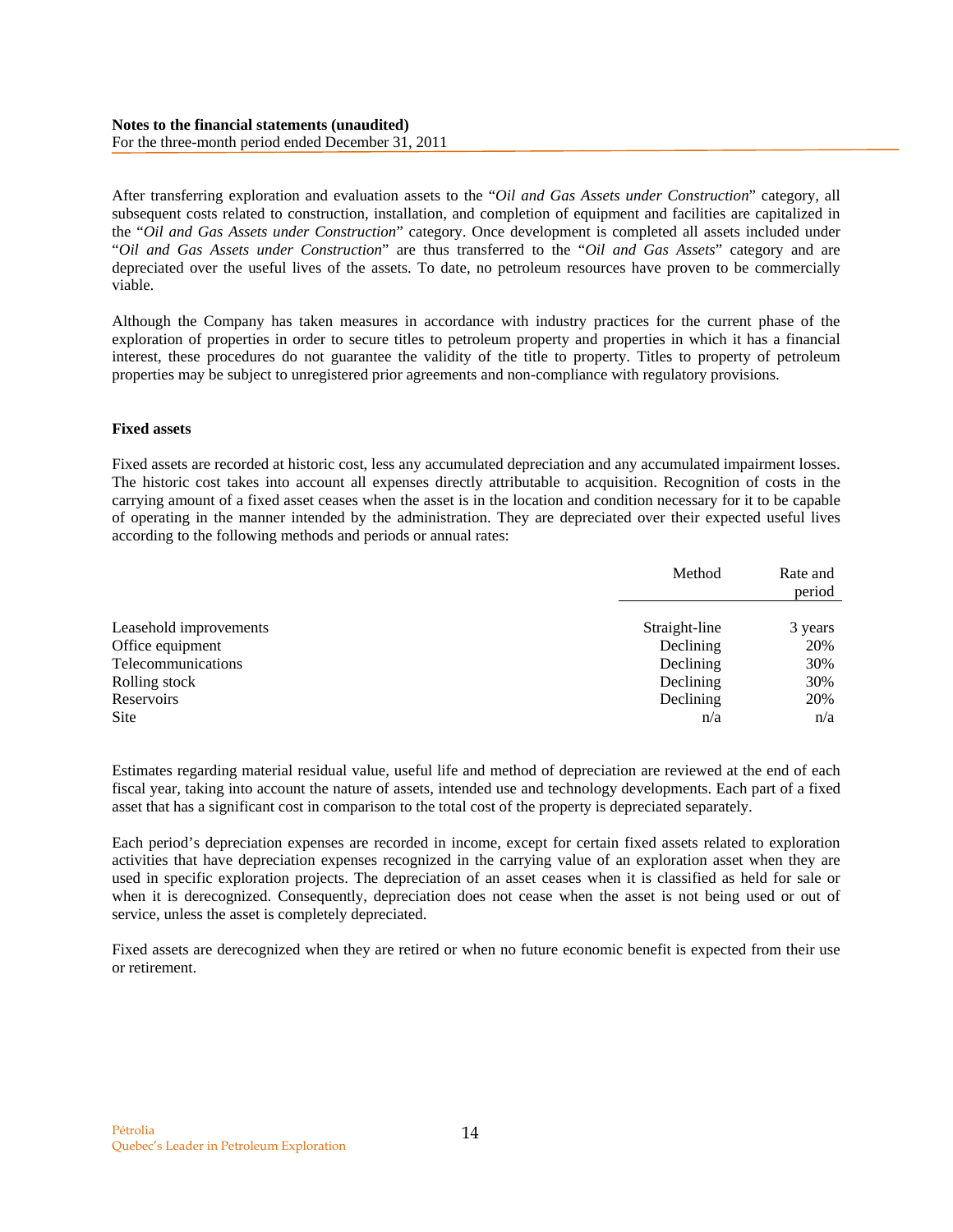After transferring exploration and evaluation assets to the "*Oil and Gas Assets under Construction*" category, all subsequent costs related to construction, installation, and completion of equipment and facilities are capitalized in the "*Oil and Gas Assets under Construction*" category. Once development is completed all assets included under "*Oil and Gas Assets under Construction*" are thus transferred to the "*Oil and Gas Assets*" category and are depreciated over the useful lives of the assets. To date, no petroleum resources have proven to be commercially viable.

Although the Company has taken measures in accordance with industry practices for the current phase of the exploration of properties in order to secure titles to petroleum property and properties in which it has a financial interest, these procedures do not guarantee the validity of the title to property. Titles to property of petroleum properties may be subject to unregistered prior agreements and non-compliance with regulatory provisions.

**Fixed assets**

Fixed assets are recorded at historic cost, less any accumulated depreciation and any accumulated impairment losses. The historic cost takes into account all expenses directly attributable to acquisition. Recognition of costs in the carrying amount of a fixed asset ceases when the asset is in the location and condition necessary for it to be capable of operating in the manner intended by the administration. They are depreciated over their expected useful lives according to the following methods and periods or annual rates:

| | Method | Rate and period |
|---|---|---|
| Leasehold improvements | Straight-line | 3 years |
| Office equipment | Declining | 20% |
| Telecommunications | Declining | 30% |
| Rolling stock | Declining | 30% |
| Reservoirs | Declining | 20% |
| Site | n/a | n/a |

Estimates regarding material residual value, useful life and method of depreciation are reviewed at the end of each fiscal year, taking into account the nature of assets, intended use and technology developments. Each part of a fixed asset that has a significant cost in comparison to the total cost of the property is depreciated separately.

Each period's depreciation expenses are recorded in income, except for certain fixed assets related to exploration activities that have depreciation expenses recognized in the carrying value of an exploration asset when they are used in specific exploration projects. The depreciation of an asset ceases when it is classified as held for sale or when it is derecognized. Consequently, depreciation does not cease when the asset is not being used or out of service, unless the asset is completely depreciated.

Fixed assets are derecognized when they are retired or when no future economic benefit is expected from their use or retirement.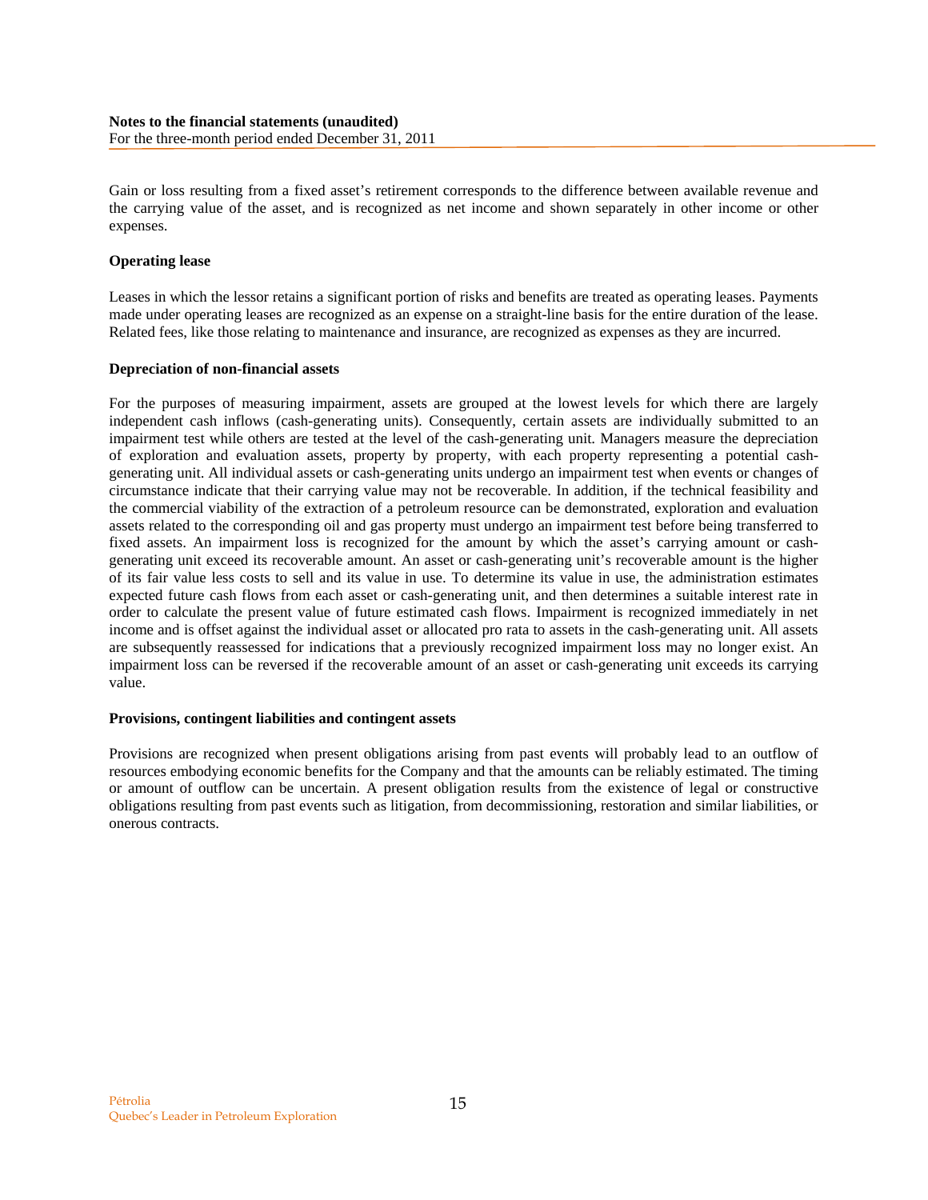Gain or loss resulting from a fixed asset's retirement corresponds to the difference between available revenue and the carrying value of the asset, and is recognized as net income and shown separately in other income or other expenses.

**Operating lease**

Leases in which the lessor retains a significant portion of risks and benefits are treated as operating leases. Payments made under operating leases are recognized as an expense on a straight-line basis for the entire duration of the lease. Related fees, like those relating to maintenance and insurance, are recognized as expenses as they are incurred.

**Depreciation of non-financial assets**

For the purposes of measuring impairment, assets are grouped at the lowest levels for which there are largely independent cash inflows (cash-generating units). Consequently, certain assets are individually submitted to an impairment test while others are tested at the level of the cash-generating unit. Managers measure the depreciation of exploration and evaluation assets, property by property, with each property representing a potential cash-generating unit. All individual assets or cash-generating units undergo an impairment test when events or changes of circumstance indicate that their carrying value may not be recoverable. In addition, if the technical feasibility and the commercial viability of the extraction of a petroleum resource can be demonstrated, exploration and evaluation assets related to the corresponding oil and gas property must undergo an impairment test before being transferred to fixed assets. An impairment loss is recognized for the amount by which the asset's carrying amount or cash-generating unit exceed its recoverable amount. An asset or cash-generating unit's recoverable amount is the higher of its fair value less costs to sell and its value in use. To determine its value in use, the administration estimates expected future cash flows from each asset or cash-generating unit, and then determines a suitable interest rate in order to calculate the present value of future estimated cash flows. Impairment is recognized immediately in net income and is offset against the individual asset or allocated pro rata to assets in the cash-generating unit. All assets are subsequently reassessed for indications that a previously recognized impairment loss may no longer exist. An impairment loss can be reversed if the recoverable amount of an asset or cash-generating unit exceeds its carrying value.

**Provisions, contingent liabilities and contingent assets**

Provisions are recognized when present obligations arising from past events will probably lead to an outflow of resources embodying economic benefits for the Company and that the amounts can be reliably estimated. The timing or amount of outflow can be uncertain. A present obligation results from the existence of legal or constructive obligations resulting from past events such as litigation, from decommissioning, restoration and similar liabilities, or onerous contracts.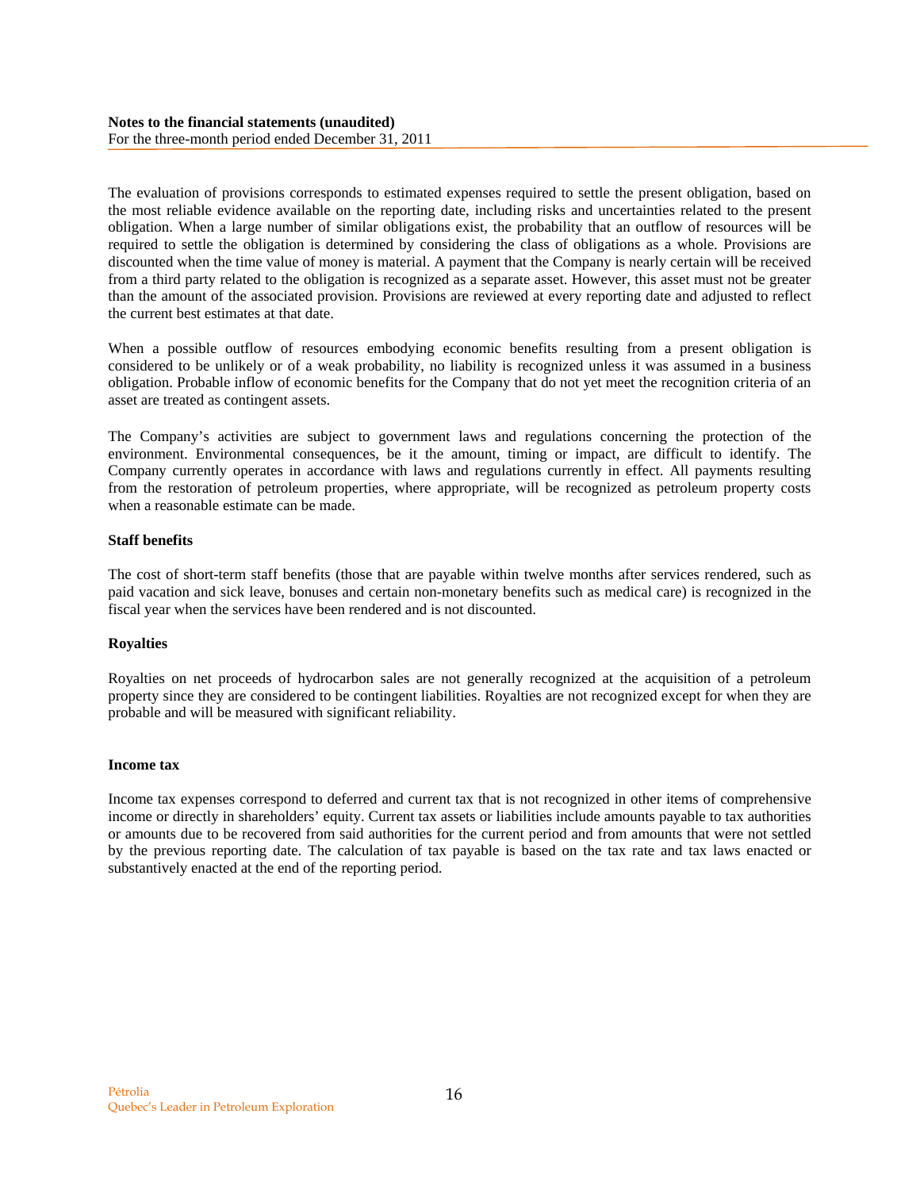The evaluation of provisions corresponds to estimated expenses required to settle the present obligation, based on the most reliable evidence available on the reporting date, including risks and uncertainties related to the present obligation. When a large number of similar obligations exist, the probability that an outflow of resources will be required to settle the obligation is determined by considering the class of obligations as a whole. Provisions are discounted when the time value of money is material. A payment that the Company is nearly certain will be received from a third party related to the obligation is recognized as a separate asset. However, this asset must not be greater than the amount of the associated provision. Provisions are reviewed at every reporting date and adjusted to reflect the current best estimates at that date.

When a possible outflow of resources embodying economic benefits resulting from a present obligation is considered to be unlikely or of a weak probability, no liability is recognized unless it was assumed in a business obligation. Probable inflow of economic benefits for the Company that do not yet meet the recognition criteria of an asset are treated as contingent assets.

The Company's activities are subject to government laws and regulations concerning the protection of the environment. Environmental consequences, be it the amount, timing or impact, are difficult to identify. The Company currently operates in accordance with laws and regulations currently in effect. All payments resulting from the restoration of petroleum properties, where appropriate, will be recognized as petroleum property costs when a reasonable estimate can be made.

**Staff benefits**

The cost of short-term staff benefits (those that are payable within twelve months after services rendered, such as paid vacation and sick leave, bonuses and certain non-monetary benefits such as medical care) is recognized in the fiscal year when the services have been rendered and is not discounted.

**Royalties**

Royalties on net proceeds of hydrocarbon sales are not generally recognized at the acquisition of a petroleum property since they are considered to be contingent liabilities. Royalties are not recognized except for when they are probable and will be measured with significant reliability.

**Income tax**

Income tax expenses correspond to deferred and current tax that is not recognized in other items of comprehensive income or directly in shareholders' equity. Current tax assets or liabilities include amounts payable to tax authorities or amounts due to be recovered from said authorities for the current period and from amounts that were not settled by the previous reporting date. The calculation of tax payable is based on the tax rate and tax laws enacted or substantively enacted at the end of the reporting period.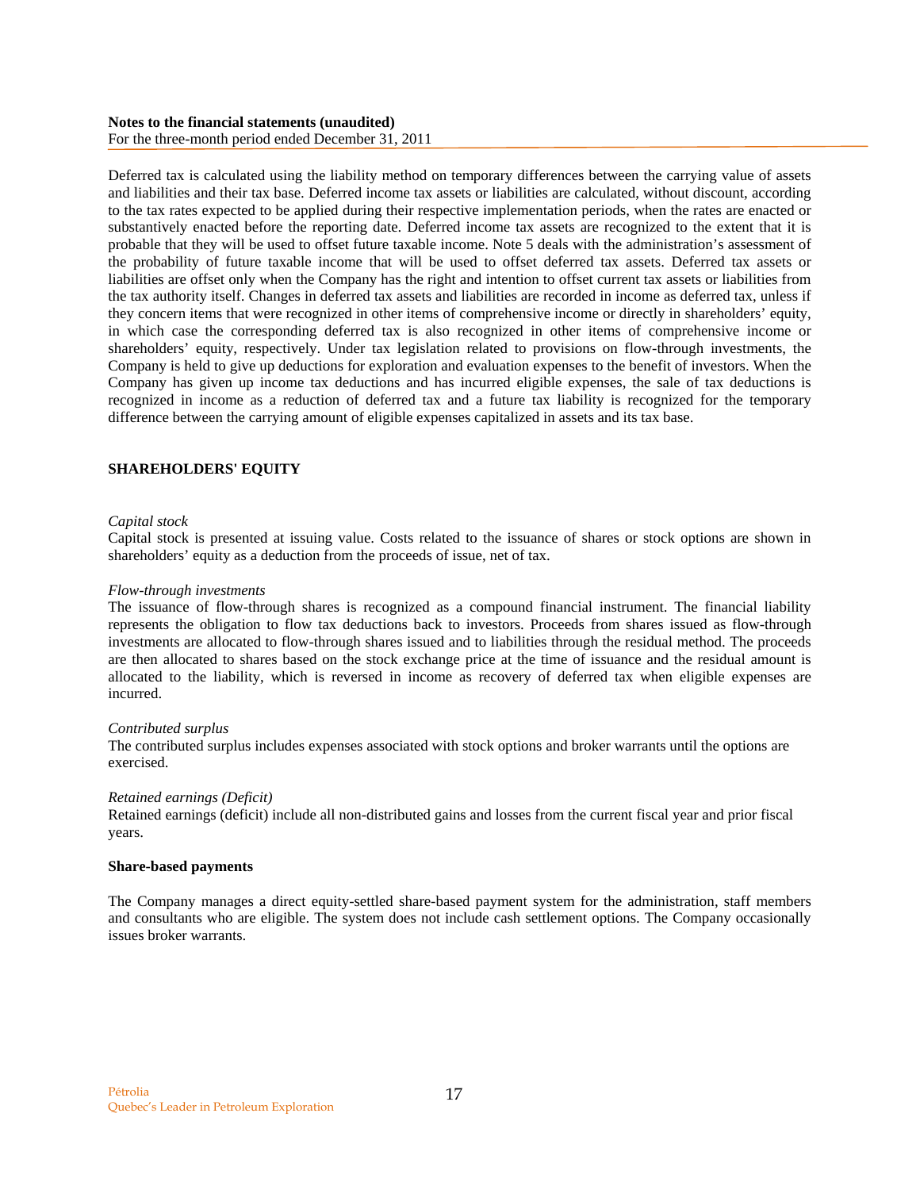Deferred tax is calculated using the liability method on temporary differences between the carrying value of assets and liabilities and their tax base. Deferred income tax assets or liabilities are calculated, without discount, according to the tax rates expected to be applied during their respective implementation periods, when the rates are enacted or substantively enacted before the reporting date. Deferred income tax assets are recognized to the extent that it is probable that they will be used to offset future taxable income. Note 5 deals with the administration's assessment of the probability of future taxable income that will be used to offset deferred tax assets. Deferred tax assets or liabilities are offset only when the Company has the right and intention to offset current tax assets or liabilities from the tax authority itself. Changes in deferred tax assets and liabilities are recorded in income as deferred tax, unless if they concern items that were recognized in other items of comprehensive income or directly in shareholders' equity, in which case the corresponding deferred tax is also recognized in other items of comprehensive income or shareholders' equity, respectively. Under tax legislation related to provisions on flow-through investments, the Company is held to give up deductions for exploration and evaluation expenses to the benefit of investors. When the Company has given up income tax deductions and has incurred eligible expenses, the sale of tax deductions is recognized in income as a reduction of deferred tax and a future tax liability is recognized for the temporary difference between the carrying amount of eligible expenses capitalized in assets and its tax base.

## SHAREHOLDERS' EQUITY

*Capital stock*

Capital stock is presented at issuing value. Costs related to the issuance of shares or stock options are shown in shareholders' equity as a deduction from the proceeds of issue, net of tax.

*Flow-through investments*

The issuance of flow-through shares is recognized as a compound financial instrument. The financial liability represents the obligation to flow tax deductions back to investors. Proceeds from shares issued as flow-through investments are allocated to flow-through shares issued and to liabilities through the residual method. The proceeds are then allocated to shares based on the stock exchange price at the time of issuance and the residual amount is allocated to the liability, which is reversed in income as recovery of deferred tax when eligible expenses are incurred.

*Contributed surplus*

The contributed surplus includes expenses associated with stock options and broker warrants until the options are exercised.

*Retained earnings (Deficit)*

Retained earnings (deficit) include all non-distributed gains and losses from the current fiscal year and prior fiscal years.

**Share-based payments**

The Company manages a direct equity-settled share-based payment system for the administration, staff members and consultants who are eligible. The system does not include cash settlement options. The Company occasionally issues broker warrants.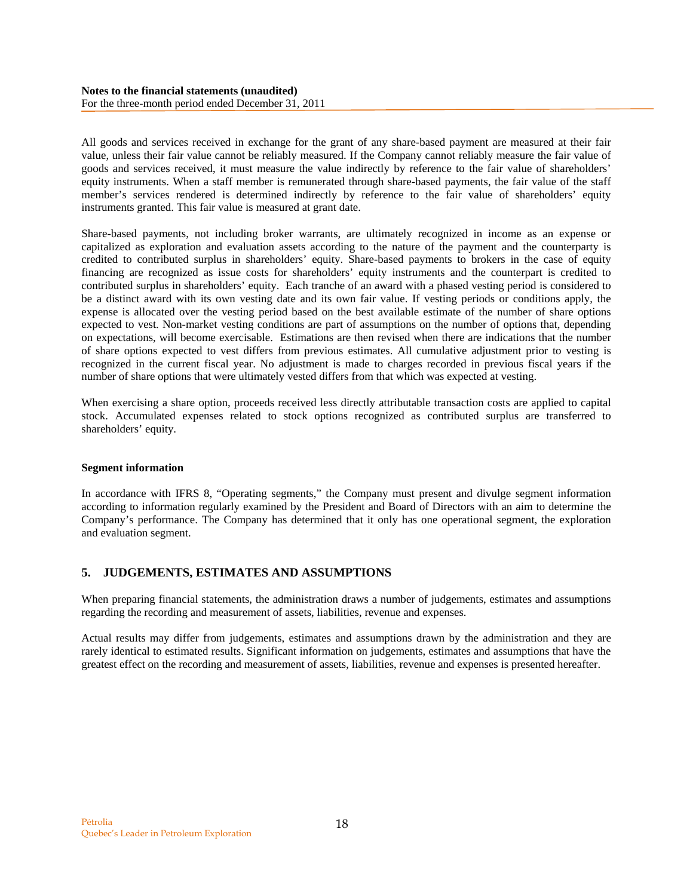All goods and services received in exchange for the grant of any share-based payment are measured at their fair value, unless their fair value cannot be reliably measured. If the Company cannot reliably measure the fair value of goods and services received, it must measure the value indirectly by reference to the fair value of shareholders' equity instruments. When a staff member is remunerated through share-based payments, the fair value of the staff member's services rendered is determined indirectly by reference to the fair value of shareholders' equity instruments granted. This fair value is measured at grant date.

Share-based payments, not including broker warrants, are ultimately recognized in income as an expense or capitalized as exploration and evaluation assets according to the nature of the payment and the counterparty is credited to contributed surplus in shareholders' equity. Share-based payments to brokers in the case of equity financing are recognized as issue costs for shareholders' equity instruments and the counterpart is credited to contributed surplus in shareholders' equity. Each tranche of an award with a phased vesting period is considered to be a distinct award with its own vesting date and its own fair value. If vesting periods or conditions apply, the expense is allocated over the vesting period based on the best available estimate of the number of share options expected to vest. Non-market vesting conditions are part of assumptions on the number of options that, depending on expectations, will become exercisable. Estimations are then revised when there are indications that the number of share options expected to vest differs from previous estimates. All cumulative adjustment prior to vesting is recognized in the current fiscal year. No adjustment is made to charges recorded in previous fiscal years if the number of share options that were ultimately vested differs from that which was expected at vesting.

When exercising a share option, proceeds received less directly attributable transaction costs are applied to capital stock. Accumulated expenses related to stock options recognized as contributed surplus are transferred to shareholders' equity.

**Segment information**

In accordance with IFRS 8, "Operating segments," the Company must present and divulge segment information according to information regularly examined by the President and Board of Directors with an aim to determine the Company's performance. The Company has determined that it only has one operational segment, the exploration and evaluation segment.

## 5. JUDGEMENTS, ESTIMATES AND ASSUMPTIONS

When preparing financial statements, the administration draws a number of judgements, estimates and assumptions regarding the recording and measurement of assets, liabilities, revenue and expenses.

Actual results may differ from judgements, estimates and assumptions drawn by the administration and they are rarely identical to estimated results. Significant information on judgements, estimates and assumptions that have the greatest effect on the recording and measurement of assets, liabilities, revenue and expenses is presented hereafter.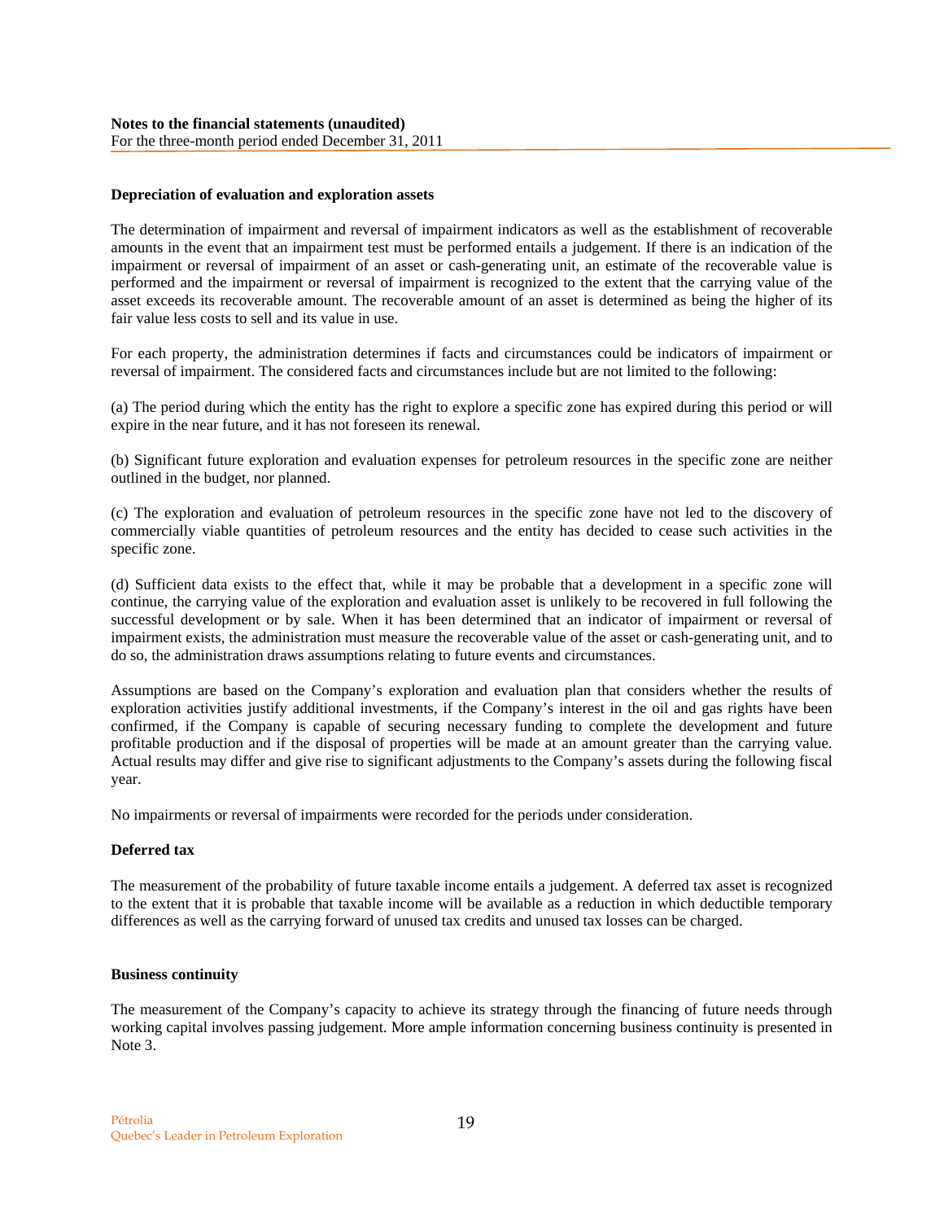### Depreciation of evaluation and exploration assets

The determination of impairment and reversal of impairment indicators as well as the establishment of recoverable amounts in the event that an impairment test must be performed entails a judgement. If there is an indication of the impairment or reversal of impairment of an asset or cash-generating unit, an estimate of the recoverable value is performed and the impairment or reversal of impairment is recognized to the extent that the carrying value of the asset exceeds its recoverable amount. The recoverable amount of an asset is determined as being the higher of its fair value less costs to sell and its value in use.

For each property, the administration determines if facts and circumstances could be indicators of impairment or reversal of impairment. The considered facts and circumstances include but are not limited to the following:

(a) The period during which the entity has the right to explore a specific zone has expired during this period or will expire in the near future, and it has not foreseen its renewal.

(b) Significant future exploration and evaluation expenses for petroleum resources in the specific zone are neither outlined in the budget, nor planned.

(c) The exploration and evaluation of petroleum resources in the specific zone have not led to the discovery of commercially viable quantities of petroleum resources and the entity has decided to cease such activities in the specific zone.

(d) Sufficient data exists to the effect that, while it may be probable that a development in a specific zone will continue, the carrying value of the exploration and evaluation asset is unlikely to be recovered in full following the successful development or by sale. When it has been determined that an indicator of impairment or reversal of impairment exists, the administration must measure the recoverable value of the asset or cash-generating unit, and to do so, the administration draws assumptions relating to future events and circumstances.

Assumptions are based on the Company's exploration and evaluation plan that considers whether the results of exploration activities justify additional investments, if the Company's interest in the oil and gas rights have been confirmed, if the Company is capable of securing necessary funding to complete the development and future profitable production and if the disposal of properties will be made at an amount greater than the carrying value. Actual results may differ and give rise to significant adjustments to the Company's assets during the following fiscal year.

No impairments or reversal of impairments were recorded for the periods under consideration.

### Deferred tax

The measurement of the probability of future taxable income entails a judgement. A deferred tax asset is recognized to the extent that it is probable that taxable income will be available as a reduction in which deductible temporary differences as well as the carrying forward of unused tax credits and unused tax losses can be charged.

### Business continuity

The measurement of the Company's capacity to achieve its strategy through the financing of future needs through working capital involves passing judgement. More ample information concerning business continuity is presented in Note 3.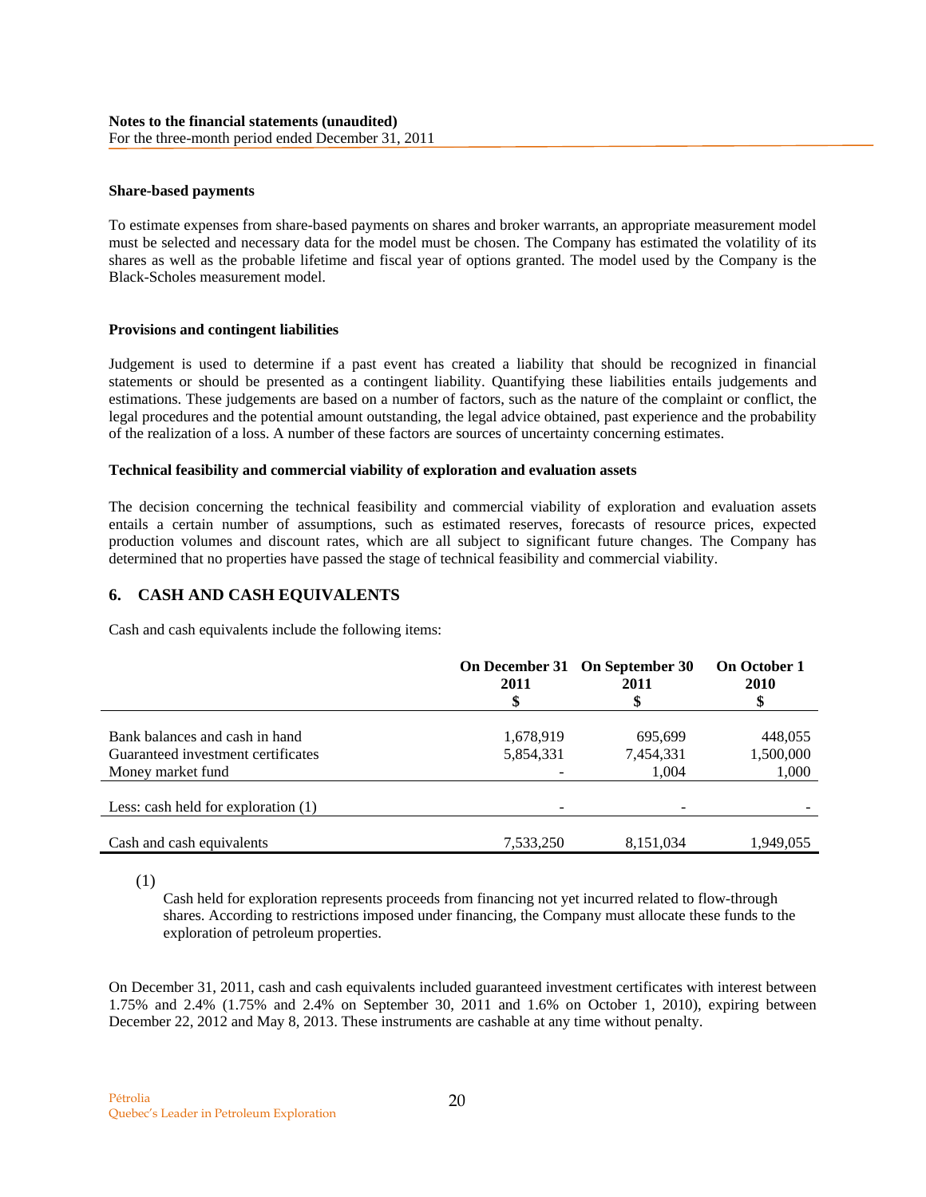**Share-based payments**

To estimate expenses from share-based payments on shares and broker warrants, an appropriate measurement model must be selected and necessary data for the model must be chosen. The Company has estimated the volatility of its shares as well as the probable lifetime and fiscal year of options granted. The model used by the Company is the Black-Scholes measurement model.

**Provisions and contingent liabilities**

Judgement is used to determine if a past event has created a liability that should be recognized in financial statements or should be presented as a contingent liability. Quantifying these liabilities entails judgements and estimations. These judgements are based on a number of factors, such as the nature of the complaint or conflict, the legal procedures and the potential amount outstanding, the legal advice obtained, past experience and the probability of the realization of a loss. A number of these factors are sources of uncertainty concerning estimates.

**Technical feasibility and commercial viability of exploration and evaluation assets**

The decision concerning the technical feasibility and commercial viability of exploration and evaluation assets entails a certain number of assumptions, such as estimated reserves, forecasts of resource prices, expected production volumes and discount rates, which are all subject to significant future changes. The Company has determined that no properties have passed the stage of technical feasibility and commercial viability.

## 6. CASH AND CASH EQUIVALENTS

Cash and cash equivalents include the following items:

| | On December 31 2011 $ | On September 30 2011 $ | On October 1 2010 $ |
|---|---|---|---|
| Bank balances and cash in hand | 1,678,919 | 695,699 | 448,055 |
| Guaranteed investment certificates | 5,854,331 | 7,454,331 | 1,500,000 |
| Money market fund | - | 1,004 | 1,000 |
| Less: cash held for exploration (1) | - | - | - |
| Cash and cash equivalents | 7,533,250 | 8,151,034 | 1,949,055 |

(1) Cash held for exploration represents proceeds from financing not yet incurred related to flow-through shares. According to restrictions imposed under financing, the Company must allocate these funds to the exploration of petroleum properties.

On December 31, 2011, cash and cash equivalents included guaranteed investment certificates with interest between 1.75% and 2.4% (1.75% and 2.4% on September 30, 2011 and 1.6% on October 1, 2010), expiring between December 22, 2012 and May 8, 2013. These instruments are cashable at any time without penalty.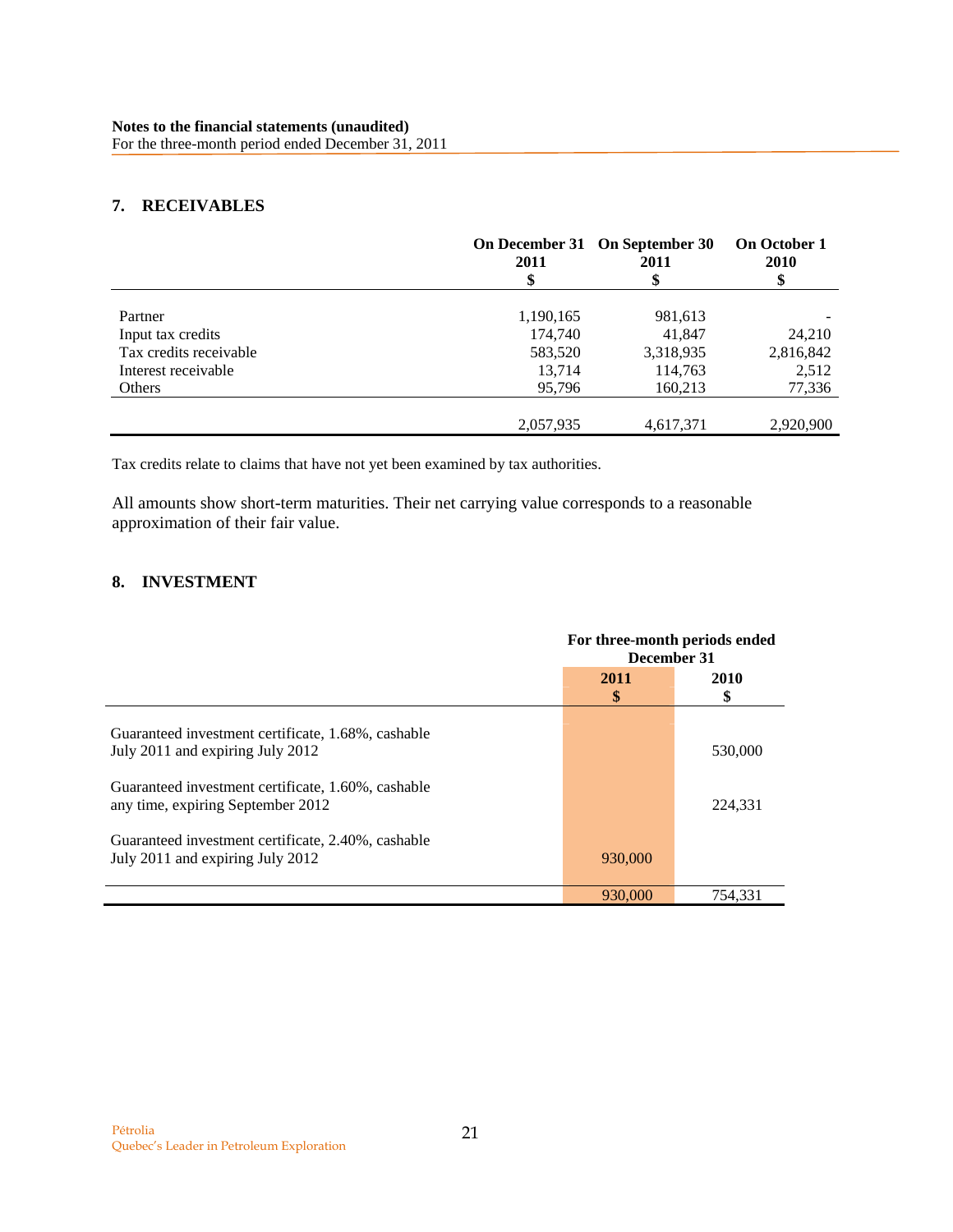**Notes to the financial statements (unaudited)**
For the three-month period ended December 31, 2011

## 7. RECEIVABLES

| | On December 31 2011 $ | On September 30 2011 $ | On October 1 2010 $ |
|---|---|---|---|
| Partner | 1,190,165 | 981,613 | - |
| Input tax credits | 174,740 | 41,847 | 24,210 |
| Tax credits receivable | 583,520 | 3,318,935 | 2,816,842 |
| Interest receivable | 13,714 | 114,763 | 2,512 |
| Others | 95,796 | 160,213 | 77,336 |
| | 2,057,935 | 4,617,371 | 2,920,900 |

Tax credits relate to claims that have not yet been examined by tax authorities.

All amounts show short-term maturities. Their net carrying value corresponds to a reasonable approximation of their fair value.

## 8. INVESTMENT

| | For three-month periods ended December 31 | |
|---|---|---|
| | 2011 $ | 2010 $ |
| Guaranteed investment certificate, 1.68%, cashable July 2011 and expiring July 2012 | | 530,000 |
| Guaranteed investment certificate, 1.60%, cashable any time, expiring September 2012 | | 224,331 |
| Guaranteed investment certificate, 2.40%, cashable July 2011 and expiring July 2012 | 930,000 | |
| | 930,000 | 754,331 |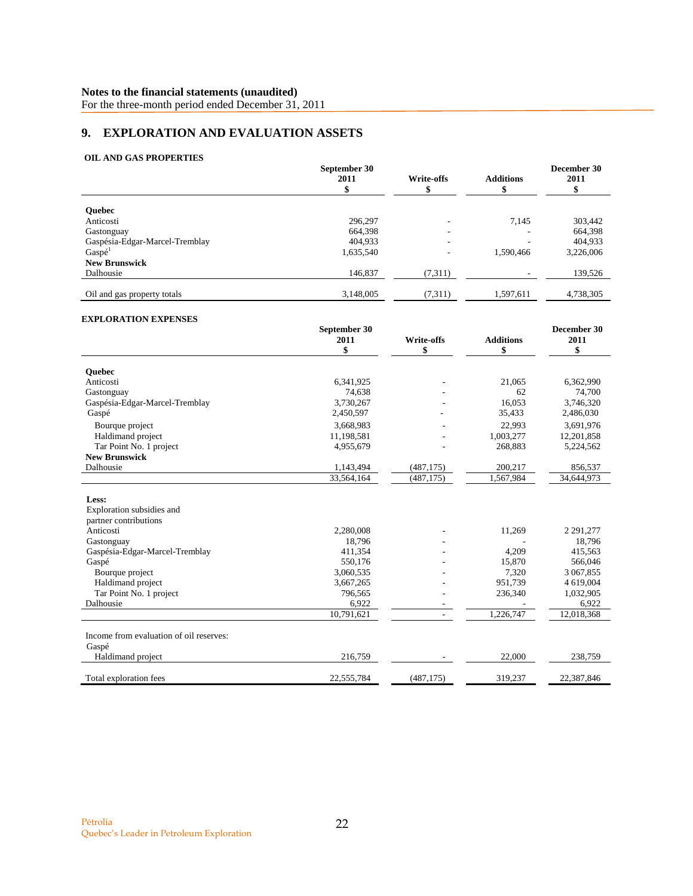## 9. EXPLORATION AND EVALUATION ASSETS

### OIL AND GAS PROPERTIES

| | September 30 2011 $ | Write-offs $ | Additions $ | December 30 2011 $ |
|---|---|---|---|---|
| **Quebec** | | | | |
| Anticosti | 296,297 | - | 7,145 | 303,442 |
| Gastonguay | 664,398 | - | - | 664,398 |
| Gaspésia-Edgar-Marcel-Tremblay | 404,933 | - | - | 404,933 |
| Gaspé[1] | 1,635,540 | - | 1,590,466 | 3,226,006 |
| **New Brunswick** | | | | |
| Dalhousie | 146,837 | (7,311) | - | 139,526 |
| Oil and gas property totals | 3,148,005 | (7,311) | 1,597,611 | 4,738,305 |

### EXPLORATION EXPENSES

| | September 30 2011 $ | Write-offs $ | Additions $ | December 30 2011 $ |
|---|---|---|---|---|
| **Quebec** | | | | |
| Anticosti | 6,341,925 | - | 21,065 | 6,362,990 |
| Gastonguay | 74,638 | - | 62 | 74,700 |
| Gaspésia-Edgar-Marcel-Tremblay | 3,730,267 | - | 16,053 | 3,746,320 |
| Gaspé | 2,450,597 | - | 35,433 | 2,486,030 |
| Bourque project | 3,668,983 | - | 22,993 | 3,691,976 |
| Haldimand project | 11,198,581 | - | 1,003,277 | 12,201,858 |
| Tar Point No. 1 project | 4,955,679 | - | 268,883 | 5,224,562 |
| **New Brunswick** | | | | |
| Dalhousie | 1,143,494 | (487,175) | 200,217 | 856,537 |
| | 33,564,164 | (487,175) | 1,567,984 | 34,644,973 |
| **Less:** | | | | |
| Exploration subsidies and partner contributions | | | | |
| Anticosti | 2,280,008 | - | 11,269 | 2 291,277 |
| Gastonguay | 18,796 | - | - | 18,796 |
| Gaspésia-Edgar-Marcel-Tremblay | 411,354 | - | 4,209 | 415,563 |
| Gaspé | 550,176 | - | 15,870 | 566,046 |
| Bourque project | 3,060,535 | - | 7,320 | 3 067,855 |
| Haldimand project | 3,667,265 | - | 951,739 | 4 619,004 |
| Tar Point No. 1 project | 796,565 | - | 236,340 | 1,032,905 |
| Dalhousie | 6,922 | - | - | 6,922 |
| | 10,791,621 | - | 1,226,747 | 12,018,368 |
| Income from evaluation of oil reserves: | | | | |
| Gaspé | | | | |
| Haldimand project | 216,759 | - | 22,000 | 238,759 |
| Total exploration fees | 22,555,784 | (487,175) | 319,237 | 22,387,846 |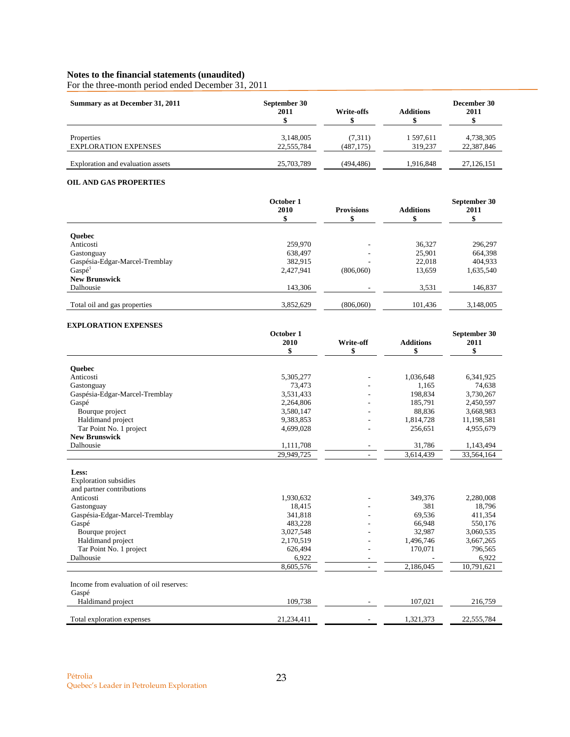**Notes to the financial statements (unaudited)**
For the three-month period ended December 31, 2011

| Summary as at December 31, 2011 | September 30 2011 $ | Write-offs $ | Additions $ | December 30 2011 $ |
|---|---|---|---|---|
| Properties | 3,148,005 | (7,311) | 1 597,611 | 4,738,305 |
| EXPLORATION EXPENSES | 22,555,784 | (487,175) | 319,237 | 22,387,846 |
| Exploration and evaluation assets | 25,703,789 | (494,486) | 1,916,848 | 27,126,151 |

**OIL AND GAS PROPERTIES**

| | October 1 2010 $ | Provisions $ | Additions $ | September 30 2011 $ |
|---|---|---|---|---|
| **Quebec** | | | | |
| Anticosti | 259,970 | - | 36,327 | 296,297 |
| Gastonguay | 638,497 | - | 25,901 | 664,398 |
| Gaspésia-Edgar-Marcel-Tremblay | 382,915 | - | 22,018 | 404,933 |
| Gaspé[1] | 2,427,941 | (806,060) | 13,659 | 1,635,540 |
| **New Brunswick** | | | | |
| Dalhousie | 143,306 | - | 3,531 | 146,837 |
| Total oil and gas properties | 3,852,629 | (806,060) | 101,436 | 3,148,005 |

**EXPLORATION EXPENSES**

| | October 1 2010 $ | Write-off $ | Additions $ | September 30 2011 $ |
|---|---|---|---|---|
| **Quebec** | | | | |
| Anticosti | 5,305,277 | - | 1,036,648 | 6,341,925 |
| Gastonguay | 73,473 | - | 1,165 | 74,638 |
| Gaspésia-Edgar-Marcel-Tremblay | 3,531,433 | - | 198,834 | 3,730,267 |
| Gaspé | 2,264,806 | - | 185,791 | 2,450,597 |
| Bourque project | 3,580,147 | - | 88,836 | 3,668,983 |
| Haldimand project | 9,383,853 | - | 1,814,728 | 11,198,581 |
| Tar Point No. 1 project | 4,699,028 | - | 256,651 | 4,955,679 |
| **New Brunswick** | | | | |
| Dalhousie | 1,111,708 | - | 31,786 | 1,143,494 |
| | 29,949,725 | - | 3,614,439 | 33,564,164 |
| **Less:** | | | | |
| Exploration subsidies and partner contributions | | | | |
| Anticosti | 1,930,632 | - | 349,376 | 2,280,008 |
| Gastonguay | 18,415 | - | 381 | 18,796 |
| Gaspésia-Edgar-Marcel-Tremblay | 341,818 | - | 69,536 | 411,354 |
| Gaspé | 483,228 | - | 66,948 | 550,176 |
| Bourque project | 3,027,548 | - | 32,987 | 3,060,535 |
| Haldimand project | 2,170,519 | - | 1,496,746 | 3,667,265 |
| Tar Point No. 1 project | 626,494 | - | 170,071 | 796,565 |
| Dalhousie | 6,922 | - | - | 6,922 |
| | 8,605,576 | - | 2,186,045 | 10,791,621 |
| Income from evaluation of oil reserves: | | | | |
| Gaspé | | | | |
| Haldimand project | 109,738 | - | 107,021 | 216,759 |
| Total exploration expenses | 21,234,411 | - | 1,321,373 | 22,555,784 |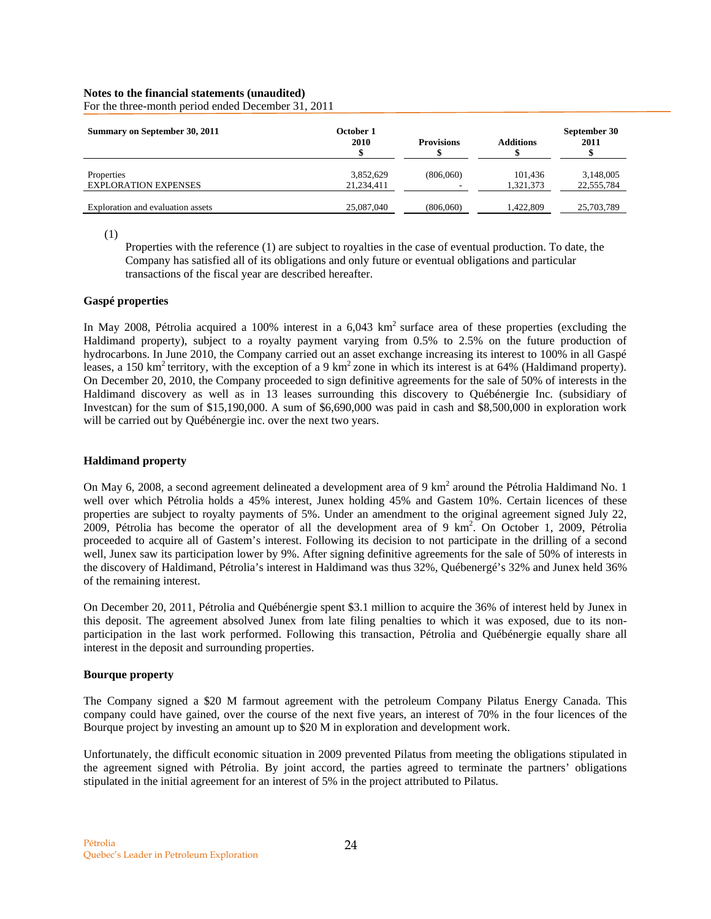**Notes to the financial statements (unaudited)**
For the three-month period ended December 31, 2011

| Summary on September 30, 2011 | October 1 2010 $ | Provisions $ | Additions $ | September 30 2011 $ |
|---|---|---|---|---|
| Properties | 3,852,629 | (806,060) | 101,436 | 3,148,005 |
| EXPLORATION EXPENSES | 21,234,411 | - | 1,321,373 | 22,555,784 |
| Exploration and evaluation assets | 25,087,040 | (806,060) | 1,422,809 | 25,703,789 |

(1)
Properties with the reference (1) are subject to royalties in the case of eventual production. To date, the Company has satisfied all of its obligations and only future or eventual obligations and particular transactions of the fiscal year are described hereafter.

**Gaspé properties**

In May 2008, Pétrolia acquired a 100% interest in a 6,043 km$^2$ surface area of these properties (excluding the Haldimand property), subject to a royalty payment varying from 0.5% to 2.5% on the future production of hydrocarbons. In June 2010, the Company carried out an asset exchange increasing its interest to 100% in all Gaspé leases, a 150 km$^2$ territory, with the exception of a 9 km$^2$ zone in which its interest is at 64% (Haldimand property). On December 20, 2010, the Company proceeded to sign definitive agreements for the sale of 50% of interests in the Haldimand discovery as well as in 13 leases surrounding this discovery to Québénergie Inc. (subsidiary of Investcan) for the sum of $15,190,000. A sum of $6,690,000 was paid in cash and $8,500,000 in exploration work will be carried out by Québénergie inc. over the next two years.

**Haldimand property**

On May 6, 2008, a second agreement delineated a development area of 9 km$^2$ around the Pétrolia Haldimand No. 1 well over which Pétrolia holds a 45% interest, Junex holding 45% and Gastem 10%. Certain licences of these properties are subject to royalty payments of 5%. Under an amendment to the original agreement signed July 22, 2009, Pétrolia has become the operator of all the development area of 9 km$^2$. On October 1, 2009, Pétrolia proceeded to acquire all of Gastem's interest. Following its decision to not participate in the drilling of a second well, Junex saw its participation lower by 9%. After signing definitive agreements for the sale of 50% of interests in the discovery of Haldimand, Pétrolia's interest in Haldimand was thus 32%, Québenergé's 32% and Junex held 36% of the remaining interest.

On December 20, 2011, Pétrolia and Québénergie spent $3.1 million to acquire the 36% of interest held by Junex in this deposit. The agreement absolved Junex from late filing penalties to which it was exposed, due to its non-participation in the last work performed. Following this transaction, Pétrolia and Québénergie equally share all interest in the deposit and surrounding properties.

**Bourque property**

The Company signed a $20 M farmout agreement with the petroleum Company Pilatus Energy Canada. This company could have gained, over the course of the next five years, an interest of 70% in the four licences of the Bourque project by investing an amount up to $20 M in exploration and development work.

Unfortunately, the difficult economic situation in 2009 prevented Pilatus from meeting the obligations stipulated in the agreement signed with Pétrolia. By joint accord, the parties agreed to terminate the partners' obligations stipulated in the initial agreement for an interest of 5% in the project attributed to Pilatus.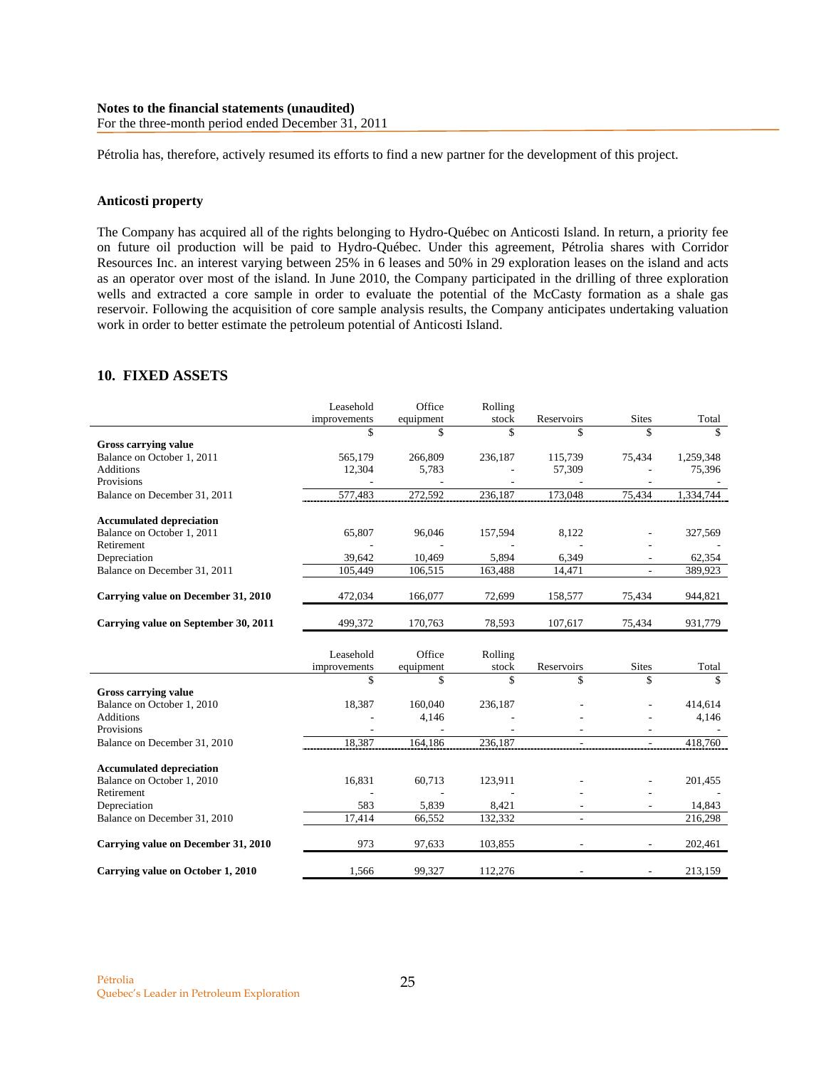Pétrolia has, therefore, actively resumed its efforts to find a new partner for the development of this project.

**Anticosti property**

The Company has acquired all of the rights belonging to Hydro-Québec on Anticosti Island. In return, a priority fee on future oil production will be paid to Hydro-Québec. Under this agreement, Pétrolia shares with Corridor Resources Inc. an interest varying between 25% in 6 leases and 50% in 29 exploration leases on the island and acts as an operator over most of the island. In June 2010, the Company participated in the drilling of three exploration wells and extracted a core sample in order to evaluate the potential of the McCasty formation as a shale gas reservoir. Following the acquisition of core sample analysis results, the Company anticipates undertaking valuation work in order to better estimate the petroleum potential of Anticosti Island.

## 10. FIXED ASSETS

| | Leasehold improvements | Office equipment | Rolling stock | Reservoirs | Sites | Total |
|---|---|---|---|---|---|---|
| | $ | $ | $ | $ | $ | $ |
| **Gross carrying value** | | | | | | |
| Balance on October 1, 2011 | 565,179 | 266,809 | 236,187 | 115,739 | 75,434 | 1,259,348 |
| Additions | 12,304 | 5,783 | - | 57,309 | - | 75,396 |
| Provisions | - | - | - | - | - | - |
| Balance on December 31, 2011 | 577,483 | 272,592 | 236,187 | 173,048 | 75,434 | 1,334,744 |
| **Accumulated depreciation** | | | | | | |
| Balance on October 1, 2011 | 65,807 | 96,046 | 157,594 | 8,122 | - | 327,569 |
| Retirement | - | - | - | - | - | - |
| Depreciation | 39,642 | 10,469 | 5,894 | 6,349 | - | 62,354 |
| Balance on December 31, 2011 | 105,449 | 106,515 | 163,488 | 14,471 | - | 389,923 |
| **Carrying value on December 31, 2010** | 472,034 | 166,077 | 72,699 | 158,577 | 75,434 | 944,821 |
| **Carrying value on September 30, 2011** | 499,372 | 170,763 | 78,593 | 107,617 | 75,434 | 931,779 |

| | Leasehold improvements | Office equipment | Rolling stock | Reservoirs | Sites | Total |
|---|---|---|---|---|---|---|
| | $ | $ | $ | $ | $ | $ |
| **Gross carrying value** | | | | | | |
| Balance on October 1, 2010 | 18,387 | 160,040 | 236,187 | - | - | 414,614 |
| Additions | - | 4,146 | - | - | - | 4,146 |
| Provisions | - | - | - | - | - | - |
| Balance on December 31, 2010 | 18,387 | 164,186 | 236,187 | - | - | 418,760 |
| **Accumulated depreciation** | | | | | | |
| Balance on October 1, 2010 | 16,831 | 60,713 | 123,911 | - | - | 201,455 |
| Retirement | - | - | - | - | - | - |
| Depreciation | 583 | 5,839 | 8,421 | - | - | 14,843 |
| Balance on December 31, 2010 | 17,414 | 66,552 | 132,332 | - | | 216,298 |
| **Carrying value on December 31, 2010** | 973 | 97,633 | 103,855 | - | - | 202,461 |
| **Carrying value on October 1, 2010** | 1,566 | 99,327 | 112,276 | - | - | 213,159 |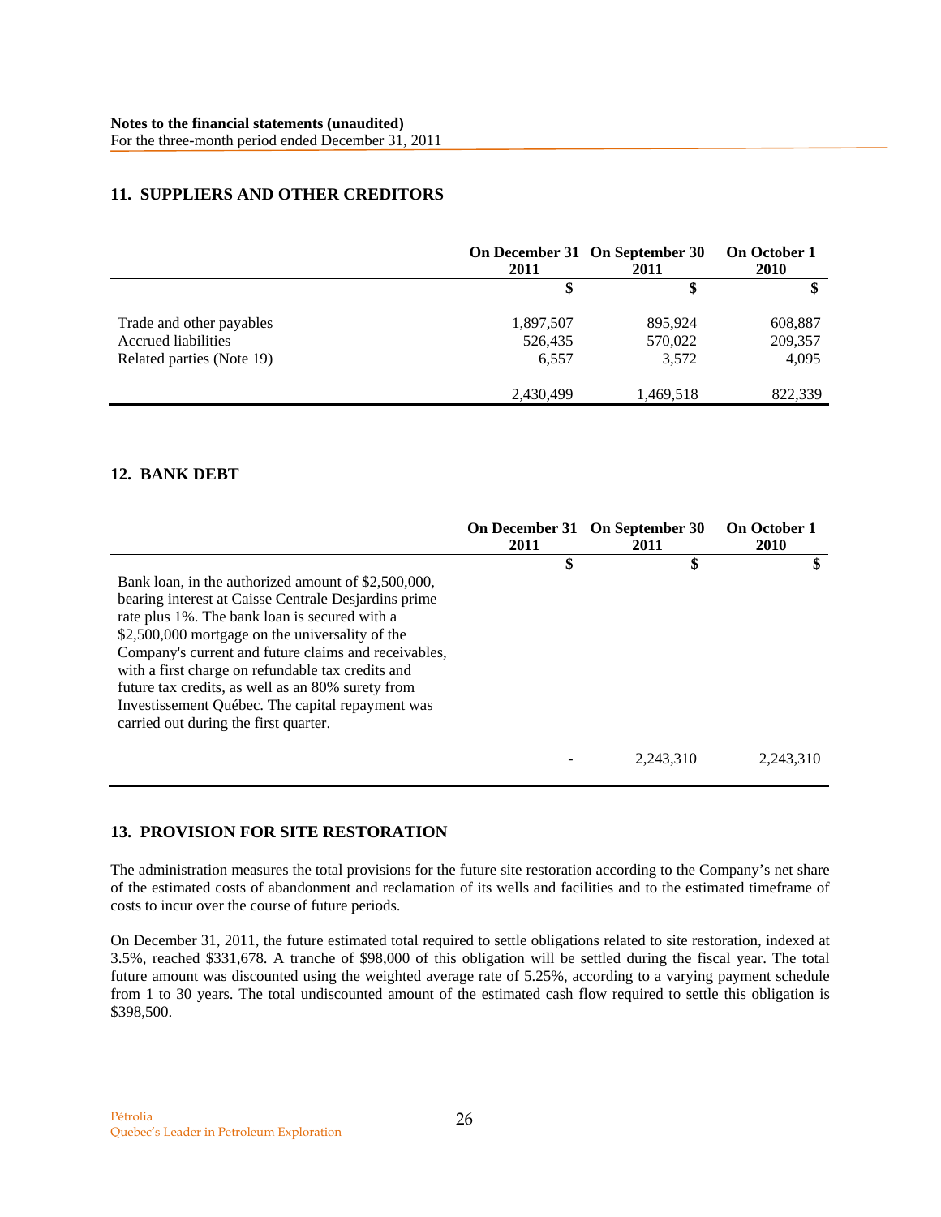**Notes to the financial statements (unaudited)**
For the three-month period ended December 31, 2011

## 11. SUPPLIERS AND OTHER CREDITORS

| | On December 31 2011 | On September 30 2011 | On October 1 2010 |
|---|---|---|---|
| | $ | $ | $ |
| Trade and other payables | 1,897,507 | 895,924 | 608,887 |
| Accrued liabilities | 526,435 | 570,022 | 209,357 |
| Related parties (Note 19) | 6,557 | 3,572 | 4,095 |
| | 2,430,499 | 1,469,518 | 822,339 |

## 12. BANK DEBT

| | On December 31 2011 | On September 30 2011 | On October 1 2010 |
|---|---|---|---|
| | $ | $ | $ |
| Bank loan, in the authorized amount of $2,500,000, bearing interest at Caisse Centrale Desjardins prime rate plus 1%. The bank loan is secured with a $2,500,000 mortgage on the universality of the Company's current and future claims and receivables, with a first charge on refundable tax credits and future tax credits, as well as an 80% surety from Investissement Québec. The capital repayment was carried out during the first quarter. | - | 2,243,310 | 2,243,310 |

## 13. PROVISION FOR SITE RESTORATION

The administration measures the total provisions for the future site restoration according to the Company's net share of the estimated costs of abandonment and reclamation of its wells and facilities and to the estimated timeframe of costs to incur over the course of future periods.

On December 31, 2011, the future estimated total required to settle obligations related to site restoration, indexed at 3.5%, reached $331,678. A tranche of $98,000 of this obligation will be settled during the fiscal year. The total future amount was discounted using the weighted average rate of 5.25%, according to a varying payment schedule from 1 to 30 years. The total undiscounted amount of the estimated cash flow required to settle this obligation is $398,500.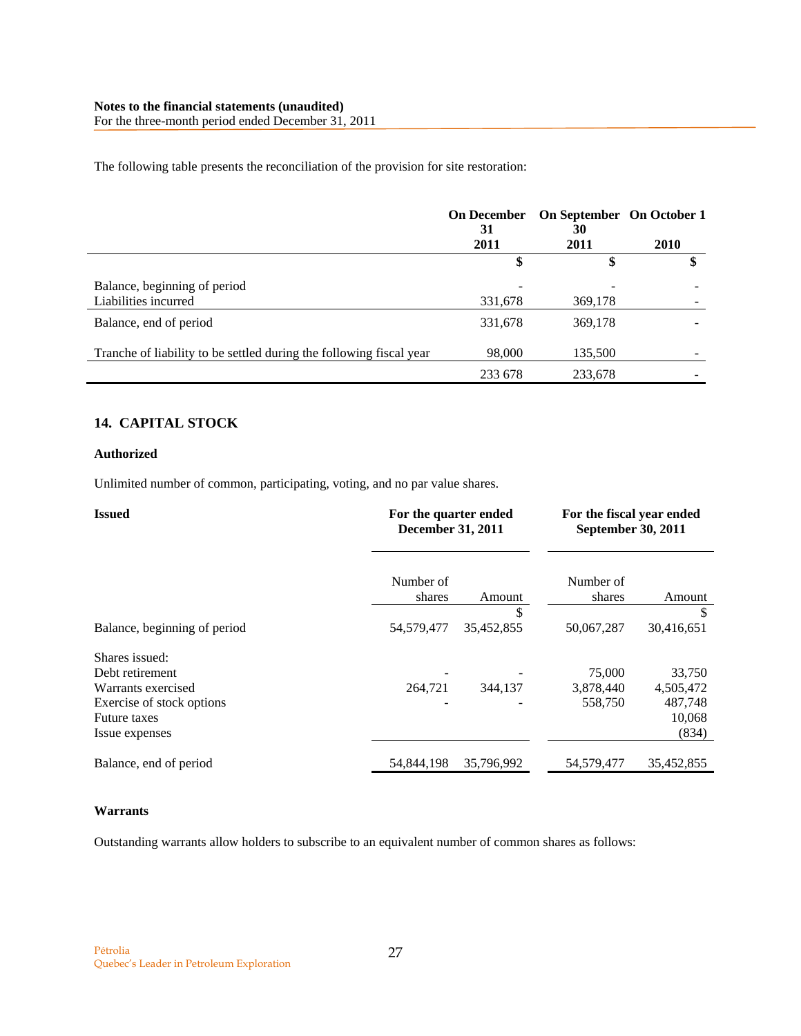The following table presents the reconciliation of the provision for site restoration:

| | On December 31 2011 | On September 30 2011 | On October 1 2010 |
|---|---|---|---|
| | $ | $ | $ |
| Balance, beginning of period | - | - | - |
| Liabilities incurred | 331,678 | 369,178 | - |
| Balance, end of period | 331,678 | 369,178 | - |
| Tranche of liability to be settled during the following fiscal year | 98,000 | 135,500 | - |
| | 233 678 | 233,678 | - |

## 14. CAPITAL STOCK

### Authorized

Unlimited number of common, participating, voting, and no par value shares.

| Issued | For the quarter ended December 31, 2011 | | For the fiscal year ended September 30, 2011 | |
|---|---|---|---|---|
| | Number of shares | Amount | Number of shares | Amount |
| | | $ | | $ |
| Balance, beginning of period | 54,579,477 | 35,452,855 | 50,067,287 | 30,416,651 |
| Shares issued: | | | | |
| Debt retirement | - | - | 75,000 | 33,750 |
| Warrants exercised | 264,721 | 344,137 | 3,878,440 | 4,505,472 |
| Exercise of stock options | - | - | 558,750 | 487,748 |
| Future taxes | | | | 10,068 |
| Issue expenses | | | | (834) |
| Balance, end of period | 54,844,198 | 35,796,992 | 54,579,477 | 35,452,855 |

### Warrants

Outstanding warrants allow holders to subscribe to an equivalent number of common shares as follows: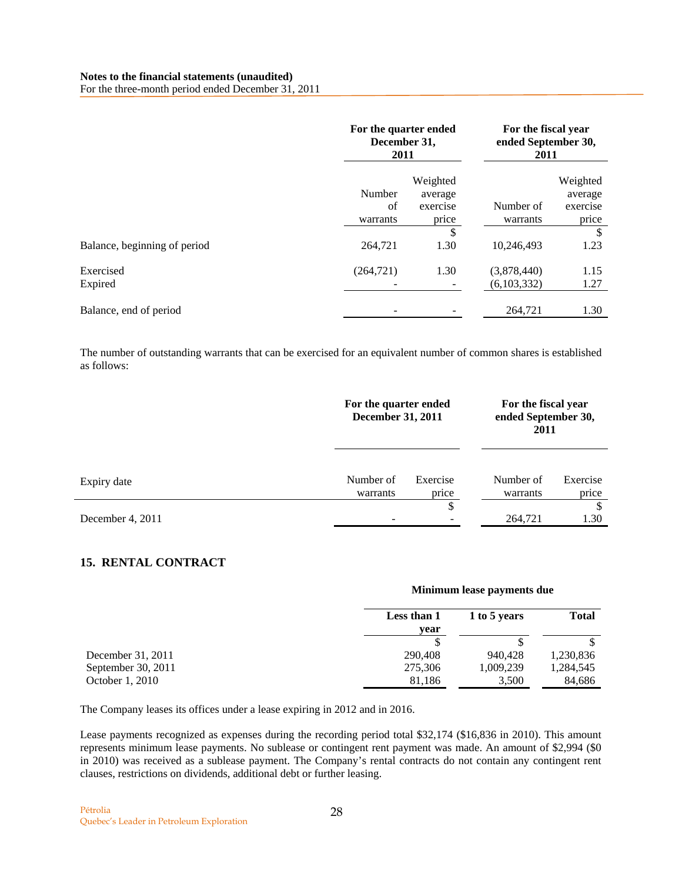|  | For the quarter ended December 31, 2011 |  | For the fiscal year ended September 30, 2011 |  |
|---|---|---|---|---|
|  | Number of warrants | Weighted average exercise price | Number of warrants | Weighted average exercise price |
|  |  | $ |  | $ |
| Balance, beginning of period | 264,721 | 1.30 | 10,246,493 | 1.23 |
| Exercised | (264,721) | 1.30 | (3,878,440) | 1.15 |
| Expired | - | - | (6,103,332) | 1.27 |
| Balance, end of period | - | - | 264,721 | 1.30 |

The number of outstanding warrants that can be exercised for an equivalent number of common shares is established as follows:

|  | For the quarter ended December 31, 2011 |  | For the fiscal year ended September 30, 2011 |  |
|---|---|---|---|---|
| Expiry date | Number of warrants | Exercise price | Number of warrants | Exercise price |
|  |  | $ |  | $ |
| December 4, 2011 | - | - | 264,721 | 1.30 |

## 15. RENTAL CONTRACT

|  | Minimum lease payments due |  |  |
|---|---|---|---|
|  | Less than 1 year | 1 to 5 years | Total |
|  | $ | $ | $ |
| December 31, 2011 | 290,408 | 940,428 | 1,230,836 |
| September 30, 2011 | 275,306 | 1,009,239 | 1,284,545 |
| October 1, 2010 | 81,186 | 3,500 | 84,686 |

The Company leases its offices under a lease expiring in 2012 and in 2016.

Lease payments recognized as expenses during the recording period total $32,174 ($16,836 in 2010). This amount represents minimum lease payments. No sublease or contingent rent payment was made. An amount of $2,994 ($0 in 2010) was received as a sublease payment. The Company's rental contracts do not contain any contingent rent clauses, restrictions on dividends, additional debt or further leasing.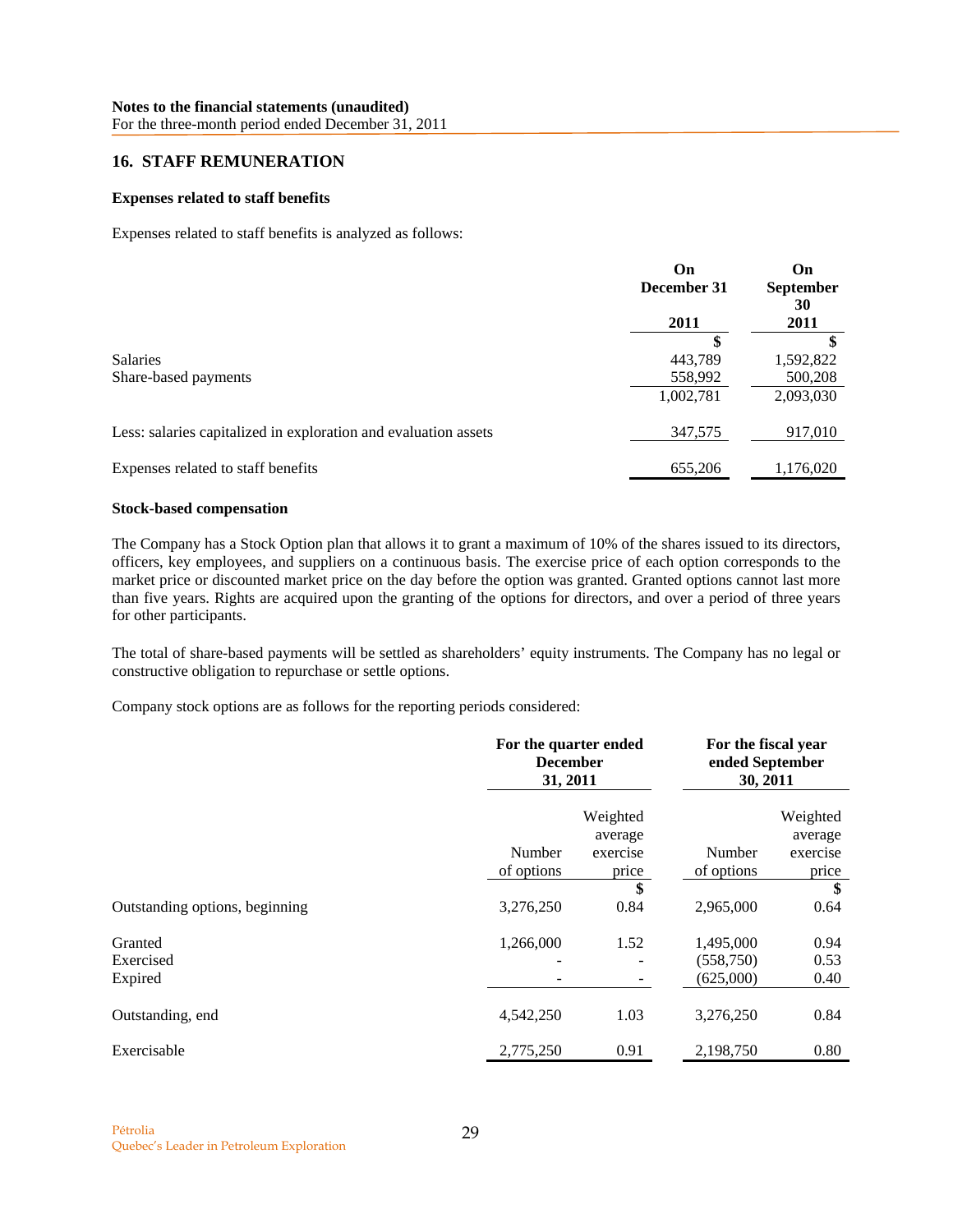**Notes to the financial statements (unaudited)**
For the three-month period ended December 31, 2011

## 16. STAFF REMUNERATION

### Expenses related to staff benefits

Expenses related to staff benefits is analyzed as follows:

| | On December 31 2011 | On September 30 2011 |
|---|---|---|
| | $ | $ |
| Salaries | 443,789 | 1,592,822 |
| Share-based payments | 558,992 | 500,208 |
| | 1,002,781 | 2,093,030 |
| Less: salaries capitalized in exploration and evaluation assets | 347,575 | 917,010 |
| Expenses related to staff benefits | 655,206 | 1,176,020 |

### Stock-based compensation

The Company has a Stock Option plan that allows it to grant a maximum of 10% of the shares issued to its directors, officers, key employees, and suppliers on a continuous basis. The exercise price of each option corresponds to the market price or discounted market price on the day before the option was granted. Granted options cannot last more than five years. Rights are acquired upon the granting of the options for directors, and over a period of three years for other participants.

The total of share-based payments will be settled as shareholders' equity instruments. The Company has no legal or constructive obligation to repurchase or settle options.

Company stock options are as follows for the reporting periods considered:

| | For the quarter ended December 31, 2011 | | For the fiscal year ended September 30, 2011 | |
|---|---|---|---|---|
| | Number of options | Weighted average exercise price | Number of options | Weighted average exercise price |
| | | $ | | $ |
| Outstanding options, beginning | 3,276,250 | 0.84 | 2,965,000 | 0.64 |
| Granted | 1,266,000 | 1.52 | 1,495,000 | 0.94 |
| Exercised | - | - | (558,750) | 0.53 |
| Expired | - | - | (625,000) | 0.40 |
| Outstanding, end | 4,542,250 | 1.03 | 3,276,250 | 0.84 |
| Exercisable | 2,775,250 | 0.91 | 2,198,750 | 0.80 |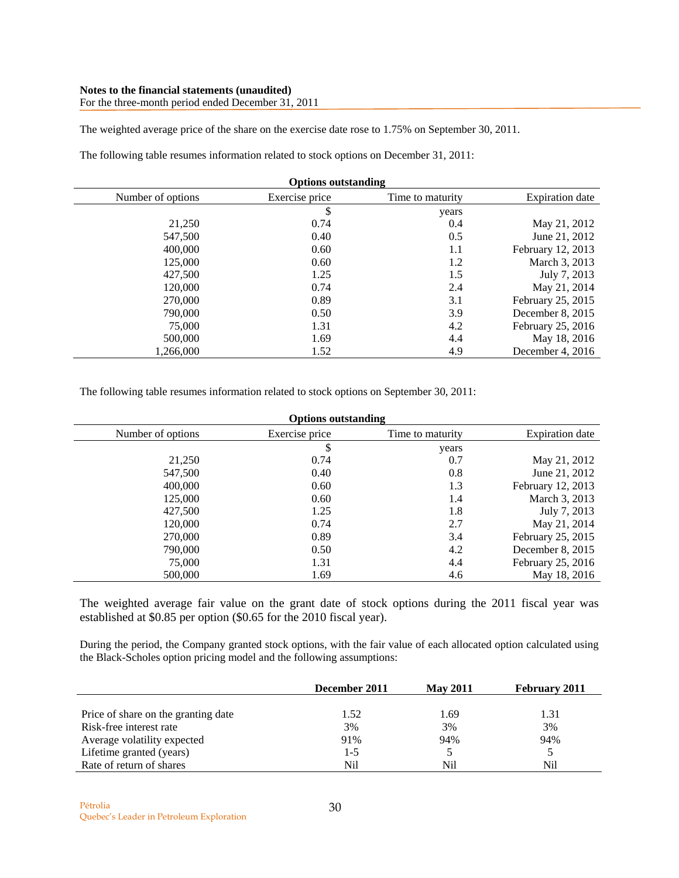**Notes to the financial statements (unaudited)**
For the three-month period ended December 31, 2011

The weighted average price of the share on the exercise date rose to 1.75% on September 30, 2011.

The following table resumes information related to stock options on December 31, 2011:

| Options outstanding | | | |
|---|---|---|---|
| Number of options | Exercise price | Time to maturity | Expiration date |
| | $ | years | |
| 21,250 | 0.74 | 0.4 | May 21, 2012 |
| 547,500 | 0.40 | 0.5 | June 21, 2012 |
| 400,000 | 0.60 | 1.1 | February 12, 2013 |
| 125,000 | 0.60 | 1.2 | March 3, 2013 |
| 427,500 | 1.25 | 1.5 | July 7, 2013 |
| 120,000 | 0.74 | 2.4 | May 21, 2014 |
| 270,000 | 0.89 | 3.1 | February 25, 2015 |
| 790,000 | 0.50 | 3.9 | December 8, 2015 |
| 75,000 | 1.31 | 4.2 | February 25, 2016 |
| 500,000 | 1.69 | 4.4 | May 18, 2016 |
| 1,266,000 | 1.52 | 4.9 | December 4, 2016 |

The following table resumes information related to stock options on September 30, 2011:

| Options outstanding | | | |
|---|---|---|---|
| Number of options | Exercise price | Time to maturity | Expiration date |
| | $ | years | |
| 21,250 | 0.74 | 0.7 | May 21, 2012 |
| 547,500 | 0.40 | 0.8 | June 21, 2012 |
| 400,000 | 0.60 | 1.3 | February 12, 2013 |
| 125,000 | 0.60 | 1.4 | March 3, 2013 |
| 427,500 | 1.25 | 1.8 | July 7, 2013 |
| 120,000 | 0.74 | 2.7 | May 21, 2014 |
| 270,000 | 0.89 | 3.4 | February 25, 2015 |
| 790,000 | 0.50 | 4.2 | December 8, 2015 |
| 75,000 | 1.31 | 4.4 | February 25, 2016 |
| 500,000 | 1.69 | 4.6 | May 18, 2016 |

The weighted average fair value on the grant date of stock options during the 2011 fiscal year was established at $0.85 per option ($0.65 for the 2010 fiscal year).

During the period, the Company granted stock options, with the fair value of each allocated option calculated using the Black-Scholes option pricing model and the following assumptions:

| | **December 2011** | **May 2011** | **February 2011** |
|---|---|---|---|
| Price of share on the granting date | 1.52 | 1.69 | 1.31 |
| Risk-free interest rate | 3% | 3% | 3% |
| Average volatility expected | 91% | 94% | 94% |
| Lifetime granted (years) | 1-5 | 5 | 5 |
| Rate of return of shares | Nil | Nil | Nil |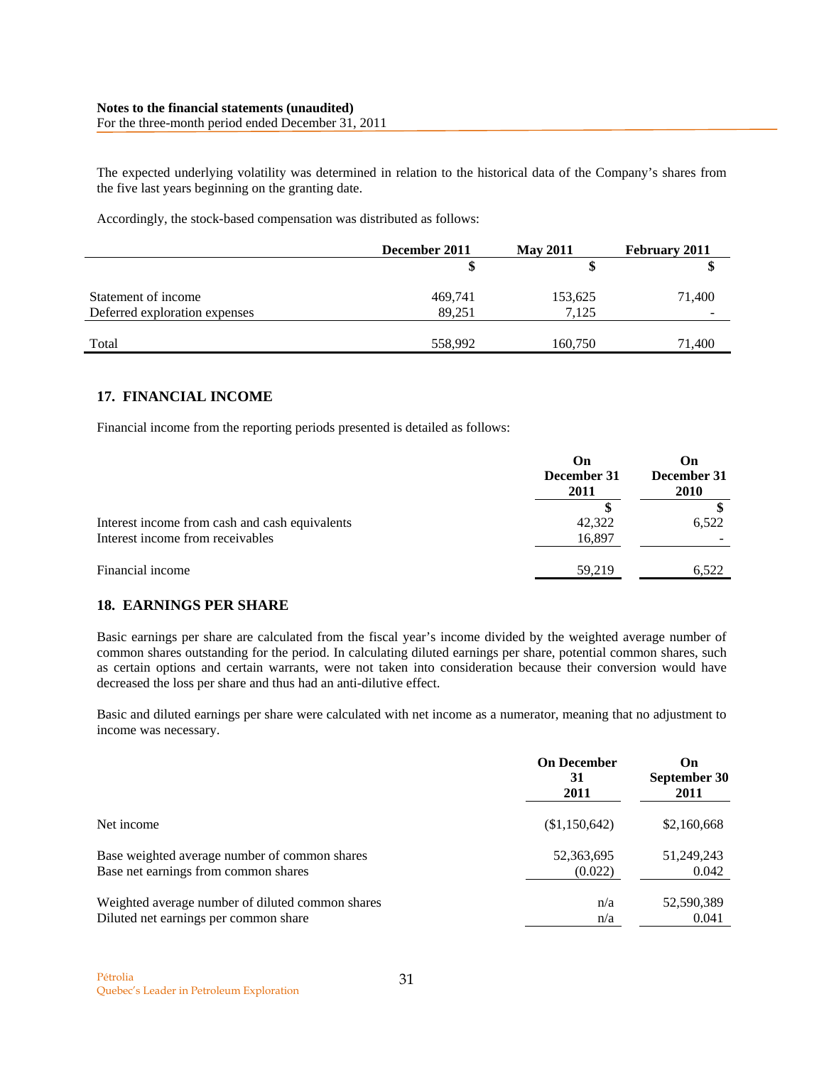The expected underlying volatility was determined in relation to the historical data of the Company's shares from the five last years beginning on the granting date.

Accordingly, the stock-based compensation was distributed as follows:

| | December 2011 | May 2011 | February 2011 |
|---|---|---|---|
| | $ | $ | $ |
| Statement of income | 469,741 | 153,625 | 71,400 |
| Deferred exploration expenses | 89,251 | 7,125 | - |
| Total | 558,992 | 160,750 | 71,400 |

## 17. FINANCIAL INCOME

Financial income from the reporting periods presented is detailed as follows:

| | On December 31 2011 | On December 31 2010 |
|---|---|---|
| | $ | $ |
| Interest income from cash and cash equivalents | 42,322 | 6,522 |
| Interest income from receivables | 16,897 | - |
| Financial income | 59,219 | 6,522 |

## 18. EARNINGS PER SHARE

Basic earnings per share are calculated from the fiscal year's income divided by the weighted average number of common shares outstanding for the period. In calculating diluted earnings per share, potential common shares, such as certain options and certain warrants, were not taken into consideration because their conversion would have decreased the loss per share and thus had an anti-dilutive effect.

Basic and diluted earnings per share were calculated with net income as a numerator, meaning that no adjustment to income was necessary.

| | On December 31 2011 | On September 30 2011 |
|---|---|---|
| Net income | ($1,150,642) | $2,160,668 |
| Base weighted average number of common shares | 52,363,695 | 51,249,243 |
| Base net earnings from common shares | (0.022) | 0.042 |
| Weighted average number of diluted common shares | n/a | 52,590,389 |
| Diluted net earnings per common share | n/a | 0.041 |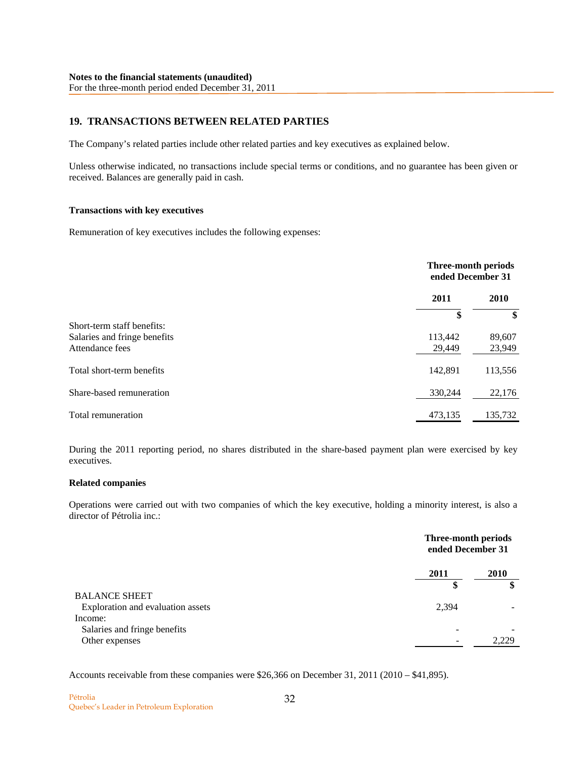## 19. TRANSACTIONS BETWEEN RELATED PARTIES

The Company's related parties include other related parties and key executives as explained below.

Unless otherwise indicated, no transactions include special terms or conditions, and no guarantee has been given or received. Balances are generally paid in cash.

### Transactions with key executives

Remuneration of key executives includes the following expenses:

| | Three-month periods ended December 31 | |
|---|---|---|
| | 2011 | 2010 |
| | $ | $ |
| Short-term staff benefits: | | |
| Salaries and fringe benefits | 113,442 | 89,607 |
| Attendance fees | 29,449 | 23,949 |
| Total short-term benefits | 142,891 | 113,556 |
| Share-based remuneration | 330,244 | 22,176 |
| Total remuneration | 473,135 | 135,732 |

During the 2011 reporting period, no shares distributed in the share-based payment plan were exercised by key executives.

### Related companies

Operations were carried out with two companies of which the key executive, holding a minority interest, is also a director of Pétrolia inc.:

| | Three-month periods ended December 31 | |
|---|---|---|
| | 2011 | 2010 |
| | $ | $ |
| BALANCE SHEET | | |
| Exploration and evaluation assets | 2,394 | - |
| Income: | | |
| Salaries and fringe benefits | - | - |
| Other expenses | - | 2,229 |

Accounts receivable from these companies were $26,366 on December 31, 2011 (2010 – $41,895).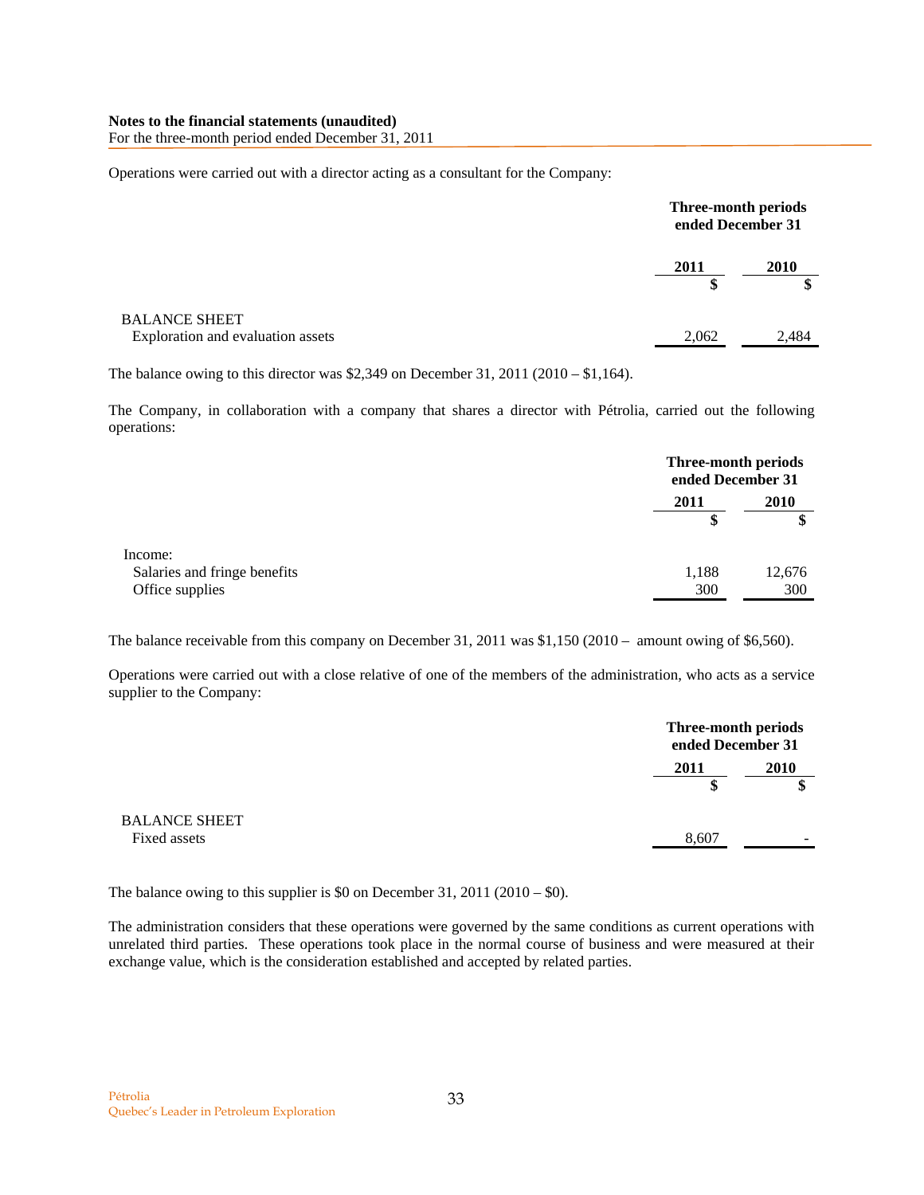**Notes to the financial statements (unaudited)**
For the three-month period ended December 31, 2011

Operations were carried out with a director acting as a consultant for the Company:

| | Three-month periods ended December 31 | |
|---|---|---|
| | 2011 | 2010 |
| | $ | $ |
| BALANCE SHEET | | |
| Exploration and evaluation assets | 2,062 | 2,484 |

The balance owing to this director was $2,349 on December 31, 2011 (2010 – $1,164).

The Company, in collaboration with a company that shares a director with Pétrolia, carried out the following operations:

| | Three-month periods ended December 31 | |
|---|---|---|
| | 2011 | 2010 |
| | $ | $ |
| Income: | | |
| Salaries and fringe benefits | 1,188 | 12,676 |
| Office supplies | 300 | 300 |

The balance receivable from this company on December 31, 2011 was $1,150 (2010 – amount owing of $6,560).

Operations were carried out with a close relative of one of the members of the administration, who acts as a service supplier to the Company:

| | Three-month periods ended December 31 | |
|---|---|---|
| | 2011 | 2010 |
| | $ | $ |
| BALANCE SHEET | | |
| Fixed assets | 8,607 | - |

The balance owing to this supplier is $0 on December 31, 2011 (2010 – $0).

The administration considers that these operations were governed by the same conditions as current operations with unrelated third parties. These operations took place in the normal course of business and were measured at their exchange value, which is the consideration established and accepted by related parties.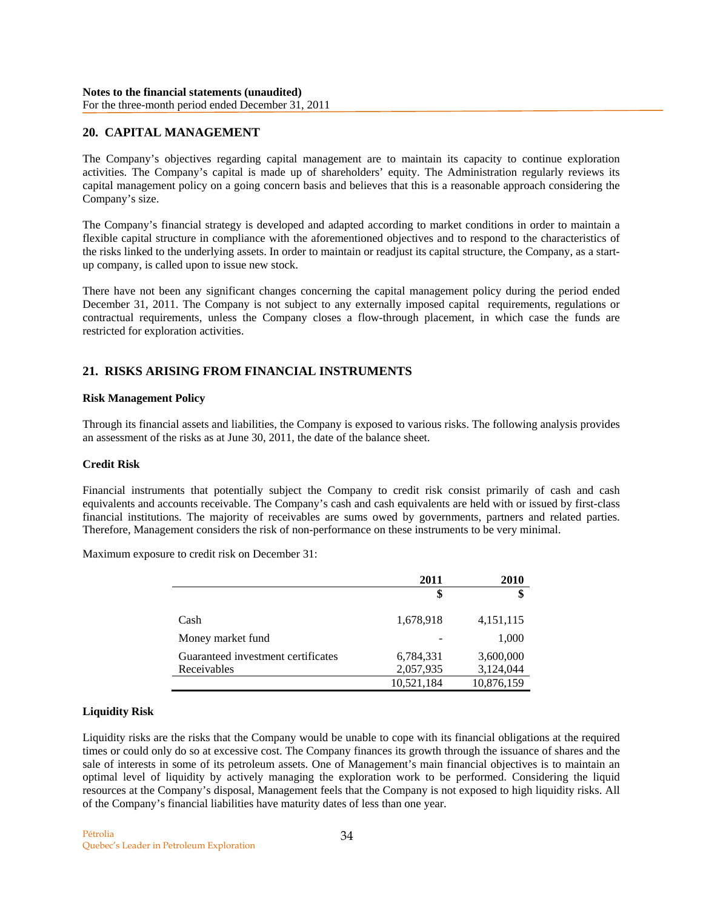**Notes to the financial statements (unaudited)**
For the three-month period ended December 31, 2011

## 20. CAPITAL MANAGEMENT

The Company's objectives regarding capital management are to maintain its capacity to continue exploration activities. The Company's capital is made up of shareholders' equity. The Administration regularly reviews its capital management policy on a going concern basis and believes that this is a reasonable approach considering the Company's size.

The Company's financial strategy is developed and adapted according to market conditions in order to maintain a flexible capital structure in compliance with the aforementioned objectives and to respond to the characteristics of the risks linked to the underlying assets. In order to maintain or readjust its capital structure, the Company, as a start-up company, is called upon to issue new stock.

There have not been any significant changes concerning the capital management policy during the period ended December 31, 2011. The Company is not subject to any externally imposed capital requirements, regulations or contractual requirements, unless the Company closes a flow-through placement, in which case the funds are restricted for exploration activities.

## 21. RISKS ARISING FROM FINANCIAL INSTRUMENTS

### Risk Management Policy

Through its financial assets and liabilities, the Company is exposed to various risks. The following analysis provides an assessment of the risks as at June 30, 2011, the date of the balance sheet.

### Credit Risk

Financial instruments that potentially subject the Company to credit risk consist primarily of cash and cash equivalents and accounts receivable. The Company's cash and cash equivalents are held with or issued by first-class financial institutions. The majority of receivables are sums owed by governments, partners and related parties. Therefore, Management considers the risk of non-performance on these instruments to be very minimal.

Maximum exposure to credit risk on December 31:

| | 2011 | 2010 |
|---|---|---|
| | $ | $ |
| Cash | 1,678,918 | 4,151,115 |
| Money market fund | - | 1,000 |
| Guaranteed investment certificates | 6,784,331 | 3,600,000 |
| Receivables | 2,057,935 | 3,124,044 |
| | 10,521,184 | 10,876,159 |

### Liquidity Risk

Liquidity risks are the risks that the Company would be unable to cope with its financial obligations at the required times or could only do so at excessive cost. The Company finances its growth through the issuance of shares and the sale of interests in some of its petroleum assets. One of Management's main financial objectives is to maintain an optimal level of liquidity by actively managing the exploration work to be performed. Considering the liquid resources at the Company's disposal, Management feels that the Company is not exposed to high liquidity risks. All of the Company's financial liabilities have maturity dates of less than one year.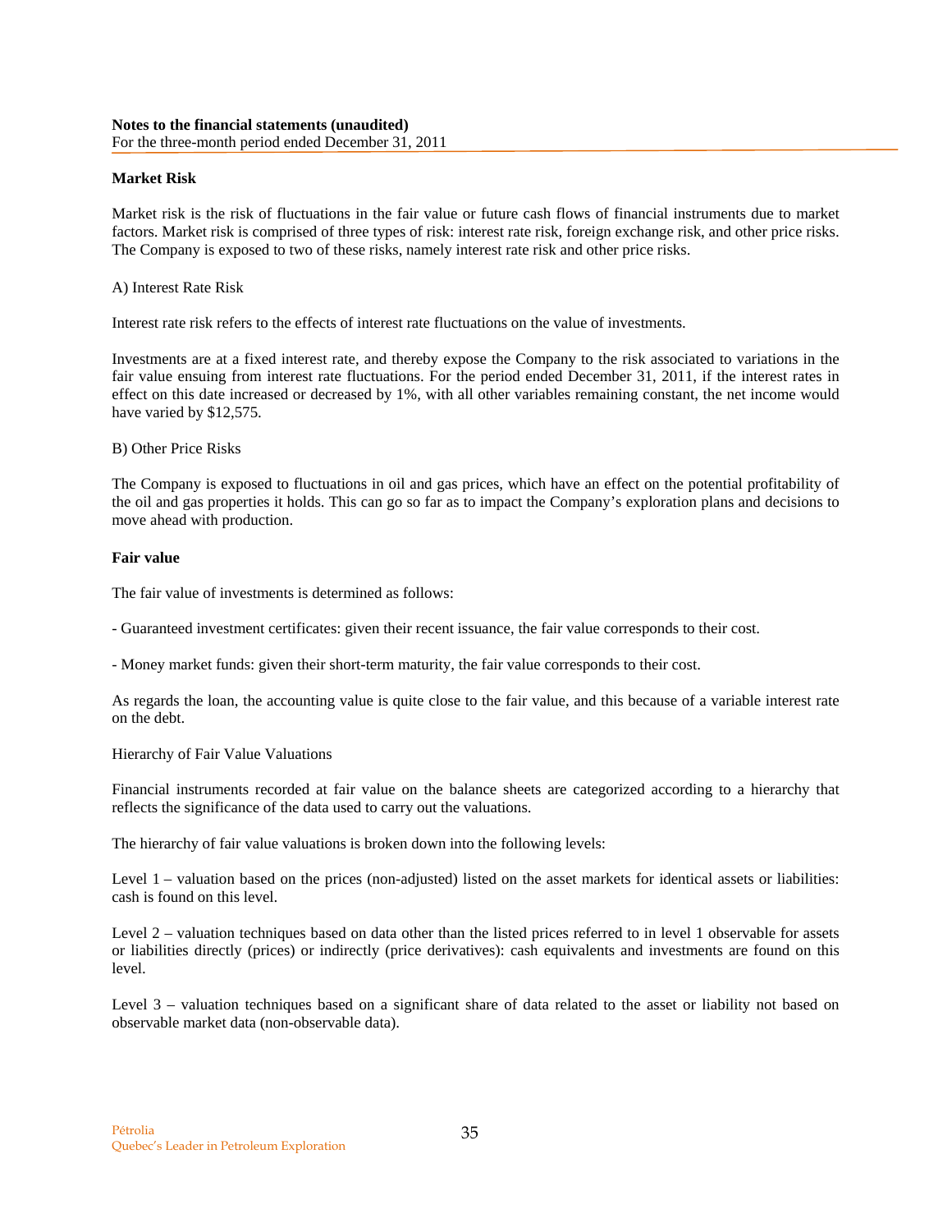**Notes to the financial statements (unaudited)**
For the three-month period ended December 31, 2011

**Market Risk**

Market risk is the risk of fluctuations in the fair value or future cash flows of financial instruments due to market factors. Market risk is comprised of three types of risk: interest rate risk, foreign exchange risk, and other price risks. The Company is exposed to two of these risks, namely interest rate risk and other price risks.

A) Interest Rate Risk

Interest rate risk refers to the effects of interest rate fluctuations on the value of investments.

Investments are at a fixed interest rate, and thereby expose the Company to the risk associated to variations in the fair value ensuing from interest rate fluctuations. For the period ended December 31, 2011, if the interest rates in effect on this date increased or decreased by 1%, with all other variables remaining constant, the net income would have varied by $12,575.

B) Other Price Risks

The Company is exposed to fluctuations in oil and gas prices, which have an effect on the potential profitability of the oil and gas properties it holds. This can go so far as to impact the Company's exploration plans and decisions to move ahead with production.

**Fair value**

The fair value of investments is determined as follows:

- Guaranteed investment certificates: given their recent issuance, the fair value corresponds to their cost.

- Money market funds: given their short-term maturity, the fair value corresponds to their cost.

As regards the loan, the accounting value is quite close to the fair value, and this because of a variable interest rate on the debt.

Hierarchy of Fair Value Valuations

Financial instruments recorded at fair value on the balance sheets are categorized according to a hierarchy that reflects the significance of the data used to carry out the valuations.

The hierarchy of fair value valuations is broken down into the following levels:

Level 1 – valuation based on the prices (non-adjusted) listed on the asset markets for identical assets or liabilities: cash is found on this level.

Level 2 – valuation techniques based on data other than the listed prices referred to in level 1 observable for assets or liabilities directly (prices) or indirectly (price derivatives): cash equivalents and investments are found on this level.

Level 3 – valuation techniques based on a significant share of data related to the asset or liability not based on observable market data (non-observable data).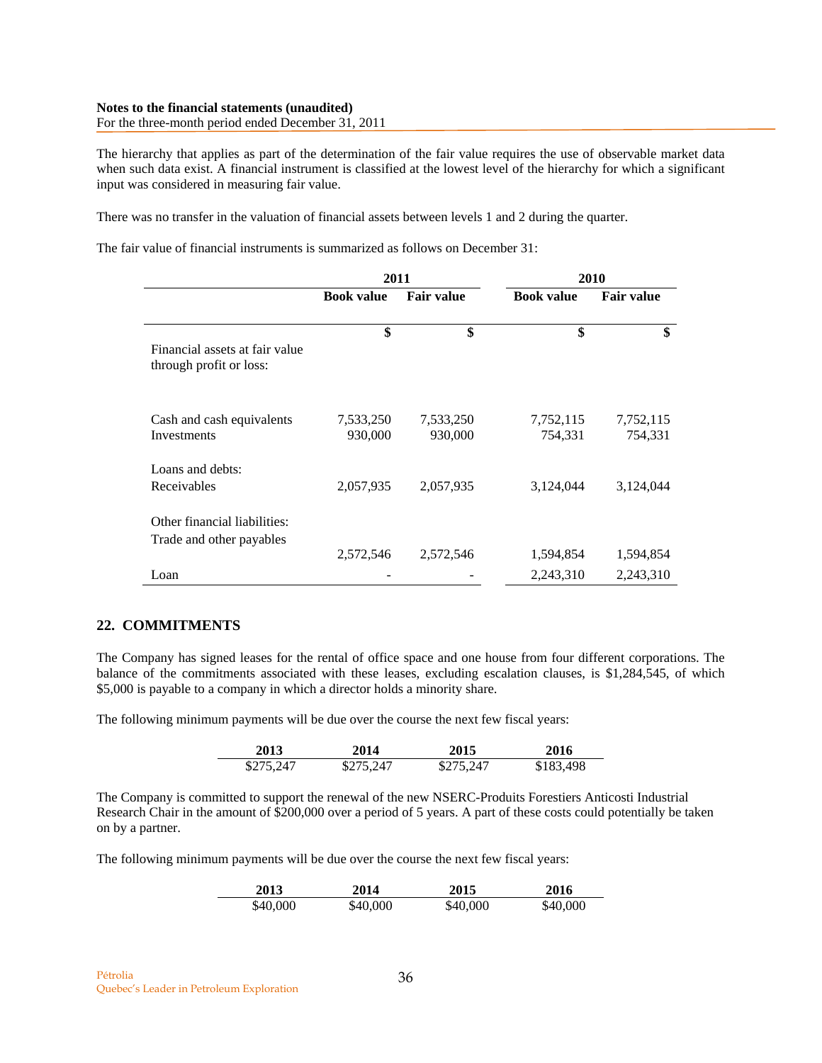The hierarchy that applies as part of the determination of the fair value requires the use of observable market data when such data exist. A financial instrument is classified at the lowest level of the hierarchy for which a significant input was considered in measuring fair value.

There was no transfer in the valuation of financial assets between levels 1 and 2 during the quarter.

The fair value of financial instruments is summarized as follows on December 31:

| | 2011 | | 2010 | |
|---|---|---|---|---|
| | Book value | Fair value | Book value | Fair value |
| | $ | $ | $ | $ |
| Financial assets at fair value through profit or loss: | | | | |
| Cash and cash equivalents | 7,533,250 | 7,533,250 | 7,752,115 | 7,752,115 |
| Investments | 930,000 | 930,000 | 754,331 | 754,331 |
| Loans and debts: | | | | |
| Receivables | 2,057,935 | 2,057,935 | 3,124,044 | 3,124,044 |
| Other financial liabilities: | | | | |
| Trade and other payables | 2,572,546 | 2,572,546 | 1,594,854 | 1,594,854 |
| Loan | - | - | 2,243,310 | 2,243,310 |

## 22. COMMITMENTS

The Company has signed leases for the rental of office space and one house from four different corporations. The balance of the commitments associated with these leases, excluding escalation clauses, is $1,284,545, of which $5,000 is payable to a company in which a director holds a minority share.

The following minimum payments will be due over the course the next few fiscal years:

| 2013 | 2014 | 2015 | 2016 |
|---|---|---|---|
| $275,247 | $275,247 | $275,247 | $183,498 |

The Company is committed to support the renewal of the new NSERC-Produits Forestiers Anticosti Industrial Research Chair in the amount of $200,000 over a period of 5 years. A part of these costs could potentially be taken on by a partner.

The following minimum payments will be due over the course the next few fiscal years:

| 2013 | 2014 | 2015 | 2016 |
|---|---|---|---|
| $40,000 | $40,000 | $40,000 | $40,000 |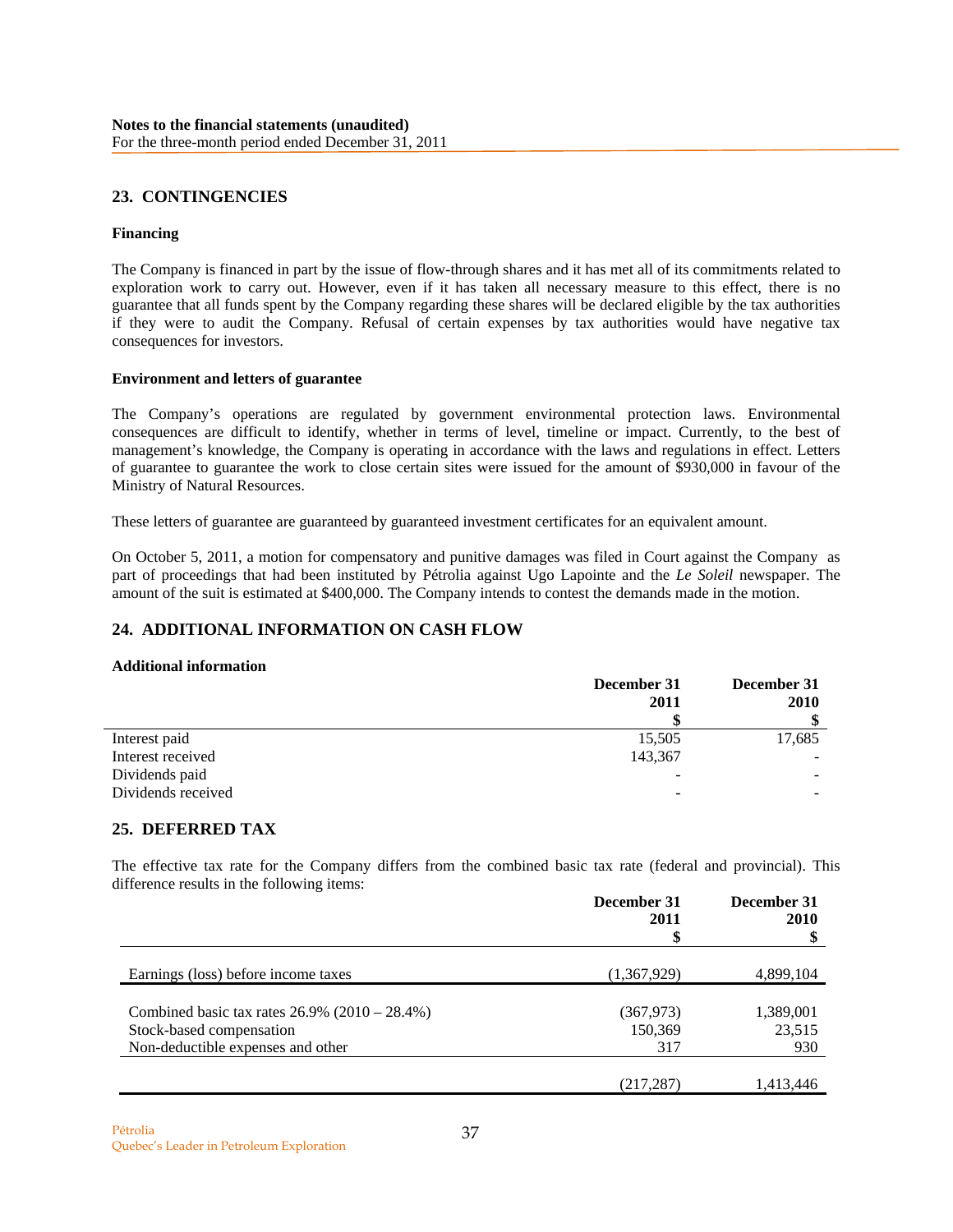**Notes to the financial statements (unaudited)**
For the three-month period ended December 31, 2011

## 23. CONTINGENCIES

### Financing

The Company is financed in part by the issue of flow-through shares and it has met all of its commitments related to exploration work to carry out. However, even if it has taken all necessary measure to this effect, there is no guarantee that all funds spent by the Company regarding these shares will be declared eligible by the tax authorities if they were to audit the Company. Refusal of certain expenses by tax authorities would have negative tax consequences for investors.

### Environment and letters of guarantee

The Company's operations are regulated by government environmental protection laws. Environmental consequences are difficult to identify, whether in terms of level, timeline or impact. Currently, to the best of management's knowledge, the Company is operating in accordance with the laws and regulations in effect. Letters of guarantee to guarantee the work to close certain sites were issued for the amount of $930,000 in favour of the Ministry of Natural Resources.

These letters of guarantee are guaranteed by guaranteed investment certificates for an equivalent amount.

On October 5, 2011, a motion for compensatory and punitive damages was filed in Court against the Company as part of proceedings that had been instituted by Pétrolia against Ugo Lapointe and the *Le Soleil* newspaper. The amount of the suit is estimated at $400,000. The Company intends to contest the demands made in the motion.

## 24. ADDITIONAL INFORMATION ON CASH FLOW

### Additional information

| | December 31 2011 $ | December 31 2010 $ |
|---|---|---|
| Interest paid | 15,505 | 17,685 |
| Interest received | 143,367 | - |
| Dividends paid | - | - |
| Dividends received | - | - |

## 25. DEFERRED TAX

The effective tax rate for the Company differs from the combined basic tax rate (federal and provincial). This difference results in the following items:

| | December 31 2011 $ | December 31 2010 $ |
|---|---|---|
| Earnings (loss) before income taxes | (1,367,929) | 4,899,104 |
| Combined basic tax rates 26.9% (2010 – 28.4%) | (367,973) | 1,389,001 |
| Stock-based compensation | 150,369 | 23,515 |
| Non-deductible expenses and other | 317 | 930 |
| | (217,287) | 1,413,446 |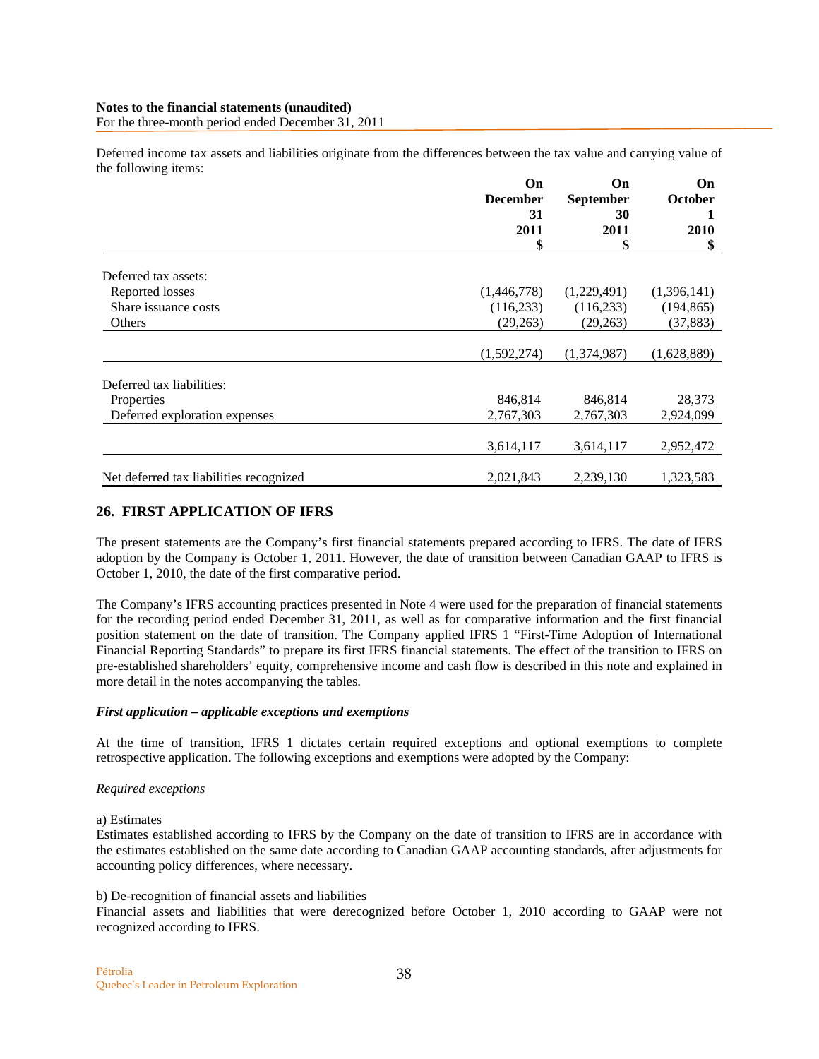Deferred income tax assets and liabilities originate from the differences between the tax value and carrying value of the following items:

| | On December 31 2011 $ | On September 30 2011 $ | On October 1 2010 $ |
|---|---|---|---|
| Deferred tax assets: | | | |
| Reported losses | (1,446,778) | (1,229,491) | (1,396,141) |
| Share issuance costs | (116,233) | (116,233) | (194,865) |
| Others | (29,263) | (29,263) | (37,883) |
| | (1,592,274) | (1,374,987) | (1,628,889) |
| Deferred tax liabilities: | | | |
| Properties | 846,814 | 846,814 | 28,373 |
| Deferred exploration expenses | 2,767,303 | 2,767,303 | 2,924,099 |
| | 3,614,117 | 3,614,117 | 2,952,472 |
| Net deferred tax liabilities recognized | 2,021,843 | 2,239,130 | 1,323,583 |

## 26. FIRST APPLICATION OF IFRS

The present statements are the Company's first financial statements prepared according to IFRS. The date of IFRS adoption by the Company is October 1, 2011. However, the date of transition between Canadian GAAP to IFRS is October 1, 2010, the date of the first comparative period.

The Company's IFRS accounting practices presented in Note 4 were used for the preparation of financial statements for the recording period ended December 31, 2011, as well as for comparative information and the first financial position statement on the date of transition. The Company applied IFRS 1 "First-Time Adoption of International Financial Reporting Standards" to prepare its first IFRS financial statements. The effect of the transition to IFRS on pre-established shareholders' equity, comprehensive income and cash flow is described in this note and explained in more detail in the notes accompanying the tables.

***First application – applicable exceptions and exemptions***

At the time of transition, IFRS 1 dictates certain required exceptions and optional exemptions to complete retrospective application. The following exceptions and exemptions were adopted by the Company:

*Required exceptions*

a) Estimates
Estimates established according to IFRS by the Company on the date of transition to IFRS are in accordance with the estimates established on the same date according to Canadian GAAP accounting standards, after adjustments for accounting policy differences, where necessary.

b) De-recognition of financial assets and liabilities
Financial assets and liabilities that were derecognized before October 1, 2010 according to GAAP were not recognized according to IFRS.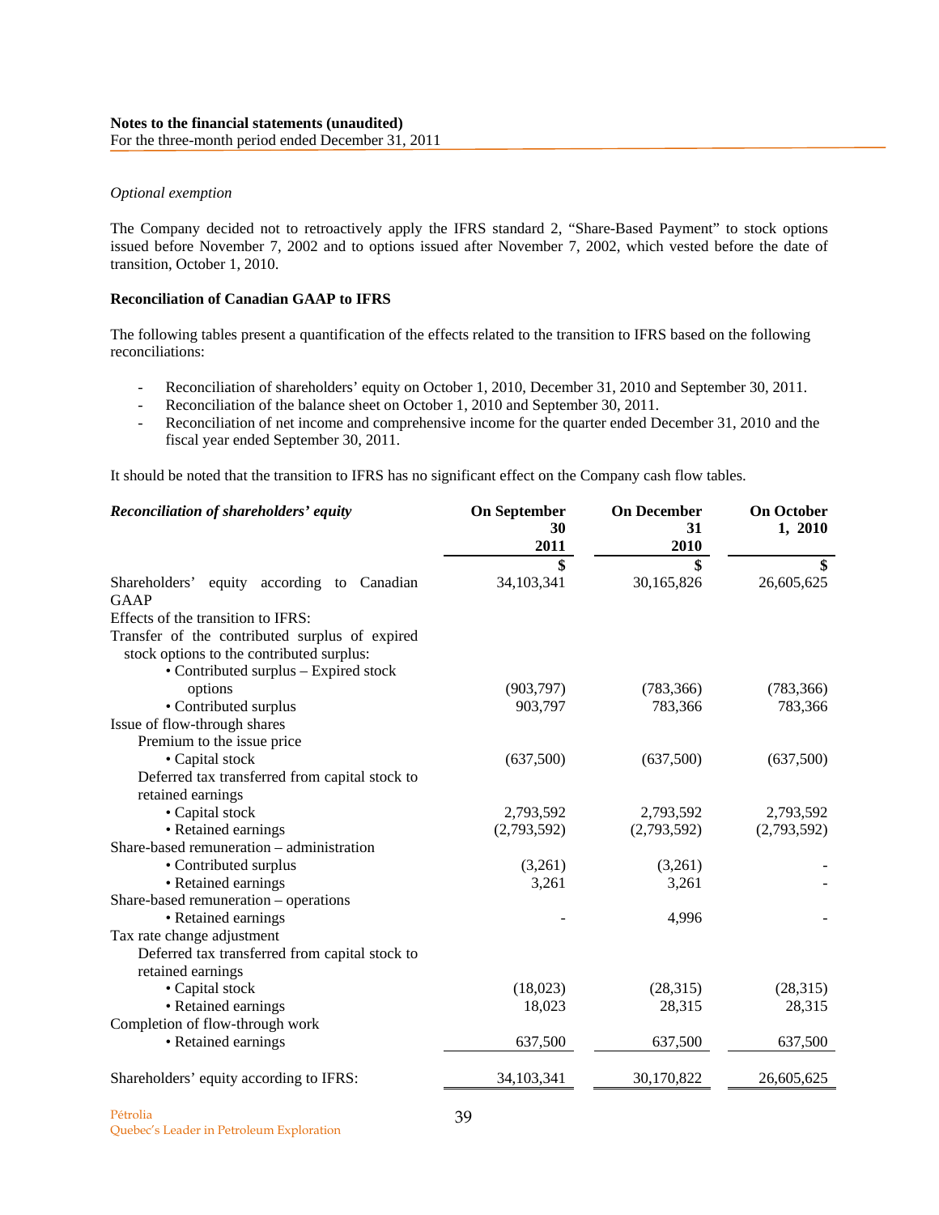**Notes to the financial statements (unaudited)**
For the three-month period ended December 31, 2011

*Optional exemption*

The Company decided not to retroactively apply the IFRS standard 2, "Share-Based Payment" to stock options issued before November 7, 2002 and to options issued after November 7, 2002, which vested before the date of transition, October 1, 2010.

**Reconciliation of Canadian GAAP to IFRS**

The following tables present a quantification of the effects related to the transition to IFRS based on the following reconciliations:

- Reconciliation of shareholders' equity on October 1, 2010, December 31, 2010 and September 30, 2011.
- Reconciliation of the balance sheet on October 1, 2010 and September 30, 2011.
- Reconciliation of net income and comprehensive income for the quarter ended December 31, 2010 and the fiscal year ended September 30, 2011.

It should be noted that the transition to IFRS has no significant effect on the Company cash flow tables.

| ***Reconciliation of shareholders' equity*** | **On September 30 2011** | **On December 31 2010** | **On October 1, 2010** |
|---|---|---|---|
| | **$** | **$** | **$** |
| Shareholders' equity according to Canadian GAAP | 34,103,341 | 30,165,826 | 26,605,625 |
| Effects of the transition to IFRS: | | | |
| Transfer of the contributed surplus of expired stock options to the contributed surplus: | | | |
| • Contributed surplus – Expired stock options | (903,797) | (783,366) | (783,366) |
| • Contributed surplus | 903,797 | 783,366 | 783,366 |
| Issue of flow-through shares | | | |
| Premium to the issue price | | | |
| • Capital stock | (637,500) | (637,500) | (637,500) |
| Deferred tax transferred from capital stock to retained earnings | | | |
| • Capital stock | 2,793,592 | 2,793,592 | 2,793,592 |
| • Retained earnings | (2,793,592) | (2,793,592) | (2,793,592) |
| Share-based remuneration – administration | | | |
| • Contributed surplus | (3,261) | (3,261) | - |
| • Retained earnings | 3,261 | 3,261 | - |
| Share-based remuneration – operations | | | |
| • Retained earnings | - | 4,996 | - |
| Tax rate change adjustment | | | |
| Deferred tax transferred from capital stock to retained earnings | | | |
| • Capital stock | (18,023) | (28,315) | (28,315) |
| • Retained earnings | 18,023 | 28,315 | 28,315 |
| Completion of flow-through work | | | |
| • Retained earnings | 637,500 | 637,500 | 637,500 |
| Shareholders' equity according to IFRS: | 34,103,341 | 30,170,822 | 26,605,625 |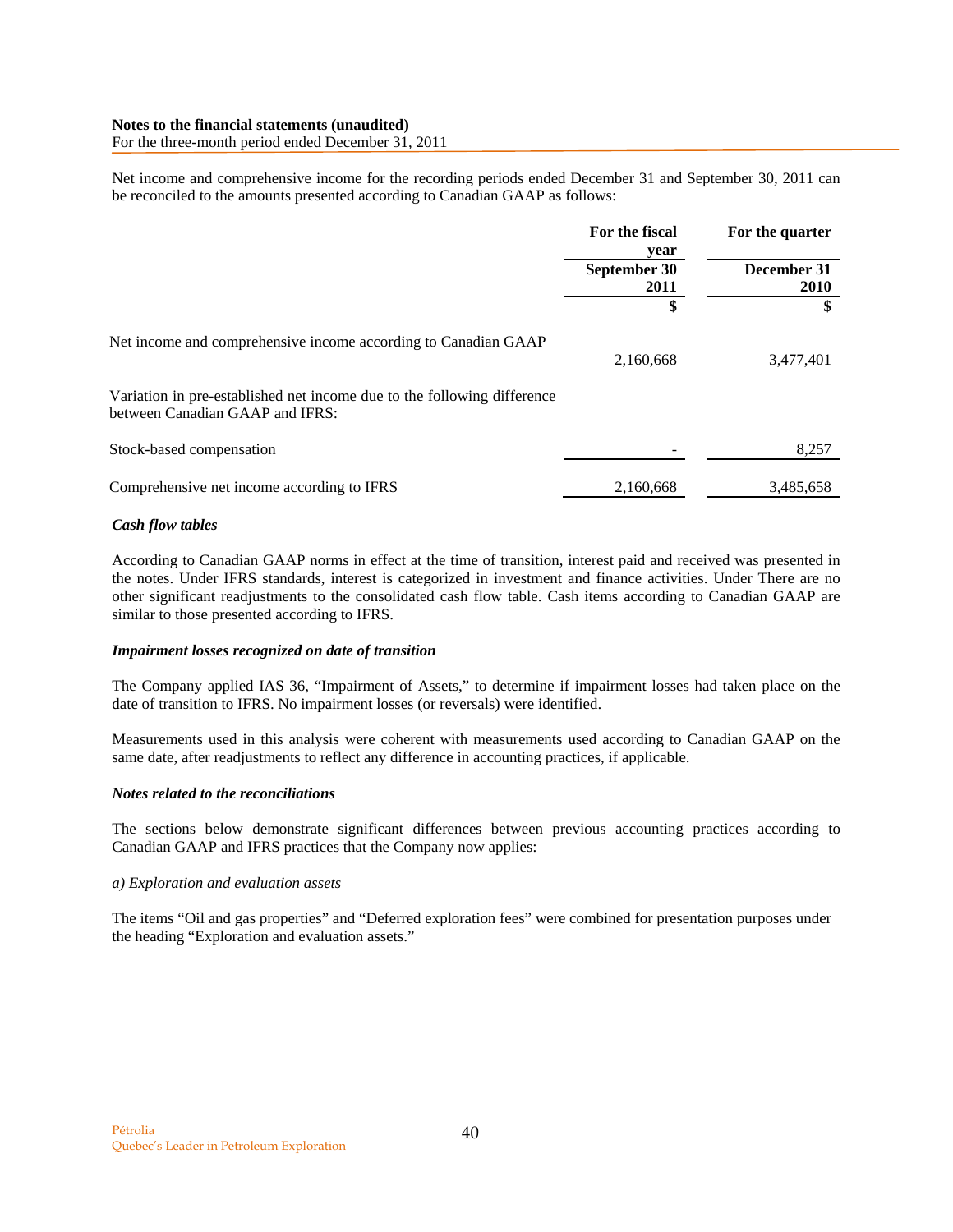**Notes to the financial statements (unaudited)**
For the three-month period ended December 31, 2011

Net income and comprehensive income for the recording periods ended December 31 and September 30, 2011 can be reconciled to the amounts presented according to Canadian GAAP as follows:

| | For the fiscal year | For the quarter |
|---|---|---|
| | September 30 2011 | December 31 2010 |
| | $ | $ |
| Net income and comprehensive income according to Canadian GAAP | 2,160,668 | 3,477,401 |
| Variation in pre-established net income due to the following difference between Canadian GAAP and IFRS: | | |
| Stock-based compensation | - | 8,257 |
| Comprehensive net income according to IFRS | 2,160,668 | 3,485,658 |

***Cash flow tables***

According to Canadian GAAP norms in effect at the time of transition, interest paid and received was presented in the notes. Under IFRS standards, interest is categorized in investment and finance activities. Under There are no other significant readjustments to the consolidated cash flow table. Cash items according to Canadian GAAP are similar to those presented according to IFRS.

***Impairment losses recognized on date of transition***

The Company applied IAS 36, "Impairment of Assets," to determine if impairment losses had taken place on the date of transition to IFRS. No impairment losses (or reversals) were identified.

Measurements used in this analysis were coherent with measurements used according to Canadian GAAP on the same date, after readjustments to reflect any difference in accounting practices, if applicable.

***Notes related to the reconciliations***

The sections below demonstrate significant differences between previous accounting practices according to Canadian GAAP and IFRS practices that the Company now applies:

*a) Exploration and evaluation assets*

The items "Oil and gas properties" and "Deferred exploration fees" were combined for presentation purposes under the heading "Exploration and evaluation assets."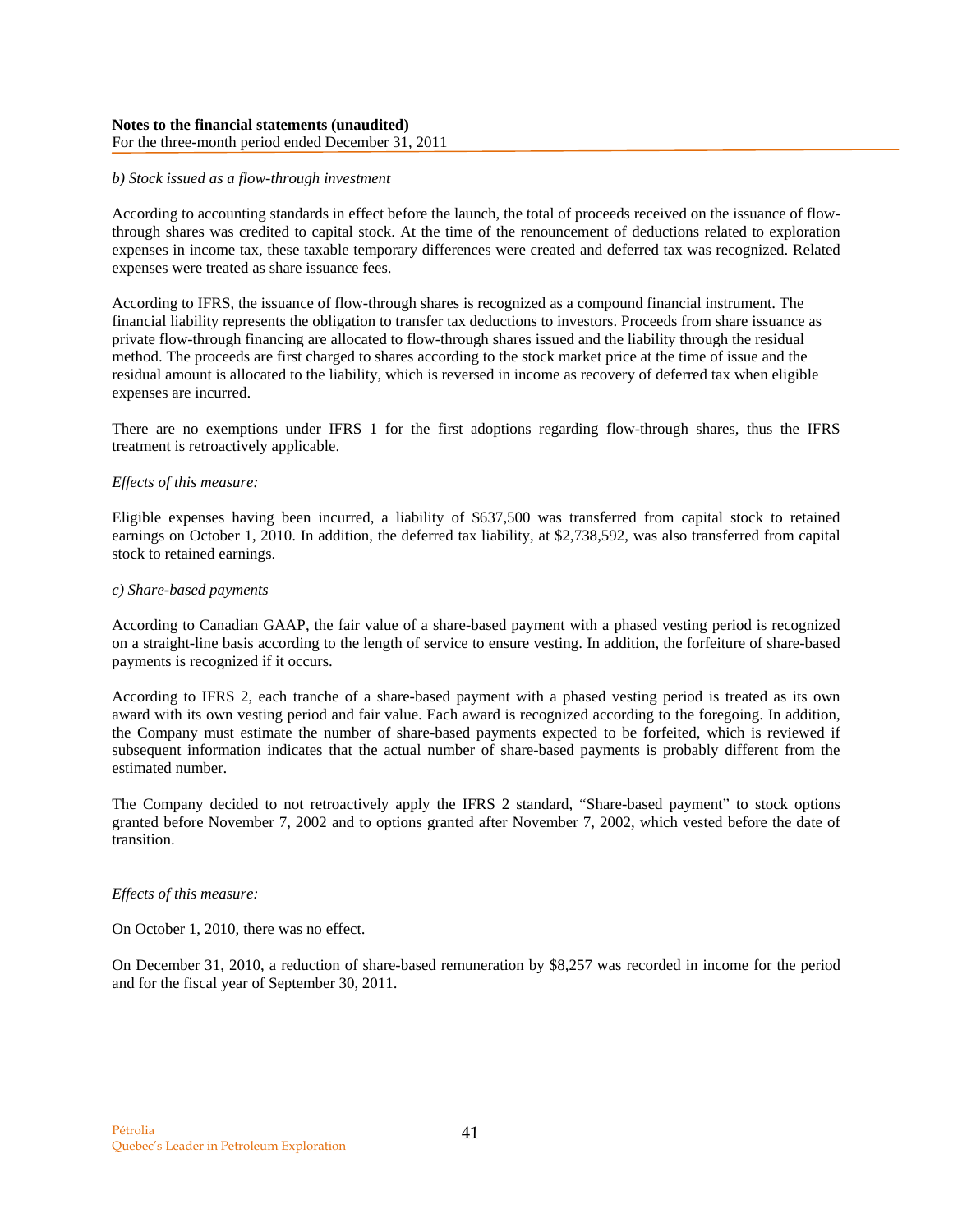*b) Stock issued as a flow-through investment*

According to accounting standards in effect before the launch, the total of proceeds received on the issuance of flow-through shares was credited to capital stock. At the time of the renouncement of deductions related to exploration expenses in income tax, these taxable temporary differences were created and deferred tax was recognized. Related expenses were treated as share issuance fees.

According to IFRS, the issuance of flow-through shares is recognized as a compound financial instrument. The financial liability represents the obligation to transfer tax deductions to investors. Proceeds from share issuance as private flow-through financing are allocated to flow-through shares issued and the liability through the residual method. The proceeds are first charged to shares according to the stock market price at the time of issue and the residual amount is allocated to the liability, which is reversed in income as recovery of deferred tax when eligible expenses are incurred.

There are no exemptions under IFRS 1 for the first adoptions regarding flow-through shares, thus the IFRS treatment is retroactively applicable.

*Effects of this measure:*

Eligible expenses having been incurred, a liability of $637,500 was transferred from capital stock to retained earnings on October 1, 2010. In addition, the deferred tax liability, at $2,738,592, was also transferred from capital stock to retained earnings.

*c) Share-based payments*

According to Canadian GAAP, the fair value of a share-based payment with a phased vesting period is recognized on a straight-line basis according to the length of service to ensure vesting. In addition, the forfeiture of share-based payments is recognized if it occurs.

According to IFRS 2, each tranche of a share-based payment with a phased vesting period is treated as its own award with its own vesting period and fair value. Each award is recognized according to the foregoing. In addition, the Company must estimate the number of share-based payments expected to be forfeited, which is reviewed if subsequent information indicates that the actual number of share-based payments is probably different from the estimated number.

The Company decided to not retroactively apply the IFRS 2 standard, "Share-based payment" to stock options granted before November 7, 2002 and to options granted after November 7, 2002, which vested before the date of transition.

*Effects of this measure:*

On October 1, 2010, there was no effect.

On December 31, 2010, a reduction of share-based remuneration by $8,257 was recorded in income for the period and for the fiscal year of September 30, 2011.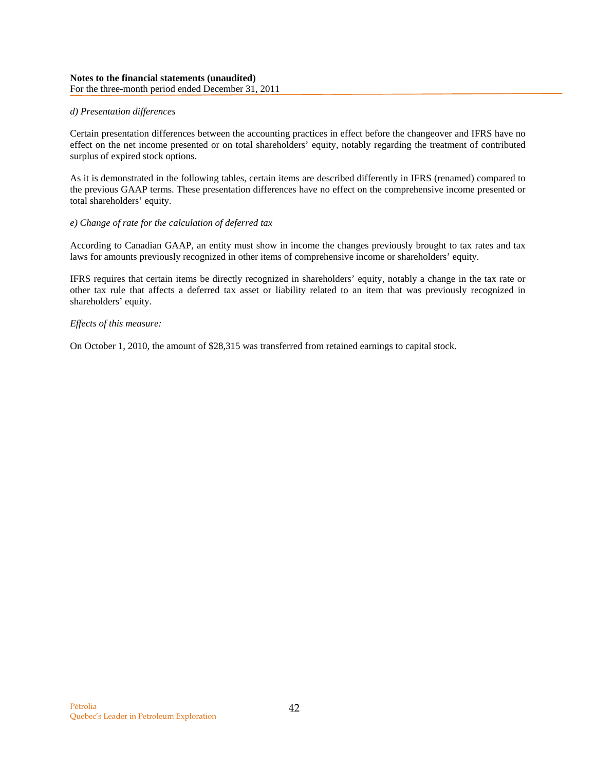*d) Presentation differences*

Certain presentation differences between the accounting practices in effect before the changeover and IFRS have no effect on the net income presented or on total shareholders' equity, notably regarding the treatment of contributed surplus of expired stock options.

As it is demonstrated in the following tables, certain items are described differently in IFRS (renamed) compared to the previous GAAP terms. These presentation differences have no effect on the comprehensive income presented or total shareholders' equity.

*e) Change of rate for the calculation of deferred tax*

According to Canadian GAAP, an entity must show in income the changes previously brought to tax rates and tax laws for amounts previously recognized in other items of comprehensive income or shareholders' equity.

IFRS requires that certain items be directly recognized in shareholders' equity, notably a change in the tax rate or other tax rule that affects a deferred tax asset or liability related to an item that was previously recognized in shareholders' equity.

*Effects of this measure:*

On October 1, 2010, the amount of $28,315 was transferred from retained earnings to capital stock.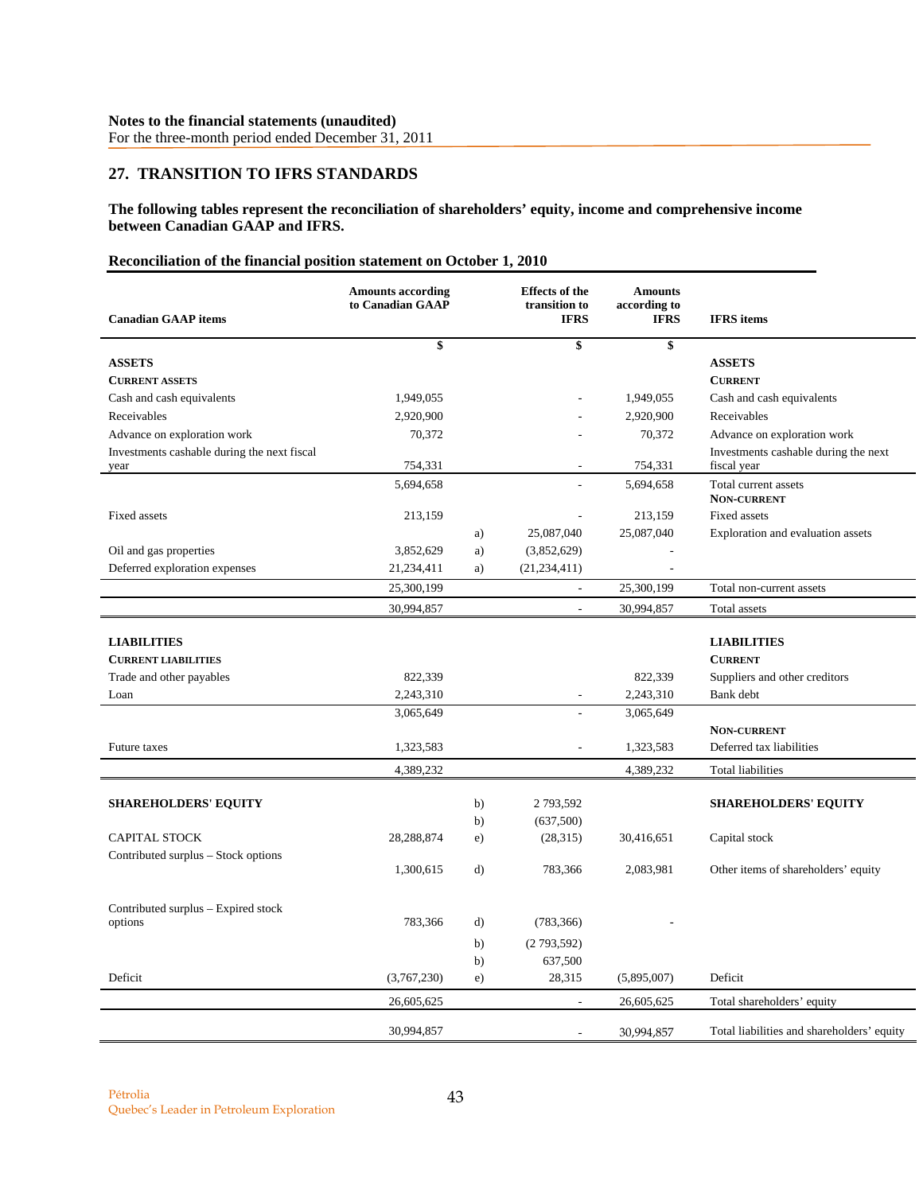Notes to the financial statements (unaudited)
For the three-month period ended December 31, 2011

## 27. TRANSITION TO IFRS STANDARDS

**The following tables represent the reconciliation of shareholders' equity, income and comprehensive income between Canadian GAAP and IFRS.**

### Reconciliation of the financial position statement on October 1, 2010

| Canadian GAAP items | Amounts according to Canadian GAAP | | Effects of the transition to IFRS | Amounts according to IFRS | IFRS items |
|---|---|---|---|---|---|
| | $ | | $ | $ | |
| **ASSETS** | | | | | **ASSETS** |
| **CURRENT ASSETS** | | | | | **CURRENT** |
| Cash and cash equivalents | 1,949,055 | | - | 1,949,055 | Cash and cash equivalents |
| Receivables | 2,920,900 | | - | 2,920,900 | Receivables |
| Advance on exploration work | 70,372 | | - | 70,372 | Advance on exploration work |
| Investments cashable during the next fiscal year | 754,331 | | - | 754,331 | Investments cashable during the next fiscal year |
| | 5,694,658 | | - | 5,694,658 | Total current assets |
| | | | | | **NON-CURRENT** |
| Fixed assets | 213,159 | | - | 213,159 | Fixed assets |
| | | a) | 25,087,040 | 25,087,040 | Exploration and evaluation assets |
| Oil and gas properties | 3,852,629 | a) | (3,852,629) | - | |
| Deferred exploration expenses | 21,234,411 | a) | (21,234,411) | - | |
| | 25,300,199 | | - | 25,300,199 | Total non-current assets |
| | 30,994,857 | | - | 30,994,857 | Total assets |
| **LIABILITIES** | | | | | **LIABILITIES** |
| **CURRENT LIABILITIES** | | | | | **CURRENT** |
| Trade and other payables | 822,339 | | | 822,339 | Suppliers and other creditors |
| Loan | 2,243,310 | | - | 2,243,310 | Bank debt |
| | 3,065,649 | | - | 3,065,649 | |
| | | | | | **NON-CURRENT** |
| Future taxes | 1,323,583 | | - | 1,323,583 | Deferred tax liabilities |
| | 4,389,232 | | | 4,389,232 | Total liabilities |
| **SHAREHOLDERS' EQUITY** | | b) | 2 793,592 | | **SHAREHOLDERS' EQUITY** |
| | | b) | (637,500) | | |
| CAPITAL STOCK | 28,288,874 | e) | (28,315) | 30,416,651 | Capital stock |
| Contributed surplus – Stock options | 1,300,615 | d) | 783,366 | 2,083,981 | Other items of shareholders' equity |
| Contributed surplus – Expired stock options | 783,366 | d) | (783,366) | - | |
| | | b) | (2 793,592) | | |
| | | b) | 637,500 | | |
| Deficit | (3,767,230) | e) | 28,315 | (5,895,007) | Deficit |
| | 26,605,625 | | - | 26,605,625 | Total shareholders' equity |
| | 30,994,857 | | - | 30,994,857 | Total liabilities and shareholders' equity |

Pétrolia
Quebec's Leader in Petroleum Exploration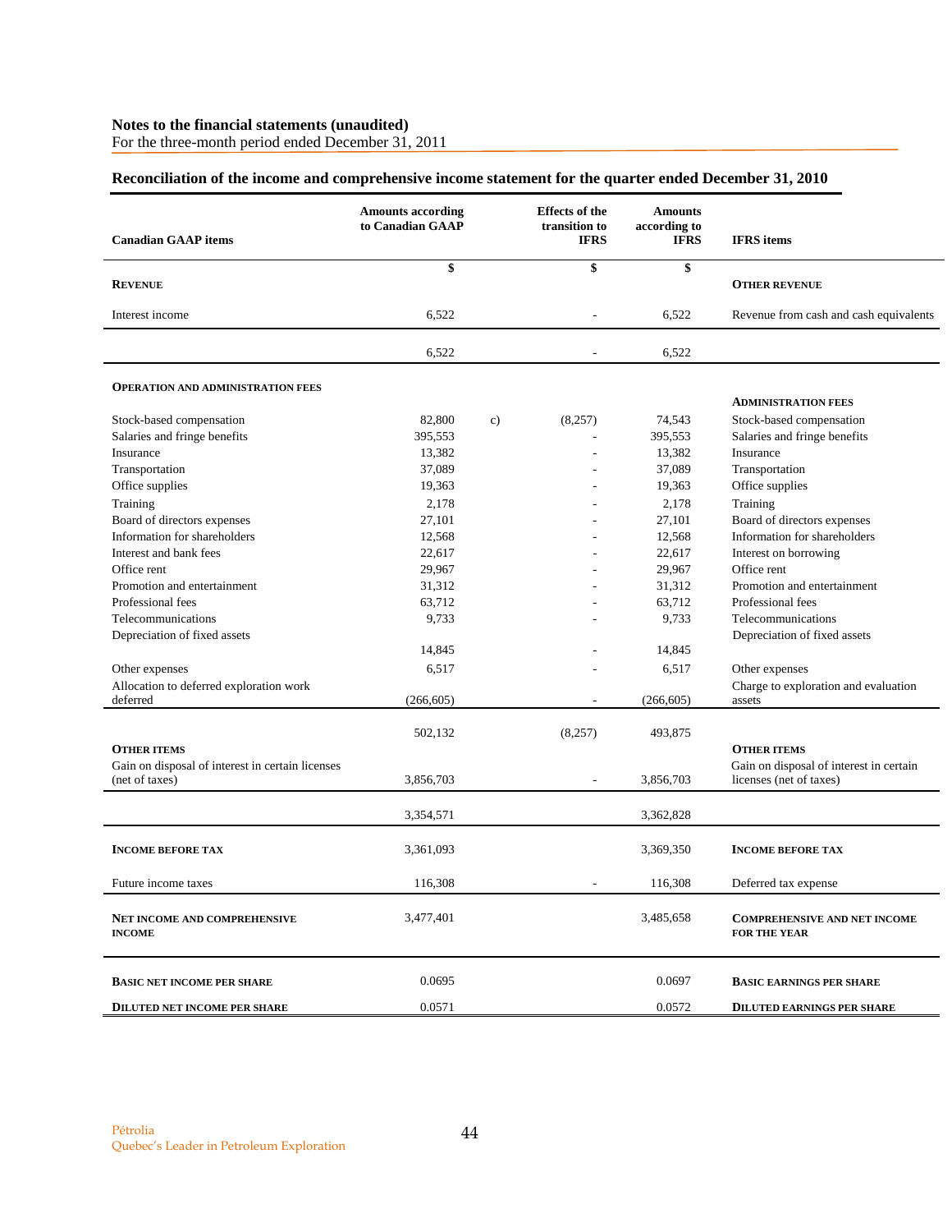**Notes to the financial statements (unaudited)**
For the three-month period ended December 31, 2011

## Reconciliation of the income and comprehensive income statement for the quarter ended December 31, 2010

| Canadian GAAP items | Amounts according to Canadian GAAP | | Effects of the transition to IFRS | Amounts according to IFRS | IFRS items |
|---|---|---|---|---|---|
| | $ | | $ | $ | |
| **REVENUE** | | | | | **OTHER REVENUE** |
| Interest income | 6,522 | | - | 6,522 | Revenue from cash and cash equivalents |
| | 6,522 | | - | 6,522 | |
| **OPERATION AND ADMINISTRATION FEES** | | | | | **ADMINISTRATION FEES** |
| Stock-based compensation | 82,800 | c) | (8,257) | 74,543 | Stock-based compensation |
| Salaries and fringe benefits | 395,553 | | - | 395,553 | Salaries and fringe benefits |
| Insurance | 13,382 | | - | 13,382 | Insurance |
| Transportation | 37,089 | | - | 37,089 | Transportation |
| Office supplies | 19,363 | | - | 19,363 | Office supplies |
| Training | 2,178 | | - | 2,178 | Training |
| Board of directors expenses | 27,101 | | - | 27,101 | Board of directors expenses |
| Information for shareholders | 12,568 | | - | 12,568 | Information for shareholders |
| Interest and bank fees | 22,617 | | - | 22,617 | Interest on borrowing |
| Office rent | 29,967 | | - | 29,967 | Office rent |
| Promotion and entertainment | 31,312 | | - | 31,312 | Promotion and entertainment |
| Professional fees | 63,712 | | - | 63,712 | Professional fees |
| Telecommunications | 9,733 | | - | 9,733 | Telecommunications |
| Depreciation of fixed assets | 14,845 | | - | 14,845 | Depreciation of fixed assets |
| Other expenses | 6,517 | | - | 6,517 | Other expenses |
| Allocation to deferred exploration work deferred | (266,605) | | - | (266,605) | Charge to exploration and evaluation assets |
| | 502,132 | | (8,257) | 493,875 | |
| **OTHER ITEMS** | | | | | **OTHER ITEMS** |
| Gain on disposal of interest in certain licenses (net of taxes) | 3,856,703 | | - | 3,856,703 | Gain on disposal of interest in certain licenses (net of taxes) |
| | 3,354,571 | | | 3,362,828 | |
| **INCOME BEFORE TAX** | 3,361,093 | | | 3,369,350 | **INCOME BEFORE TAX** |
| Future income taxes | 116,308 | | - | 116,308 | Deferred tax expense |
| **NET INCOME AND COMPREHENSIVE INCOME** | 3,477,401 | | | 3,485,658 | **COMPREHENSIVE AND NET INCOME FOR THE YEAR** |
| **BASIC NET INCOME PER SHARE** | 0.0695 | | | 0.0697 | **BASIC EARNINGS PER SHARE** |
| **DILUTED NET INCOME PER SHARE** | 0.0571 | | | 0.0572 | **DILUTED EARNINGS PER SHARE** |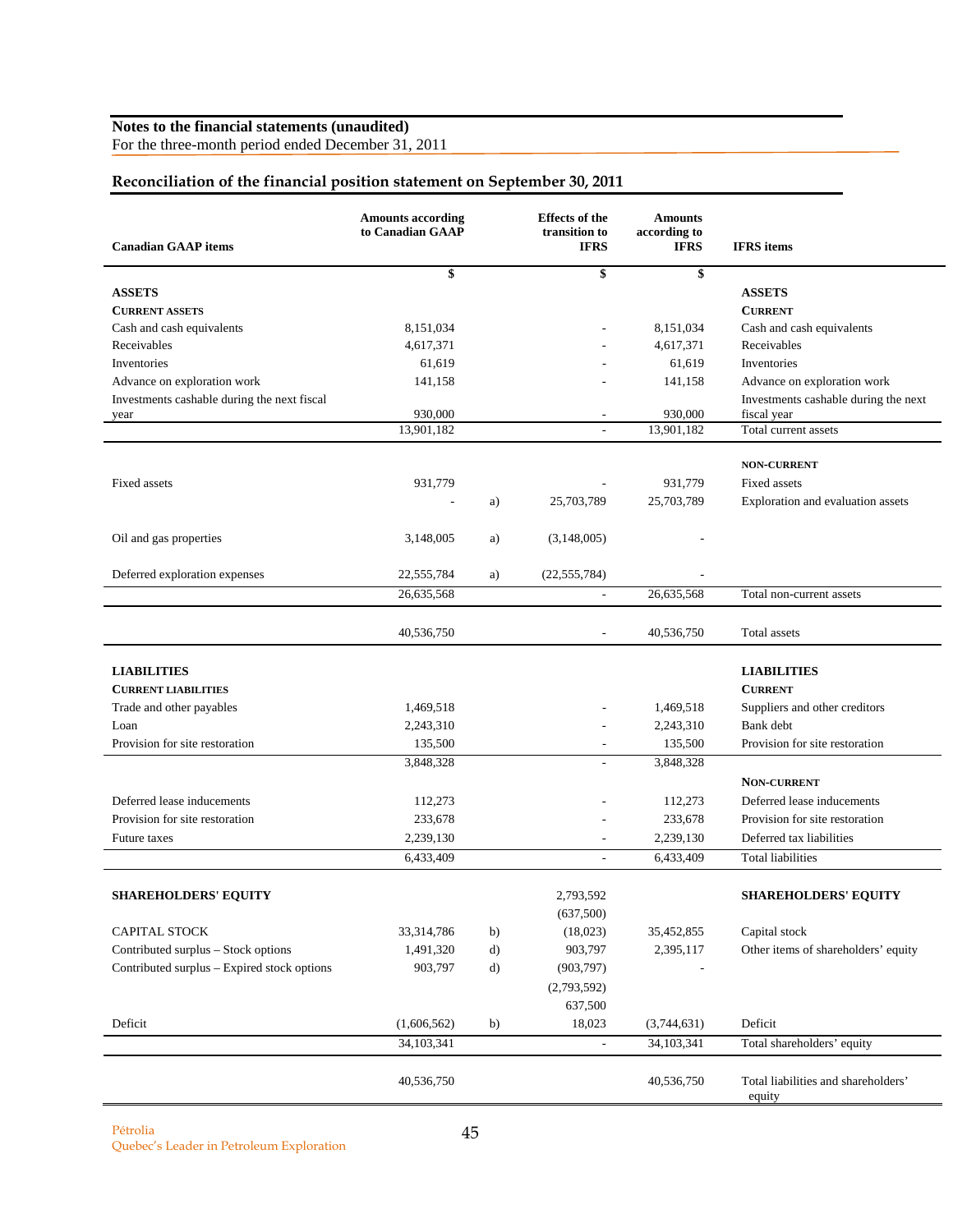**Notes to the financial statements (unaudited)**
For the three-month period ended December 31, 2011

## Reconciliation of the financial position statement on September 30, 2011

| Canadian GAAP items | Amounts according to Canadian GAAP | | Effects of the transition to IFRS | Amounts according to IFRS | IFRS items |
|---|---|---|---|---|---|
| | $ | | $ | $ | |
| **ASSETS** | | | | | **ASSETS** |
| **CURRENT ASSETS** | | | | | **CURRENT** |
| Cash and cash equivalents | 8,151,034 | | - | 8,151,034 | Cash and cash equivalents |
| Receivables | 4,617,371 | | - | 4,617,371 | Receivables |
| Inventories | 61,619 | | - | 61,619 | Inventories |
| Advance on exploration work | 141,158 | | - | 141,158 | Advance on exploration work |
| Investments cashable during the next fiscal year | 930,000 | | - | 930,000 | Investments cashable during the next fiscal year |
| | 13,901,182 | | - | 13,901,182 | Total current assets |
| | | | | | **NON-CURRENT** |
| Fixed assets | 931,779 | | - | 931,779 | Fixed assets |
| | - | a) | 25,703,789 | 25,703,789 | Exploration and evaluation assets |
| Oil and gas properties | 3,148,005 | a) | (3,148,005) | - | |
| Deferred exploration expenses | 22,555,784 | a) | (22,555,784) | - | |
| | 26,635,568 | | - | 26,635,568 | Total non-current assets |
| | 40,536,750 | | - | 40,536,750 | Total assets |
| **LIABILITIES** | | | | | **LIABILITIES** |
| **CURRENT LIABILITIES** | | | | | **CURRENT** |
| Trade and other payables | 1,469,518 | | - | 1,469,518 | Suppliers and other creditors |
| Loan | 2,243,310 | | - | 2,243,310 | Bank debt |
| Provision for site restoration | 135,500 | | - | 135,500 | Provision for site restoration |
| | 3,848,328 | | - | 3,848,328 | |
| | | | | | **NON-CURRENT** |
| Deferred lease inducements | 112,273 | | - | 112,273 | Deferred lease inducements |
| Provision for site restoration | 233,678 | | - | 233,678 | Provision for site restoration |
| Future taxes | 2,239,130 | | - | 2,239,130 | Deferred tax liabilities |
| | 6,433,409 | | - | 6,433,409 | Total liabilities |
| **SHAREHOLDERS' EQUITY** | | | 2,793,592 | | **SHAREHOLDERS' EQUITY** |
| | | | (637,500) | | |
| CAPITAL STOCK | 33,314,786 | b) | (18,023) | 35,452,855 | Capital stock |
| Contributed surplus – Stock options | 1,491,320 | d) | 903,797 | 2,395,117 | Other items of shareholders' equity |
| Contributed surplus – Expired stock options | 903,797 | d) | (903,797) | - | |
| | | | (2,793,592) | | |
| | | | 637,500 | | |
| Deficit | (1,606,562) | b) | 18,023 | (3,744,631) | Deficit |
| | 34,103,341 | | - | 34,103,341 | Total shareholders' equity |
| | 40,536,750 | | | 40,536,750 | Total liabilities and shareholders' equity |

Pétrolia
Quebec's Leader in Petroleum Exploration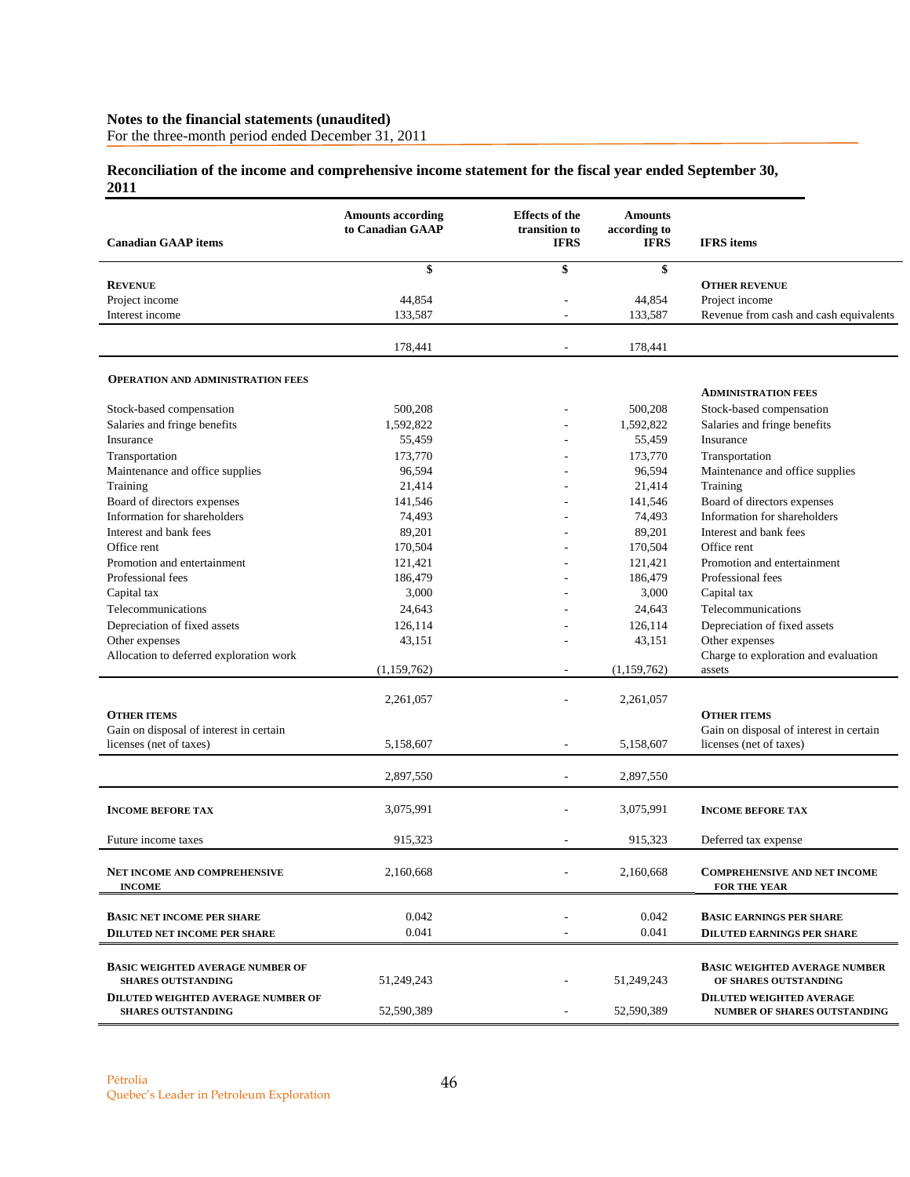**Notes to the financial statements (unaudited)**
For the three-month period ended December 31, 2011

## Reconciliation of the income and comprehensive income statement for the fiscal year ended September 30, 2011

| Canadian GAAP items | Amounts according to Canadian GAAP | Effects of the transition to IFRS | Amounts according to IFRS | IFRS items |
|---|---|---|---|---|
| | $ | $ | $ | |
| **REVENUE** | | | | **OTHER REVENUE** |
| Project income | 44,854 | - | 44,854 | Project income |
| Interest income | 133,587 | - | 133,587 | Revenue from cash and cash equivalents |
| | 178,441 | - | 178,441 | |
| **OPERATION AND ADMINISTRATION FEES** | | | | **ADMINISTRATION FEES** |
| Stock-based compensation | 500,208 | - | 500,208 | Stock-based compensation |
| Salaries and fringe benefits | 1,592,822 | - | 1,592,822 | Salaries and fringe benefits |
| Insurance | 55,459 | - | 55,459 | Insurance |
| Transportation | 173,770 | - | 173,770 | Transportation |
| Maintenance and office supplies | 96,594 | - | 96,594 | Maintenance and office supplies |
| Training | 21,414 | - | 21,414 | Training |
| Board of directors expenses | 141,546 | - | 141,546 | Board of directors expenses |
| Information for shareholders | 74,493 | - | 74,493 | Information for shareholders |
| Interest and bank fees | 89,201 | - | 89,201 | Interest and bank fees |
| Office rent | 170,504 | - | 170,504 | Office rent |
| Promotion and entertainment | 121,421 | - | 121,421 | Promotion and entertainment |
| Professional fees | 186,479 | - | 186,479 | Professional fees |
| Capital tax | 3,000 | - | 3,000 | Capital tax |
| Telecommunications | 24,643 | - | 24,643 | Telecommunications |
| Depreciation of fixed assets | 126,114 | - | 126,114 | Depreciation of fixed assets |
| Other expenses | 43,151 | - | 43,151 | Other expenses |
| Allocation to deferred exploration work | (1,159,762) | - | (1,159,762) | Charge to exploration and evaluation assets |
| | 2,261,057 | - | 2,261,057 | |
| **OTHER ITEMS** | | | | **OTHER ITEMS** |
| Gain on disposal of interest in certain licenses (net of taxes) | 5,158,607 | - | 5,158,607 | Gain on disposal of interest in certain licenses (net of taxes) |
| | 2,897,550 | - | 2,897,550 | |
| **INCOME BEFORE TAX** | 3,075,991 | - | 3,075,991 | **INCOME BEFORE TAX** |
| Future income taxes | 915,323 | - | 915,323 | Deferred tax expense |
| **NET INCOME AND COMPREHENSIVE INCOME** | 2,160,668 | - | 2,160,668 | **COMPREHENSIVE AND NET INCOME FOR THE YEAR** |
| **BASIC NET INCOME PER SHARE** | 0.042 | - | 0.042 | **BASIC EARNINGS PER SHARE** |
| **DILUTED NET INCOME PER SHARE** | 0.041 | - | 0.041 | **DILUTED EARNINGS PER SHARE** |
| **BASIC WEIGHTED AVERAGE NUMBER OF SHARES OUTSTANDING** | 51,249,243 | - | 51,249,243 | **BASIC WEIGHTED AVERAGE NUMBER OF SHARES OUTSTANDING** |
| **DILUTED WEIGHTED AVERAGE NUMBER OF SHARES OUTSTANDING** | 52,590,389 | - | 52,590,389 | **DILUTED WEIGHTED AVERAGE NUMBER OF SHARES OUTSTANDING** |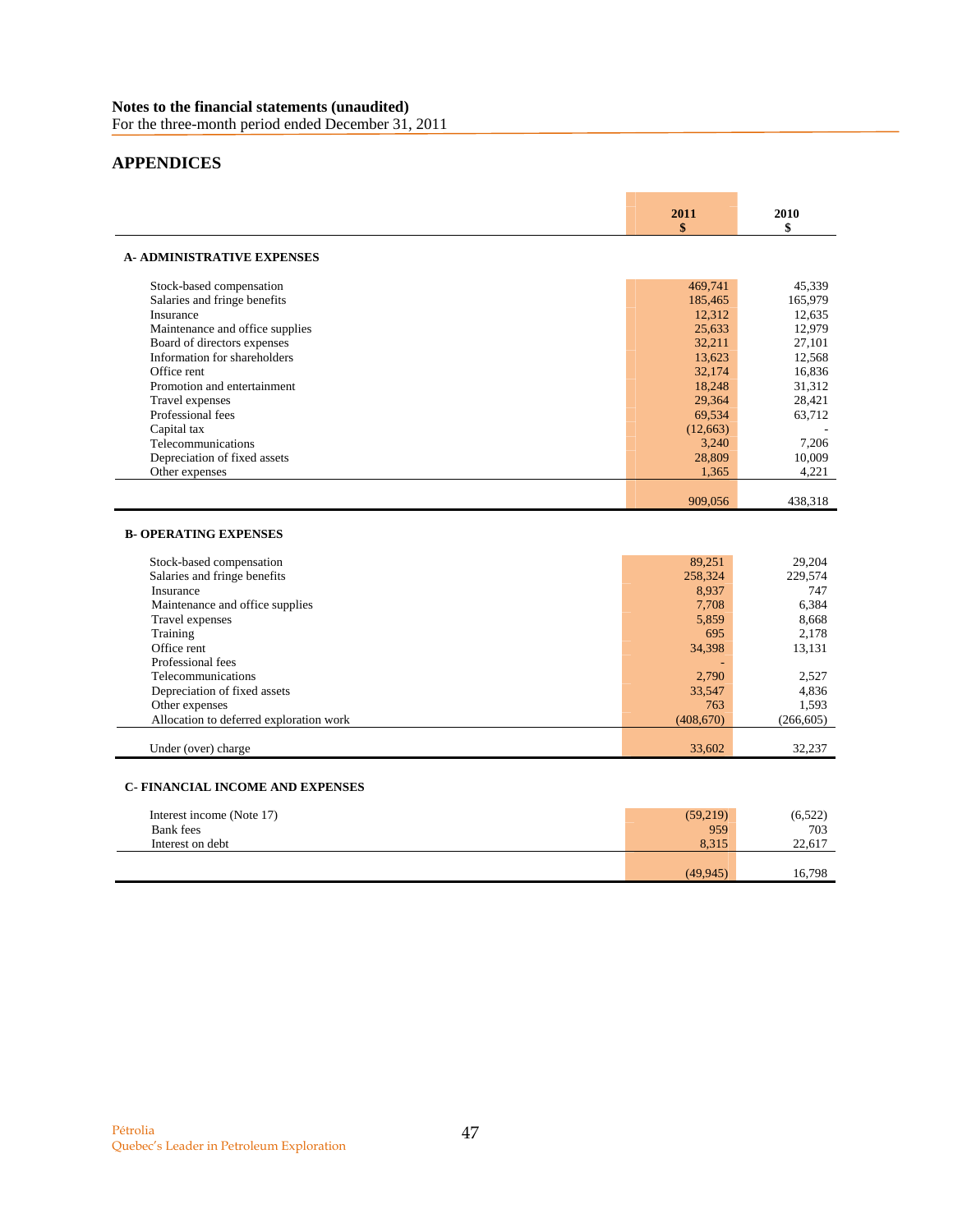**Notes to the financial statements (unaudited)**
For the three-month period ended December 31, 2011

## APPENDICES

| | 2011 $ | 2010 $ |
|---|---|---|
| **A- ADMINISTRATIVE EXPENSES** | | |
| Stock-based compensation | 469,741 | 45,339 |
| Salaries and fringe benefits | 185,465 | 165,979 |
| Insurance | 12,312 | 12,635 |
| Maintenance and office supplies | 25,633 | 12,979 |
| Board of directors expenses | 32,211 | 27,101 |
| Information for shareholders | 13,623 | 12,568 |
| Office rent | 32,174 | 16,836 |
| Promotion and entertainment | 18,248 | 31,312 |
| Travel expenses | 29,364 | 28,421 |
| Professional fees | 69,534 | 63,712 |
| Capital tax | (12,663) | - |
| Telecommunications | 3,240 | 7,206 |
| Depreciation of fixed assets | 28,809 | 10,009 |
| Other expenses | 1,365 | 4,221 |
| | 909,056 | 438,318 |
| **B- OPERATING EXPENSES** | | |
| Stock-based compensation | 89,251 | 29,204 |
| Salaries and fringe benefits | 258,324 | 229,574 |
| Insurance | 8,937 | 747 |
| Maintenance and office supplies | 7,708 | 6,384 |
| Travel expenses | 5,859 | 8,668 |
| Training | 695 | 2,178 |
| Office rent | 34,398 | 13,131 |
| Professional fees | - | |
| Telecommunications | 2,790 | 2,527 |
| Depreciation of fixed assets | 33,547 | 4,836 |
| Other expenses | 763 | 1,593 |
| Allocation to deferred exploration work | (408,670) | (266,605) |
| Under (over) charge | 33,602 | 32,237 |
| **C- FINANCIAL INCOME AND EXPENSES** | | |
| Interest income (Note 17) | (59,219) | (6,522) |
| Bank fees | 959 | 703 |
| Interest on debt | 8,315 | 22,617 |
| | (49,945) | 16,798 |